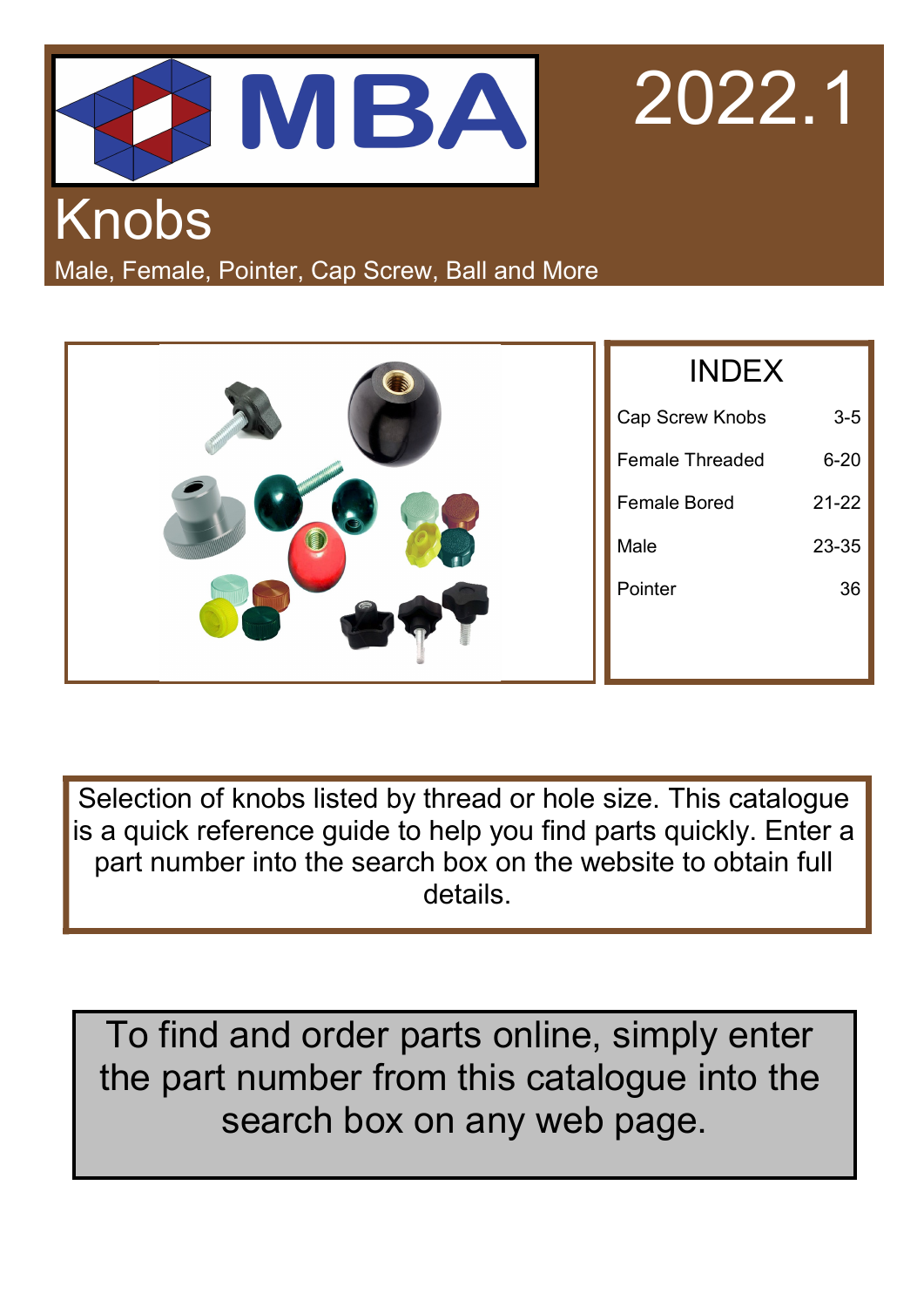MBA

2022.1

# Knobs

Male, Female, Pointer, Cap Screw, Ball and More

## INDEX

| Section | Pages |
| --- | --- |
| Cap Screw Knobs | 3-5 |
| Female Threaded | 6-20 |
| Female Bored | 21-22 |
| Male | 23-35 |
| Pointer | 36 |

Selection of knobs listed by thread or hole size. This catalogue is a quick reference guide to help you find parts quickly. Enter a part number into the search box on the website to obtain full details.

To find and order parts online, simply enter the part number from this catalogue into the search box on any web page.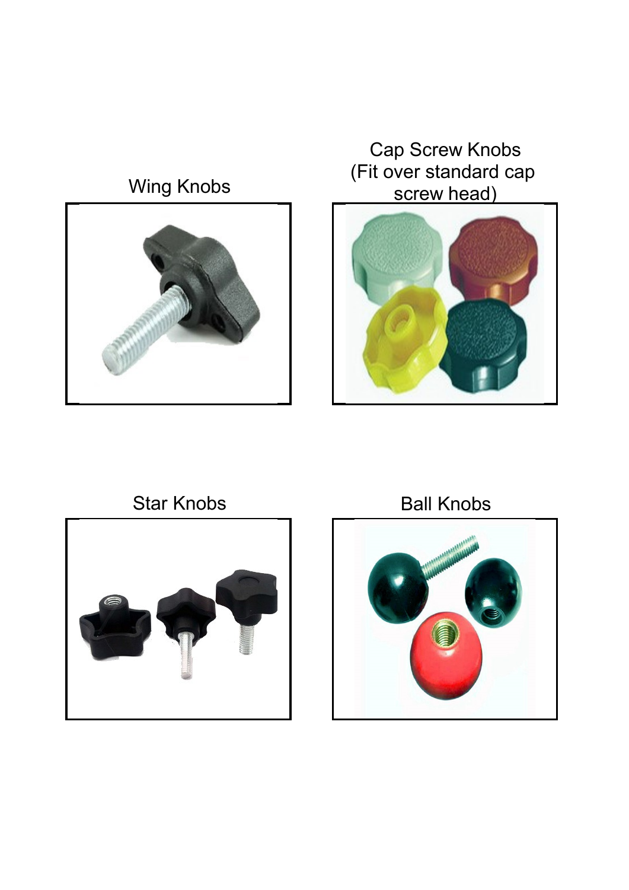Wing Knobs

Cap Screw Knobs (Fit over standard cap screw head)

Star Knobs

Ball Knobs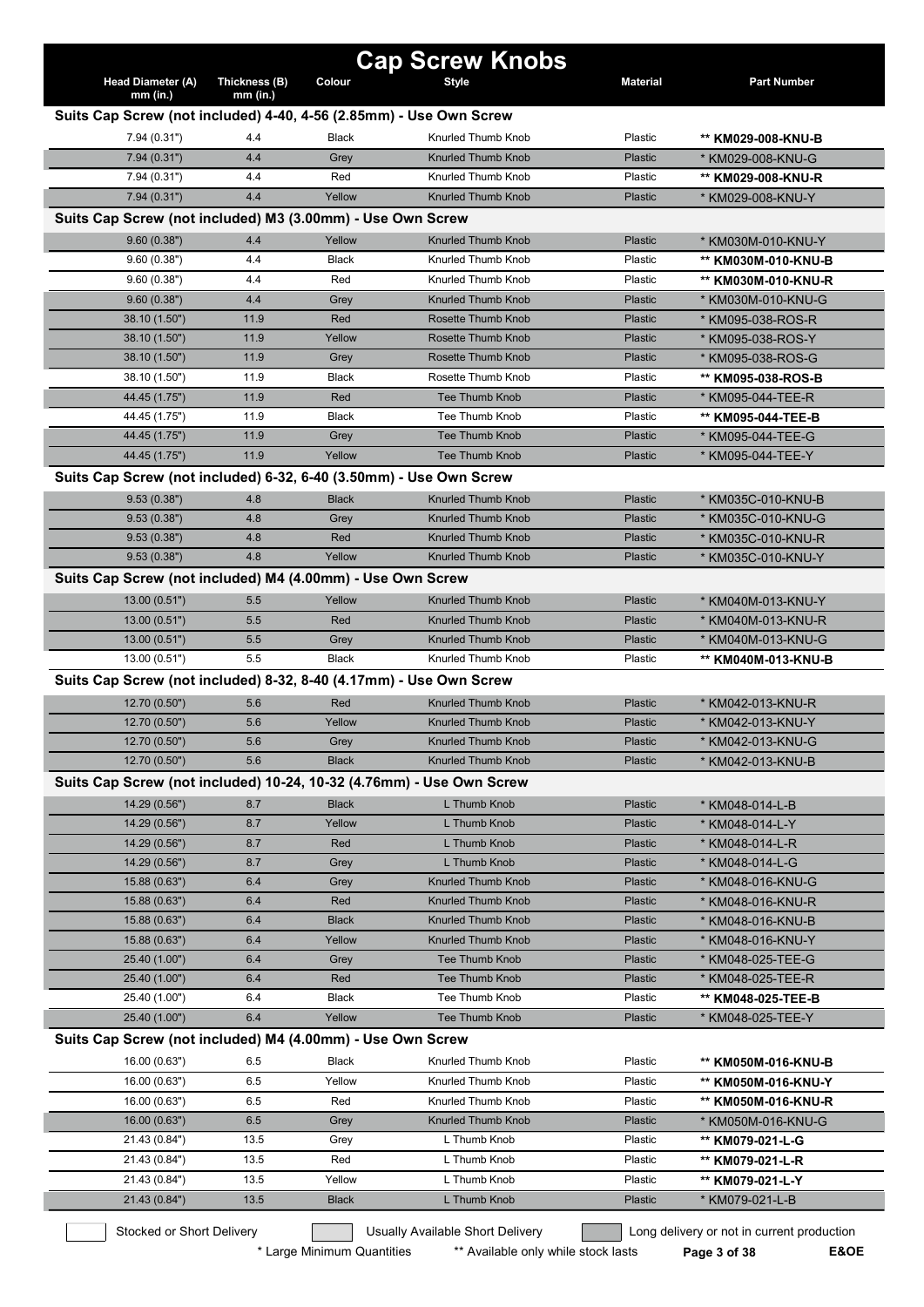# Cap Screw Knobs

| Head Diameter (A) mm (in.) | Thickness (B) mm (in.) | Colour | Style | Material | Part Number |
|---|---|---|---|---|---|
| **Suits Cap Screw (not included) 4-40, 4-56 (2.85mm) - Use Own Screw** | | | | | |
| 7.94 (0.31") | 4.4 | Black | Knurled Thumb Knob | Plastic | ** **KM029-008-KNU-B** |
| 7.94 (0.31") | 4.4 | Grey | Knurled Thumb Knob | Plastic | * KM029-008-KNU-G |
| 7.94 (0.31") | 4.4 | Red | Knurled Thumb Knob | Plastic | ** **KM029-008-KNU-R** |
| 7.94 (0.31") | 4.4 | Yellow | Knurled Thumb Knob | Plastic | * KM029-008-KNU-Y |
| **Suits Cap Screw (not included) M3 (3.00mm) - Use Own Screw** | | | | | |
| 9.60 (0.38") | 4.4 | Yellow | Knurled Thumb Knob | Plastic | * KM030M-010-KNU-Y |
| 9.60 (0.38") | 4.4 | Black | Knurled Thumb Knob | Plastic | ** **KM030M-010-KNU-B** |
| 9.60 (0.38") | 4.4 | Red | Knurled Thumb Knob | Plastic | ** **KM030M-010-KNU-R** |
| 9.60 (0.38") | 4.4 | Grey | Knurled Thumb Knob | Plastic | * KM030M-010-KNU-G |
| 38.10 (1.50") | 11.9 | Red | Rosette Thumb Knob | Plastic | * KM095-038-ROS-R |
| 38.10 (1.50") | 11.9 | Yellow | Rosette Thumb Knob | Plastic | * KM095-038-ROS-Y |
| 38.10 (1.50") | 11.9 | Grey | Rosette Thumb Knob | Plastic | * KM095-038-ROS-G |
| 38.10 (1.50") | 11.9 | Black | Rosette Thumb Knob | Plastic | ** **KM095-038-ROS-B** |
| 44.45 (1.75") | 11.9 | Red | Tee Thumb Knob | Plastic | * KM095-044-TEE-R |
| 44.45 (1.75") | 11.9 | Black | Tee Thumb Knob | Plastic | ** **KM095-044-TEE-B** |
| 44.45 (1.75") | 11.9 | Grey | Tee Thumb Knob | Plastic | * KM095-044-TEE-G |
| 44.45 (1.75") | 11.9 | Yellow | Tee Thumb Knob | Plastic | * KM095-044-TEE-Y |
| **Suits Cap Screw (not included) 6-32, 6-40 (3.50mm) - Use Own Screw** | | | | | |
| 9.53 (0.38") | 4.8 | Black | Knurled Thumb Knob | Plastic | * KM035C-010-KNU-B |
| 9.53 (0.38") | 4.8 | Grey | Knurled Thumb Knob | Plastic | * KM035C-010-KNU-G |
| 9.53 (0.38") | 4.8 | Red | Knurled Thumb Knob | Plastic | * KM035C-010-KNU-R |
| 9.53 (0.38") | 4.8 | Yellow | Knurled Thumb Knob | Plastic | * KM035C-010-KNU-Y |
| **Suits Cap Screw (not included) M4 (4.00mm) - Use Own Screw** | | | | | |
| 13.00 (0.51") | 5.5 | Yellow | Knurled Thumb Knob | Plastic | * KM040M-013-KNU-Y |
| 13.00 (0.51") | 5.5 | Red | Knurled Thumb Knob | Plastic | * KM040M-013-KNU-R |
| 13.00 (0.51") | 5.5 | Grey | Knurled Thumb Knob | Plastic | * KM040M-013-KNU-G |
| 13.00 (0.51") | 5.5 | Black | Knurled Thumb Knob | Plastic | ** **KM040M-013-KNU-B** |
| **Suits Cap Screw (not included) 8-32, 8-40 (4.17mm) - Use Own Screw** | | | | | |
| 12.70 (0.50") | 5.6 | Red | Knurled Thumb Knob | Plastic | * KM042-013-KNU-R |
| 12.70 (0.50") | 5.6 | Yellow | Knurled Thumb Knob | Plastic | * KM042-013-KNU-Y |
| 12.70 (0.50") | 5.6 | Grey | Knurled Thumb Knob | Plastic | * KM042-013-KNU-G |
| 12.70 (0.50") | 5.6 | Black | Knurled Thumb Knob | Plastic | * KM042-013-KNU-B |
| **Suits Cap Screw (not included) 10-24, 10-32 (4.76mm) - Use Own Screw** | | | | | |
| 14.29 (0.56") | 8.7 | Black | L Thumb Knob | Plastic | * KM048-014-L-B |
| 14.29 (0.56") | 8.7 | Yellow | L Thumb Knob | Plastic | * KM048-014-L-Y |
| 14.29 (0.56") | 8.7 | Red | L Thumb Knob | Plastic | * KM048-014-L-R |
| 14.29 (0.56") | 8.7 | Grey | L Thumb Knob | Plastic | * KM048-014-L-G |
| 15.88 (0.63") | 6.4 | Grey | Knurled Thumb Knob | Plastic | * KM048-016-KNU-G |
| 15.88 (0.63") | 6.4 | Red | Knurled Thumb Knob | Plastic | * KM048-016-KNU-R |
| 15.88 (0.63") | 6.4 | Black | Knurled Thumb Knob | Plastic | * KM048-016-KNU-B |
| 15.88 (0.63") | 6.4 | Yellow | Knurled Thumb Knob | Plastic | * KM048-016-KNU-Y |
| 25.40 (1.00") | 6.4 | Grey | Tee Thumb Knob | Plastic | * KM048-025-TEE-G |
| 25.40 (1.00") | 6.4 | Red | Tee Thumb Knob | Plastic | * KM048-025-TEE-R |
| 25.40 (1.00") | 6.4 | Black | Tee Thumb Knob | Plastic | ** **KM048-025-TEE-B** |
| 25.40 (1.00") | 6.4 | Yellow | Tee Thumb Knob | Plastic | * KM048-025-TEE-Y |
| **Suits Cap Screw (not included) M4 (4.00mm) - Use Own Screw** | | | | | |
| 16.00 (0.63") | 6.5 | Black | Knurled Thumb Knob | Plastic | ** **KM050M-016-KNU-B** |
| 16.00 (0.63") | 6.5 | Yellow | Knurled Thumb Knob | Plastic | ** **KM050M-016-KNU-Y** |
| 16.00 (0.63") | 6.5 | Red | Knurled Thumb Knob | Plastic | ** **KM050M-016-KNU-R** |
| 16.00 (0.63") | 6.5 | Grey | Knurled Thumb Knob | Plastic | * KM050M-016-KNU-G |
| 21.43 (0.84") | 13.5 | Grey | L Thumb Knob | Plastic | ** **KM079-021-L-G** |
| 21.43 (0.84") | 13.5 | Red | L Thumb Knob | Plastic | ** **KM079-021-L-R** |
| 21.43 (0.84") | 13.5 | Yellow | L Thumb Knob | Plastic | ** **KM079-021-L-Y** |
| 21.43 (0.84") | 13.5 | Black | L Thumb Knob | Plastic | * KM079-021-L-B |

Stocked or Short Delivery — Usually Available Short Delivery — Long delivery or not in current production

\* Large Minimum Quantities  ** Available only while stock lasts

E&OE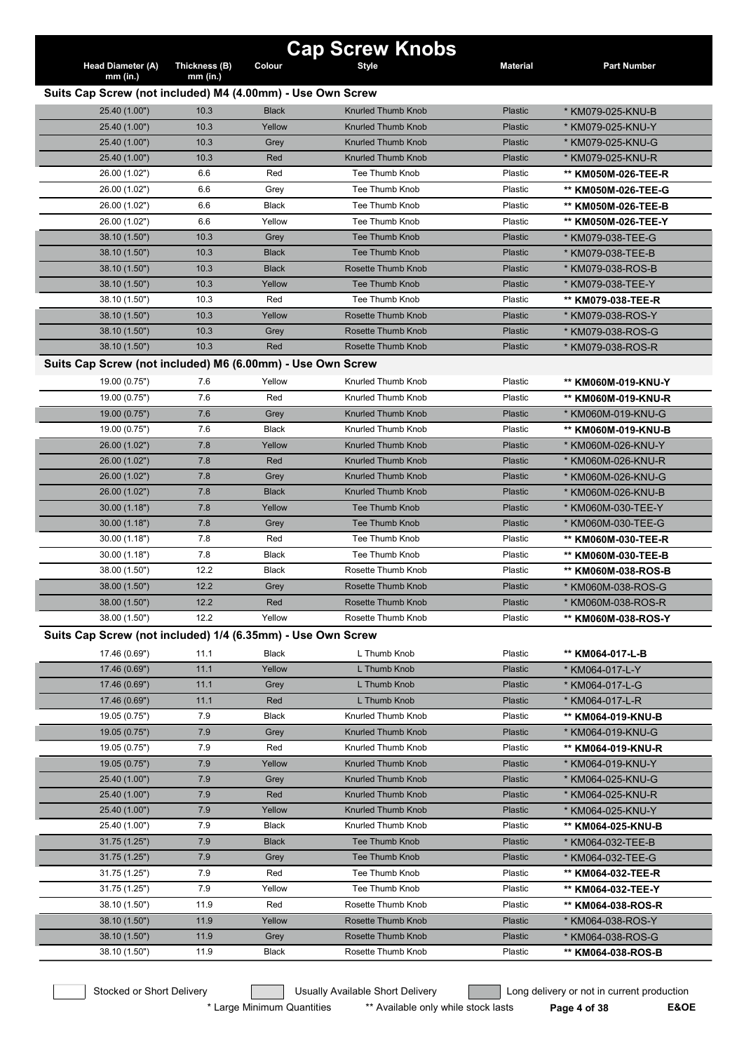# Cap Screw Knobs

| Head Diameter (A) mm (in.) | Thickness (B) mm (in.) | Colour | Style | Material | Part Number |
|---|---|---|---|---|---|
| **Suits Cap Screw (not included) M4 (4.00mm) - Use Own Screw** | | | | | |
| 25.40 (1.00") | 10.3 | Black | Knurled Thumb Knob | Plastic | * KM079-025-KNU-B |
| 25.40 (1.00") | 10.3 | Yellow | Knurled Thumb Knob | Plastic | * KM079-025-KNU-Y |
| 25.40 (1.00") | 10.3 | Grey | Knurled Thumb Knob | Plastic | * KM079-025-KNU-G |
| 25.40 (1.00") | 10.3 | Red | Knurled Thumb Knob | Plastic | * KM079-025-KNU-R |
| 26.00 (1.02") | 6.6 | Red | Tee Thumb Knob | Plastic | ** **KM050M-026-TEE-R** |
| 26.00 (1.02") | 6.6 | Grey | Tee Thumb Knob | Plastic | ** **KM050M-026-TEE-G** |
| 26.00 (1.02") | 6.6 | Black | Tee Thumb Knob | Plastic | ** **KM050M-026-TEE-B** |
| 26.00 (1.02") | 6.6 | Yellow | Tee Thumb Knob | Plastic | ** **KM050M-026-TEE-Y** |
| 38.10 (1.50") | 10.3 | Grey | Tee Thumb Knob | Plastic | * KM079-038-TEE-G |
| 38.10 (1.50") | 10.3 | Black | Tee Thumb Knob | Plastic | * KM079-038-TEE-B |
| 38.10 (1.50") | 10.3 | Black | Rosette Thumb Knob | Plastic | * KM079-038-ROS-B |
| 38.10 (1.50") | 10.3 | Yellow | Tee Thumb Knob | Plastic | * KM079-038-TEE-Y |
| 38.10 (1.50") | 10.3 | Red | Tee Thumb Knob | Plastic | ** **KM079-038-TEE-R** |
| 38.10 (1.50") | 10.3 | Yellow | Rosette Thumb Knob | Plastic | * KM079-038-ROS-Y |
| 38.10 (1.50") | 10.3 | Grey | Rosette Thumb Knob | Plastic | * KM079-038-ROS-G |
| 38.10 (1.50") | 10.3 | Red | Rosette Thumb Knob | Plastic | * KM079-038-ROS-R |
| **Suits Cap Screw (not included) M6 (6.00mm) - Use Own Screw** | | | | | |
| 19.00 (0.75") | 7.6 | Yellow | Knurled Thumb Knob | Plastic | ** **KM060M-019-KNU-Y** |
| 19.00 (0.75") | 7.6 | Red | Knurled Thumb Knob | Plastic | ** **KM060M-019-KNU-R** |
| 19.00 (0.75") | 7.6 | Grey | Knurled Thumb Knob | Plastic | * KM060M-019-KNU-G |
| 19.00 (0.75") | 7.6 | Black | Knurled Thumb Knob | Plastic | ** **KM060M-019-KNU-B** |
| 26.00 (1.02") | 7.8 | Yellow | Knurled Thumb Knob | Plastic | * KM060M-026-KNU-Y |
| 26.00 (1.02") | 7.8 | Red | Knurled Thumb Knob | Plastic | * KM060M-026-KNU-R |
| 26.00 (1.02") | 7.8 | Grey | Knurled Thumb Knob | Plastic | * KM060M-026-KNU-G |
| 26.00 (1.02") | 7.8 | Black | Knurled Thumb Knob | Plastic | * KM060M-026-KNU-B |
| 30.00 (1.18") | 7.8 | Yellow | Tee Thumb Knob | Plastic | * KM060M-030-TEE-Y |
| 30.00 (1.18") | 7.8 | Grey | Tee Thumb Knob | Plastic | * KM060M-030-TEE-G |
| 30.00 (1.18") | 7.8 | Red | Tee Thumb Knob | Plastic | ** **KM060M-030-TEE-R** |
| 30.00 (1.18") | 7.8 | Black | Tee Thumb Knob | Plastic | ** **KM060M-030-TEE-B** |
| 38.00 (1.50") | 12.2 | Black | Rosette Thumb Knob | Plastic | ** **KM060M-038-ROS-B** |
| 38.00 (1.50") | 12.2 | Grey | Rosette Thumb Knob | Plastic | * KM060M-038-ROS-G |
| 38.00 (1.50") | 12.2 | Red | Rosette Thumb Knob | Plastic | * KM060M-038-ROS-R |
| 38.00 (1.50") | 12.2 | Yellow | Rosette Thumb Knob | Plastic | ** **KM060M-038-ROS-Y** |
| **Suits Cap Screw (not included) 1/4 (6.35mm) - Use Own Screw** | | | | | |
| 17.46 (0.69") | 11.1 | Black | L Thumb Knob | Plastic | ** **KM064-017-L-B** |
| 17.46 (0.69") | 11.1 | Yellow | L Thumb Knob | Plastic | * KM064-017-L-Y |
| 17.46 (0.69") | 11.1 | Grey | L Thumb Knob | Plastic | * KM064-017-L-G |
| 17.46 (0.69") | 11.1 | Red | L Thumb Knob | Plastic | * KM064-017-L-R |
| 19.05 (0.75") | 7.9 | Black | Knurled Thumb Knob | Plastic | ** **KM064-019-KNU-B** |
| 19.05 (0.75") | 7.9 | Grey | Knurled Thumb Knob | Plastic | * KM064-019-KNU-G |
| 19.05 (0.75") | 7.9 | Red | Knurled Thumb Knob | Plastic | ** **KM064-019-KNU-R** |
| 19.05 (0.75") | 7.9 | Yellow | Knurled Thumb Knob | Plastic | * KM064-019-KNU-Y |
| 25.40 (1.00") | 7.9 | Grey | Knurled Thumb Knob | Plastic | * KM064-025-KNU-G |
| 25.40 (1.00") | 7.9 | Red | Knurled Thumb Knob | Plastic | * KM064-025-KNU-R |
| 25.40 (1.00") | 7.9 | Yellow | Knurled Thumb Knob | Plastic | * KM064-025-KNU-Y |
| 25.40 (1.00") | 7.9 | Black | Knurled Thumb Knob | Plastic | ** **KM064-025-KNU-B** |
| 31.75 (1.25") | 7.9 | Black | Tee Thumb Knob | Plastic | * KM064-032-TEE-B |
| 31.75 (1.25") | 7.9 | Grey | Tee Thumb Knob | Plastic | * KM064-032-TEE-G |
| 31.75 (1.25") | 7.9 | Red | Tee Thumb Knob | Plastic | ** **KM064-032-TEE-R** |
| 31.75 (1.25") | 7.9 | Yellow | Tee Thumb Knob | Plastic | ** **KM064-032-TEE-Y** |
| 38.10 (1.50") | 11.9 | Red | Rosette Thumb Knob | Plastic | ** **KM064-038-ROS-R** |
| 38.10 (1.50") | 11.9 | Yellow | Rosette Thumb Knob | Plastic | * KM064-038-ROS-Y |
| 38.10 (1.50") | 11.9 | Grey | Rosette Thumb Knob | Plastic | * KM064-038-ROS-G |
| 38.10 (1.50") | 11.9 | Black | Rosette Thumb Knob | Plastic | ** **KM064-038-ROS-B** |

Stocked or Short Delivery | Usually Available Short Delivery | Long delivery or not in current production

\* Large Minimum Quantities | ** Available only while stock lasts | E&OE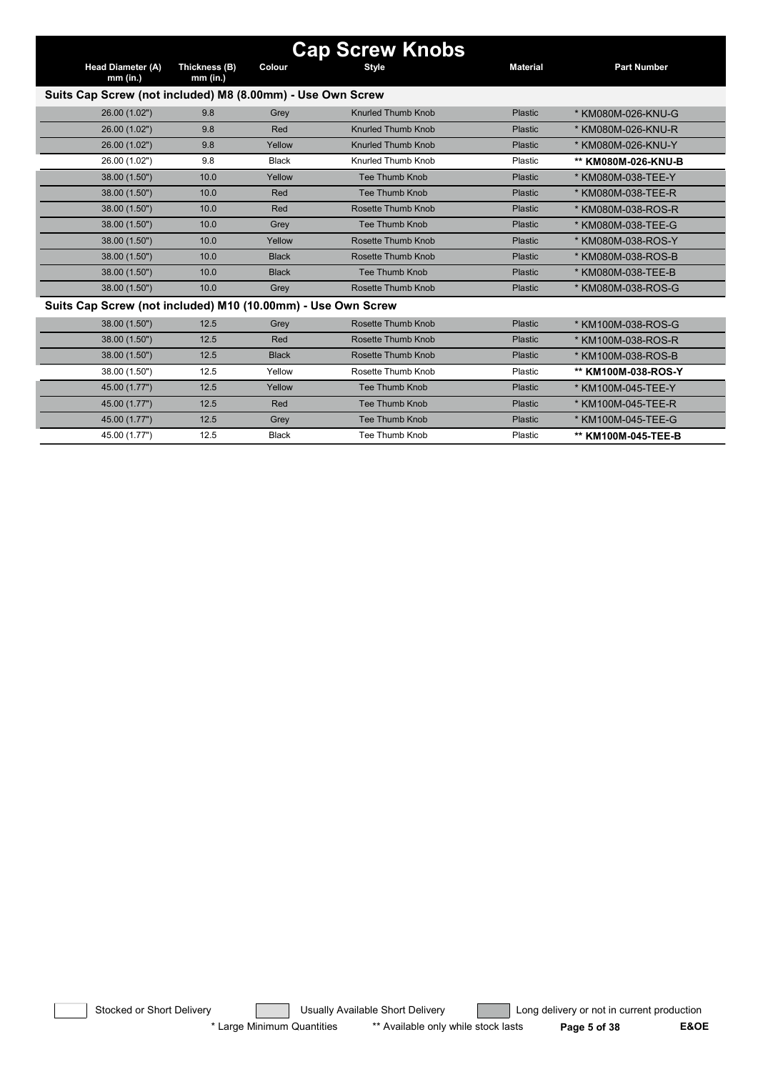# Cap Screw Knobs

| Head Diameter (A) mm (in.) | Thickness (B) mm (in.) | Colour | Style | Material | Part Number |
|---|---|---|---|---|---|
| **Suits Cap Screw (not included) M8 (8.00mm) - Use Own Screw** | | | | | |
| 26.00 (1.02") | 9.8 | Grey | Knurled Thumb Knob | Plastic | * KM080M-026-KNU-G |
| 26.00 (1.02") | 9.8 | Red | Knurled Thumb Knob | Plastic | * KM080M-026-KNU-R |
| 26.00 (1.02") | 9.8 | Yellow | Knurled Thumb Knob | Plastic | * KM080M-026-KNU-Y |
| 26.00 (1.02") | 9.8 | Black | Knurled Thumb Knob | Plastic | ** **KM080M-026-KNU-B** |
| 38.00 (1.50") | 10.0 | Yellow | Tee Thumb Knob | Plastic | * KM080M-038-TEE-Y |
| 38.00 (1.50") | 10.0 | Red | Tee Thumb Knob | Plastic | * KM080M-038-TEE-R |
| 38.00 (1.50") | 10.0 | Red | Rosette Thumb Knob | Plastic | * KM080M-038-ROS-R |
| 38.00 (1.50") | 10.0 | Grey | Tee Thumb Knob | Plastic | * KM080M-038-TEE-G |
| 38.00 (1.50") | 10.0 | Yellow | Rosette Thumb Knob | Plastic | * KM080M-038-ROS-Y |
| 38.00 (1.50") | 10.0 | Black | Rosette Thumb Knob | Plastic | * KM080M-038-ROS-B |
| 38.00 (1.50") | 10.0 | Black | Tee Thumb Knob | Plastic | * KM080M-038-TEE-B |
| 38.00 (1.50") | 10.0 | Grey | Rosette Thumb Knob | Plastic | * KM080M-038-ROS-G |
| **Suits Cap Screw (not included) M10 (10.00mm) - Use Own Screw** | | | | | |
| 38.00 (1.50") | 12.5 | Grey | Rosette Thumb Knob | Plastic | * KM100M-038-ROS-G |
| 38.00 (1.50") | 12.5 | Red | Rosette Thumb Knob | Plastic | * KM100M-038-ROS-R |
| 38.00 (1.50") | 12.5 | Black | Rosette Thumb Knob | Plastic | * KM100M-038-ROS-B |
| 38.00 (1.50") | 12.5 | Yellow | Rosette Thumb Knob | Plastic | ** **KM100M-038-ROS-Y** |
| 45.00 (1.77") | 12.5 | Yellow | Tee Thumb Knob | Plastic | * KM100M-045-TEE-Y |
| 45.00 (1.77") | 12.5 | Red | Tee Thumb Knob | Plastic | * KM100M-045-TEE-R |
| 45.00 (1.77") | 12.5 | Grey | Tee Thumb Knob | Plastic | * KM100M-045-TEE-G |
| 45.00 (1.77") | 12.5 | Black | Tee Thumb Knob | Plastic | ** **KM100M-045-TEE-B** |

Stocked or Short Delivery | Usually Available Short Delivery | Long delivery or not in current production

\* Large Minimum Quantities  ** Available only while stock lasts  E&OE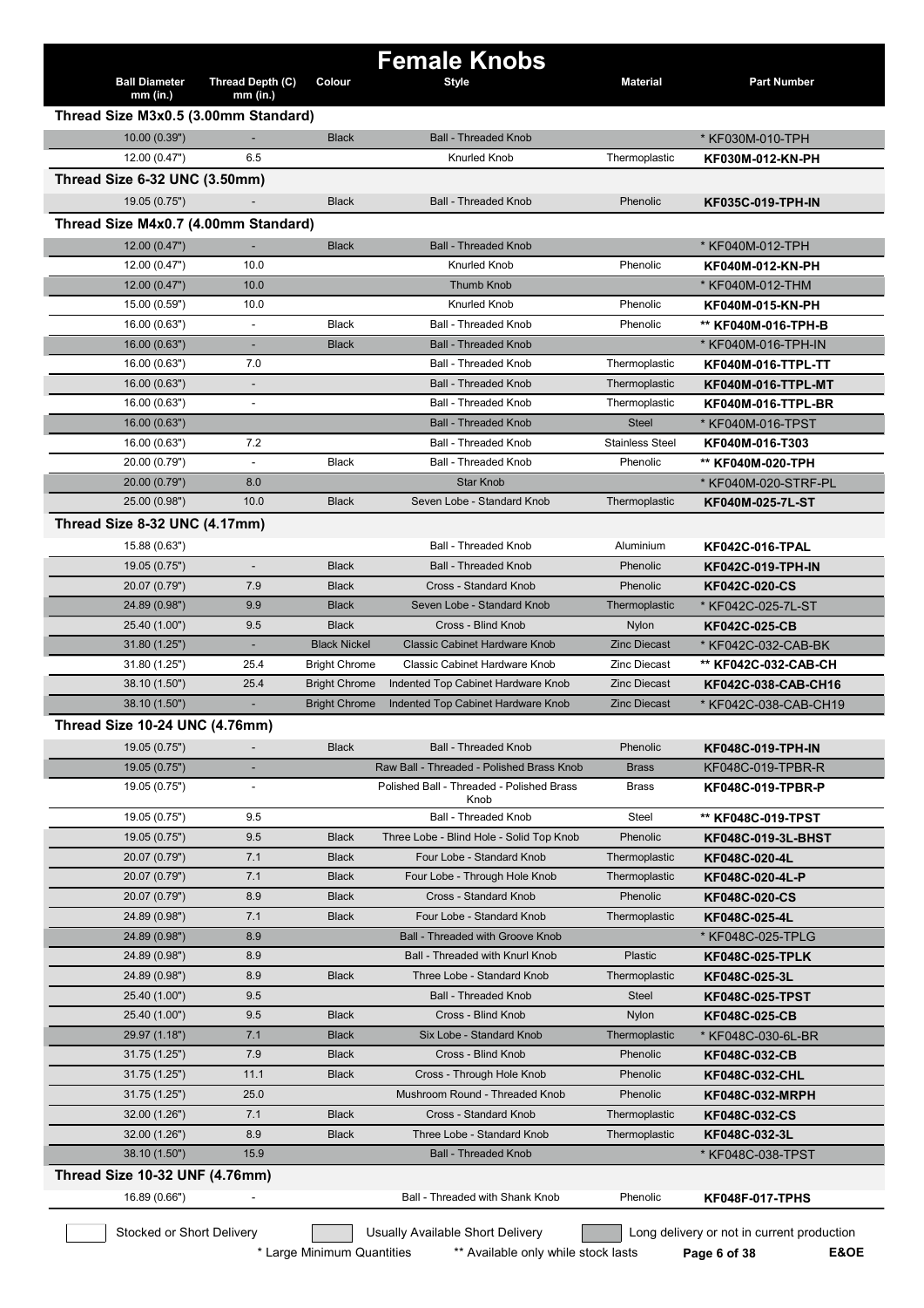# Female Knobs

| Ball Diameter mm (in.) | Thread Depth (C) mm (in.) | Colour | Style | Material | Part Number |
|---|---|---|---|---|---|
| **Thread Size M3x0.5 (3.00mm Standard)** | | | | | |
| 10.00 (0.39") | - | Black | Ball - Threaded Knob | | * KF030M-010-TPH |
| 12.00 (0.47") | 6.5 | | Knurled Knob | Thermoplastic | **KF030M-012-KN-PH** |
| **Thread Size 6-32 UNC (3.50mm)** | | | | | |
| 19.05 (0.75") | - | Black | Ball - Threaded Knob | Phenolic | **KF035C-019-TPH-IN** |
| **Thread Size M4x0.7 (4.00mm Standard)** | | | | | |
| 12.00 (0.47") | - | Black | Ball - Threaded Knob | | * KF040M-012-TPH |
| 12.00 (0.47") | 10.0 | | Knurled Knob | Phenolic | **KF040M-012-KN-PH** |
| 12.00 (0.47") | 10.0 | | Thumb Knob | | * KF040M-012-THM |
| 15.00 (0.59") | 10.0 | | Knurled Knob | Phenolic | **KF040M-015-KN-PH** |
| 16.00 (0.63") | - | Black | Ball - Threaded Knob | Phenolic | ** **KF040M-016-TPH-B** |
| 16.00 (0.63") | - | Black | Ball - Threaded Knob | | * KF040M-016-TPH-IN |
| 16.00 (0.63") | 7.0 | | Ball - Threaded Knob | Thermoplastic | **KF040M-016-TTPL-TT** |
| 16.00 (0.63") | - | | Ball - Threaded Knob | Thermoplastic | **KF040M-016-TTPL-MT** |
| 16.00 (0.63") | - | | Ball - Threaded Knob | Thermoplastic | **KF040M-016-TTPL-BR** |
| 16.00 (0.63") | | | Ball - Threaded Knob | Steel | * KF040M-016-TPST |
| 16.00 (0.63") | 7.2 | | Ball - Threaded Knob | Stainless Steel | **KF040M-016-T303** |
| 20.00 (0.79") | - | Black | Ball - Threaded Knob | Phenolic | ** **KF040M-020-TPH** |
| 20.00 (0.79") | 8.0 | | Star Knob | | * KF040M-020-STRF-PL |
| 25.00 (0.98") | 10.0 | Black | Seven Lobe - Standard Knob | Thermoplastic | **KF040M-025-7L-ST** |
| **Thread Size 8-32 UNC (4.17mm)** | | | | | |
| 15.88 (0.63") | | | Ball - Threaded Knob | Aluminium | **KF042C-016-TPAL** |
| 19.05 (0.75") | - | Black | Ball - Threaded Knob | Phenolic | **KF042C-019-TPH-IN** |
| 20.07 (0.79") | 7.9 | Black | Cross - Standard Knob | Phenolic | **KF042C-020-CS** |
| 24.89 (0.98") | 9.9 | Black | Seven Lobe - Standard Knob | Thermoplastic | * KF042C-025-7L-ST |
| 25.40 (1.00") | 9.5 | Black | Cross - Blind Knob | Nylon | **KF042C-025-CB** |
| 31.80 (1.25") | - | Black Nickel | Classic Cabinet Hardware Knob | Zinc Diecast | * KF042C-032-CAB-BK |
| 31.80 (1.25") | 25.4 | Bright Chrome | Classic Cabinet Hardware Knob | Zinc Diecast | ** **KF042C-032-CAB-CH** |
| 38.10 (1.50") | 25.4 | Bright Chrome | Indented Top Cabinet Hardware Knob | Zinc Diecast | **KF042C-038-CAB-CH16** |
| 38.10 (1.50") | - | Bright Chrome | Indented Top Cabinet Hardware Knob | Zinc Diecast | * KF042C-038-CAB-CH19 |
| **Thread Size 10-24 UNC (4.76mm)** | | | | | |
| 19.05 (0.75") | - | Black | Ball - Threaded Knob | Phenolic | **KF048C-019-TPH-IN** |
| 19.05 (0.75") | - | | Raw Ball - Threaded - Polished Brass Knob | Brass | KF048C-019-TPBR-R |
| 19.05 (0.75") | - | | Polished Ball - Threaded - Polished Brass Knob | Brass | **KF048C-019-TPBR-P** |
| 19.05 (0.75") | 9.5 | | Ball - Threaded Knob | Steel | ** **KF048C-019-TPST** |
| 19.05 (0.75") | 9.5 | Black | Three Lobe - Blind Hole - Solid Top Knob | Phenolic | **KF048C-019-3L-BHST** |
| 20.07 (0.79") | 7.1 | Black | Four Lobe - Standard Knob | Thermoplastic | **KF048C-020-4L** |
| 20.07 (0.79") | 7.1 | Black | Four Lobe - Through Hole Knob | Thermoplastic | **KF048C-020-4L-P** |
| 20.07 (0.79") | 8.9 | Black | Cross - Standard Knob | Phenolic | **KF048C-020-CS** |
| 24.89 (0.98") | 7.1 | Black | Four Lobe - Standard Knob | Thermoplastic | **KF048C-025-4L** |
| 24.89 (0.98") | 8.9 | | Ball - Threaded with Groove Knob | | * KF048C-025-TPLG |
| 24.89 (0.98") | 8.9 | | Ball - Threaded with Knurl Knob | Plastic | **KF048C-025-TPLK** |
| 24.89 (0.98") | 8.9 | Black | Three Lobe - Standard Knob | Thermoplastic | **KF048C-025-3L** |
| 25.40 (1.00") | 9.5 | | Ball - Threaded Knob | Steel | **KF048C-025-TPST** |
| 25.40 (1.00") | 9.5 | Black | Cross - Blind Knob | Nylon | **KF048C-025-CB** |
| 29.97 (1.18") | 7.1 | Black | Six Lobe - Standard Knob | Thermoplastic | * KF048C-030-6L-BR |
| 31.75 (1.25") | 7.9 | Black | Cross - Blind Knob | Phenolic | **KF048C-032-CB** |
| 31.75 (1.25") | 11.1 | Black | Cross - Through Hole Knob | Phenolic | **KF048C-032-CHL** |
| 31.75 (1.25") | 25.0 | | Mushroom Round - Threaded Knob | Phenolic | **KF048C-032-MRPH** |
| 32.00 (1.26") | 7.1 | Black | Cross - Standard Knob | Thermoplastic | **KF048C-032-CS** |
| 32.00 (1.26") | 8.9 | Black | Three Lobe - Standard Knob | Thermoplastic | **KF048C-032-3L** |
| 38.10 (1.50") | 15.9 | | Ball - Threaded Knob | | * KF048C-038-TPST |
| **Thread Size 10-32 UNF (4.76mm)** | | | | | |
| 16.89 (0.66") | - | | Ball - Threaded with Shank Knob | Phenolic | **KF048F-017-TPHS** |

Stocked or Short Delivery | Usually Available Short Delivery | Long delivery or not in current production

\* Large Minimum Quantities ** Available only while stock lasts

E&OE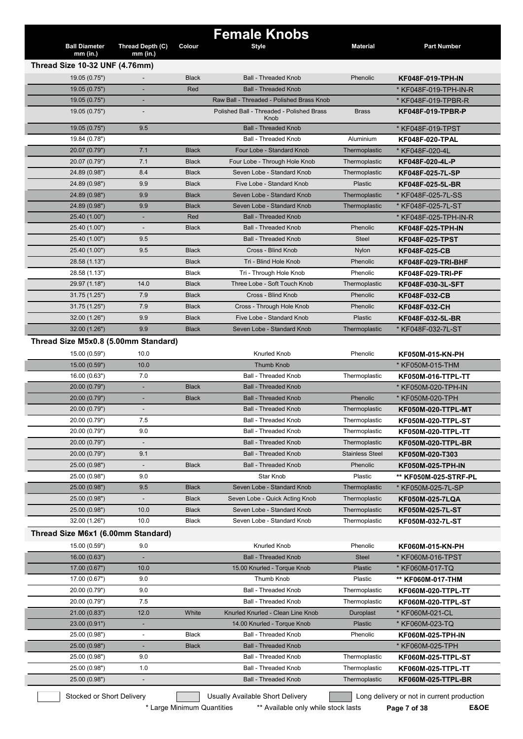# Female Knobs

| Ball Diameter mm (in.) | Thread Depth (C) mm (in.) | Colour | Style | Material | Part Number |
|---|---|---|---|---|---|
| **Thread Size 10-32 UNF (4.76mm)** | | | | | |
| 19.05 (0.75") | - | Black | Ball - Threaded Knob | Phenolic | **KF048F-019-TPH-IN** |
| 19.05 (0.75") | - | Red | Ball - Threaded Knob | | * KF048F-019-TPH-IN-R |
| 19.05 (0.75") | - | | Raw Ball - Threaded - Polished Brass Knob | | * KF048F-019-TPBR-R |
| 19.05 (0.75") | - | | Polished Ball - Threaded - Polished Brass Knob | Brass | **KF048F-019-TPBR-P** |
| 19.05 (0.75") | 9.5 | | Ball - Threaded Knob | | * KF048F-019-TPST |
| 19.84 (0.78") | | | Ball - Threaded Knob | Aluminium | **KF048F-020-TPAL** |
| 20.07 (0.79") | 7.1 | Black | Four Lobe - Standard Knob | Thermoplastic | * KF048F-020-4L |
| 20.07 (0.79") | 7.1 | Black | Four Lobe - Through Hole Knob | Thermoplastic | **KF048F-020-4L-P** |
| 24.89 (0.98") | 8.4 | Black | Seven Lobe - Standard Knob | Thermoplastic | **KF048F-025-7L-SP** |
| 24.89 (0.98") | 9.9 | Black | Five Lobe - Standard Knob | Plastic | **KF048F-025-5L-BR** |
| 24.89 (0.98") | 9.9 | Black | Seven Lobe - Standard Knob | Thermoplastic | * KF048F-025-7L-SS |
| 24.89 (0.98") | 9.9 | Black | Seven Lobe - Standard Knob | Thermoplastic | * KF048F-025-7L-ST |
| 25.40 (1.00") | - | Red | Ball - Threaded Knob | | * KF048F-025-TPH-IN-R |
| 25.40 (1.00") | - | Black | Ball - Threaded Knob | Phenolic | **KF048F-025-TPH-IN** |
| 25.40 (1.00") | 9.5 | | Ball - Threaded Knob | Steel | **KF048F-025-TPST** |
| 25.40 (1.00") | 9.5 | Black | Cross - Blind Knob | Nylon | **KF048F-025-CB** |
| 28.58 (1.13") | | Black | Tri - Blind Hole Knob | Phenolic | **KF048F-029-TRI-BHF** |
| 28.58 (1.13") | | Black | Tri - Through Hole Knob | Phenolic | **KF048F-029-TRI-PF** |
| 29.97 (1.18") | 14.0 | Black | Three Lobe - Soft Touch Knob | Thermoplastic | **KF048F-030-3L-SFT** |
| 31.75 (1.25") | 7.9 | Black | Cross - Blind Knob | Phenolic | **KF048F-032-CB** |
| 31.75 (1.25") | 7.9 | Black | Cross - Through Hole Knob | Phenolic | **KF048F-032-CH** |
| 32.00 (1.26") | 9.9 | Black | Five Lobe - Standard Knob | Plastic | **KF048F-032-5L-BR** |
| 32.00 (1.26") | 9.9 | Black | Seven Lobe - Standard Knob | Thermoplastic | * KF048F-032-7L-ST |
| **Thread Size M5x0.8 (5.00mm Standard)** | | | | | |
| 15.00 (0.59") | 10.0 | | Knurled Knob | Phenolic | **KF050M-015-KN-PH** |
| 15.00 (0.59") | 10.0 | | Thumb Knob | | * KF050M-015-THM |
| 16.00 (0.63") | 7.0 | | Ball - Threaded Knob | Thermoplastic | **KF050M-016-TTPL-TT** |
| 20.00 (0.79") | - | Black | Ball - Threaded Knob | | * KF050M-020-TPH-IN |
| 20.00 (0.79") | - | Black | Ball - Threaded Knob | Phenolic | * KF050M-020-TPH |
| 20.00 (0.79") | - | | Ball - Threaded Knob | Thermoplastic | **KF050M-020-TTPL-MT** |
| 20.00 (0.79") | 7.5 | | Ball - Threaded Knob | Thermoplastic | **KF050M-020-TTPL-ST** |
| 20.00 (0.79") | 9.0 | | Ball - Threaded Knob | Thermoplastic | **KF050M-020-TTPL-TT** |
| 20.00 (0.79") | - | | Ball - Threaded Knob | Thermoplastic | **KF050M-020-TTPL-BR** |
| 20.00 (0.79") | 9.1 | | Ball - Threaded Knob | Stainless Steel | **KF050M-020-T303** |
| 25.00 (0.98") | - | Black | Ball - Threaded Knob | Phenolic | **KF050M-025-TPH-IN** |
| 25.00 (0.98") | 9.0 | | Star Knob | Plastic | ** **KF050M-025-STRF-PL** |
| 25.00 (0.98") | 9.5 | Black | Seven Lobe - Standard Knob | Thermoplastic | * KF050M-025-7L-SP |
| 25.00 (0.98") | - | Black | Seven Lobe - Quick Acting Knob | Thermoplastic | **KF050M-025-7LQA** |
| 25.00 (0.98") | 10.0 | Black | Seven Lobe - Standard Knob | Thermoplastic | **KF050M-025-7L-ST** |
| 32.00 (1.26") | 10.0 | Black | Seven Lobe - Standard Knob | Thermoplastic | **KF050M-032-7L-ST** |
| **Thread Size M6x1 (6.00mm Standard)** | | | | | |
| 15.00 (0.59") | 9.0 | | Knurled Knob | Phenolic | **KF060M-015-KN-PH** |
| 16.00 (0.63") | - | | Ball - Threaded Knob | Steel | * KF060M-016-TPST |
| 17.00 (0.67") | 10.0 | | 15.00 Knurled - Torque Knob | Plastic | * KF060M-017-TQ |
| 17.00 (0.67") | 9.0 | | Thumb Knob | Plastic | ** **KF060M-017-THM** |
| 20.00 (0.79") | 9.0 | | Ball - Threaded Knob | Thermoplastic | **KF060M-020-TTPL-TT** |
| 20.00 (0.79") | 7.5 | | Ball - Threaded Knob | Thermoplastic | **KF060M-020-TTPL-ST** |
| 21.00 (0.83") | 12.0 | White | Knurled Knurled - Clean Line Knob | Duroplast | * KF060M-021-CL |
| 23.00 (0.91") | - | | 14.00 Knurled - Torque Knob | Plastic | * KF060M-023-TQ |
| 25.00 (0.98") | - | Black | Ball - Threaded Knob | Phenolic | **KF060M-025-TPH-IN** |
| 25.00 (0.98") | - | Black | Ball - Threaded Knob | | * KF060M-025-TPH |
| 25.00 (0.98") | 9.0 | | Ball - Threaded Knob | Thermoplastic | **KF060M-025-TTPL-ST** |
| 25.00 (0.98") | 1.0 | | Ball - Threaded Knob | Thermoplastic | **KF060M-025-TTPL-TT** |
| 25.00 (0.98") | - | | Ball - Threaded Knob | Thermoplastic | **KF060M-025-TTPL-BR** |

Stocked or Short Delivery | Usually Available Short Delivery | Long delivery or not in current production

* Large Minimum Quantities ** Available only while stock lasts

E&OE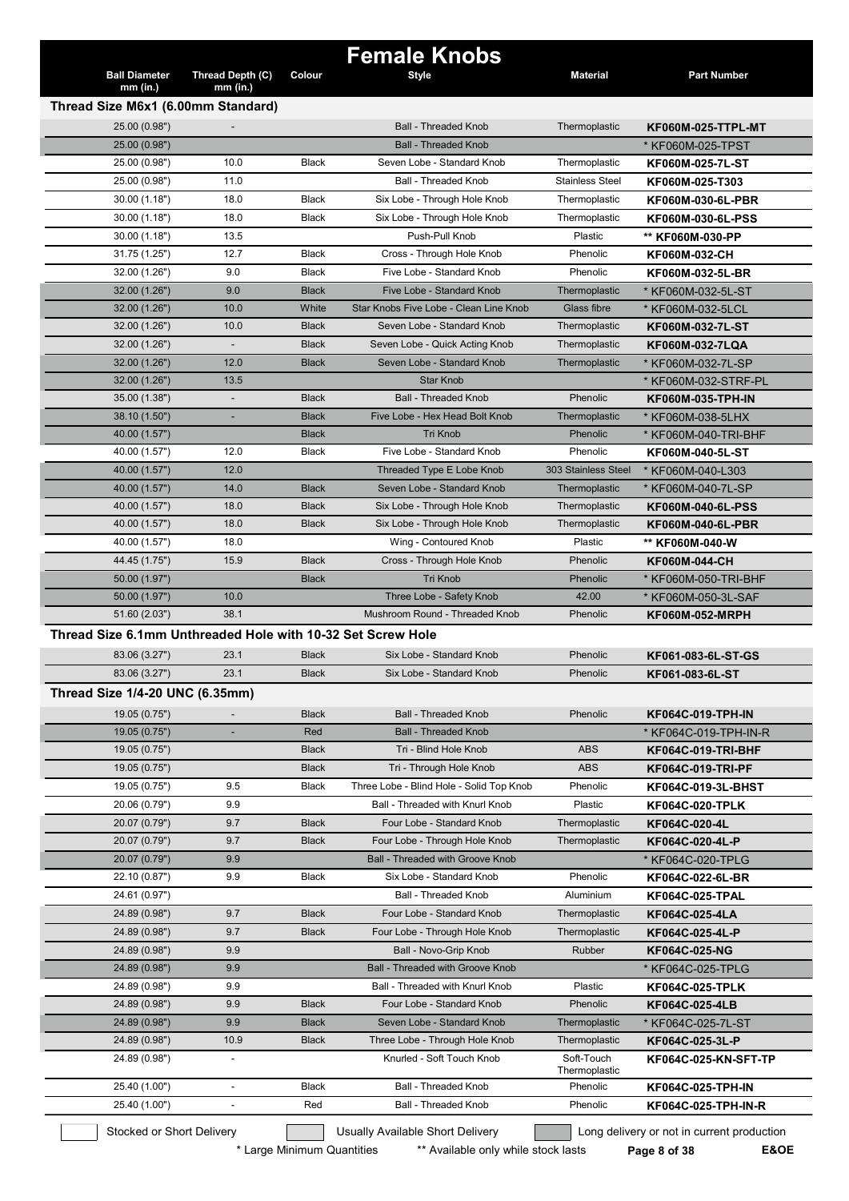# Female Knobs

| Ball Diameter mm (in.) | Thread Depth (C) mm (in.) | Colour | Style | Material | Part Number |
|---|---|---|---|---|---|
| **Thread Size M6x1 (6.00mm Standard)** | | | | | |
| 25.00 (0.98") | - | | Ball - Threaded Knob | Thermoplastic | **KF060M-025-TTPL-MT** |
| 25.00 (0.98") | | | Ball - Threaded Knob | | * KF060M-025-TPST |
| 25.00 (0.98") | 10.0 | Black | Seven Lobe - Standard Knob | Thermoplastic | **KF060M-025-7L-ST** |
| 25.00 (0.98") | 11.0 | | Ball - Threaded Knob | Stainless Steel | **KF060M-025-T303** |
| 30.00 (1.18") | 18.0 | Black | Six Lobe - Through Hole Knob | Thermoplastic | **KF060M-030-6L-PBR** |
| 30.00 (1.18") | 18.0 | Black | Six Lobe - Through Hole Knob | Thermoplastic | **KF060M-030-6L-PSS** |
| 30.00 (1.18") | 13.5 | | Push-Pull Knob | Plastic | ** **KF060M-030-PP** |
| 31.75 (1.25") | 12.7 | Black | Cross - Through Hole Knob | Phenolic | **KF060M-032-CH** |
| 32.00 (1.26") | 9.0 | Black | Five Lobe - Standard Knob | Phenolic | **KF060M-032-5L-BR** |
| 32.00 (1.26") | 9.0 | Black | Five Lobe - Standard Knob | Thermoplastic | * KF060M-032-5L-ST |
| 32.00 (1.26") | 10.0 | White | Star Knobs Five Lobe - Clean Line Knob | Glass fibre | * KF060M-032-5LCL |
| 32.00 (1.26") | 10.0 | Black | Seven Lobe - Standard Knob | Thermoplastic | **KF060M-032-7L-ST** |
| 32.00 (1.26") | - | Black | Seven Lobe - Quick Acting Knob | Thermoplastic | **KF060M-032-7LQA** |
| 32.00 (1.26") | 12.0 | Black | Seven Lobe - Standard Knob | Thermoplastic | * KF060M-032-7L-SP |
| 32.00 (1.26") | 13.5 | | Star Knob | | * KF060M-032-STRF-PL |
| 35.00 (1.38") | - | Black | Ball - Threaded Knob | Phenolic | **KF060M-035-TPH-IN** |
| 38.10 (1.50") | - | Black | Five Lobe - Hex Head Bolt Knob | Thermoplastic | * KF060M-038-5LHX |
| 40.00 (1.57") | | Black | Tri Knob | Phenolic | * KF060M-040-TRI-BHF |
| 40.00 (1.57") | 12.0 | Black | Five Lobe - Standard Knob | Phenolic | **KF060M-040-5L-ST** |
| 40.00 (1.57") | 12.0 | | Threaded Type E Lobe Knob | 303 Stainless Steel | * KF060M-040-L303 |
| 40.00 (1.57") | 14.0 | Black | Seven Lobe - Standard Knob | Thermoplastic | * KF060M-040-7L-SP |
| 40.00 (1.57") | 18.0 | Black | Six Lobe - Through Hole Knob | Thermoplastic | **KF060M-040-6L-PSS** |
| 40.00 (1.57") | 18.0 | Black | Six Lobe - Through Hole Knob | Thermoplastic | **KF060M-040-6L-PBR** |
| 40.00 (1.57") | 18.0 | | Wing - Contoured Knob | Plastic | ** **KF060M-040-W** |
| 44.45 (1.75") | 15.9 | Black | Cross - Through Hole Knob | Phenolic | **KF060M-044-CH** |
| 50.00 (1.97") | | Black | Tri Knob | Phenolic | * KF060M-050-TRI-BHF |
| 50.00 (1.97") | 10.0 | | Three Lobe - Safety Knob | 42.00 | * KF060M-050-3L-SAF |
| 51.60 (2.03") | 38.1 | | Mushroom Round - Threaded Knob | Phenolic | **KF060M-052-MRPH** |
| **Thread Size 6.1mm Unthreaded Hole with 10-32 Set Screw Hole** | | | | | |
| 83.06 (3.27") | 23.1 | Black | Six Lobe - Standard Knob | Phenolic | **KF061-083-6L-ST-GS** |
| 83.06 (3.27") | 23.1 | Black | Six Lobe - Standard Knob | Phenolic | **KF061-083-6L-ST** |
| **Thread Size 1/4-20 UNC (6.35mm)** | | | | | |
| 19.05 (0.75") | - | Black | Ball - Threaded Knob | Phenolic | **KF064C-019-TPH-IN** |
| 19.05 (0.75") | - | Red | Ball - Threaded Knob | | * KF064C-019-TPH-IN-R |
| 19.05 (0.75") | | Black | Tri - Blind Hole Knob | ABS | **KF064C-019-TRI-BHF** |
| 19.05 (0.75") | | Black | Tri - Through Hole Knob | ABS | **KF064C-019-TRI-PF** |
| 19.05 (0.75") | 9.5 | Black | Three Lobe - Blind Hole - Solid Top Knob | Phenolic | **KF064C-019-3L-BHST** |
| 20.06 (0.79") | 9.9 | | Ball - Threaded with Knurl Knob | Plastic | **KF064C-020-TPLK** |
| 20.07 (0.79") | 9.7 | Black | Four Lobe - Standard Knob | Thermoplastic | **KF064C-020-4L** |
| 20.07 (0.79") | 9.7 | Black | Four Lobe - Through Hole Knob | Thermoplastic | **KF064C-020-4L-P** |
| 20.07 (0.79") | 9.9 | | Ball - Threaded with Groove Knob | | * KF064C-020-TPLG |
| 22.10 (0.87") | 9.9 | Black | Six Lobe - Standard Knob | Phenolic | **KF064C-022-6L-BR** |
| 24.61 (0.97") | | | Ball - Threaded Knob | Aluminium | **KF064C-025-TPAL** |
| 24.89 (0.98") | 9.7 | Black | Four Lobe - Standard Knob | Thermoplastic | **KF064C-025-4LA** |
| 24.89 (0.98") | 9.7 | Black | Four Lobe - Through Hole Knob | Thermoplastic | **KF064C-025-4L-P** |
| 24.89 (0.98") | 9.9 | | Ball - Novo-Grip Knob | Rubber | **KF064C-025-NG** |
| 24.89 (0.98") | 9.9 | | Ball - Threaded with Groove Knob | | * KF064C-025-TPLG |
| 24.89 (0.98") | 9.9 | | Ball - Threaded with Knurl Knob | Plastic | **KF064C-025-TPLK** |
| 24.89 (0.98") | 9.9 | Black | Four Lobe - Standard Knob | Phenolic | **KF064C-025-4LB** |
| 24.89 (0.98") | 9.9 | Black | Seven Lobe - Standard Knob | Thermoplastic | * KF064C-025-7L-ST |
| 24.89 (0.98") | 10.9 | Black | Three Lobe - Through Hole Knob | Thermoplastic | **KF064C-025-3L-P** |
| 24.89 (0.98") | - | | Knurled - Soft Touch Knob | Soft-Touch Thermoplastic | **KF064C-025-KN-SFT-TP** |
| 25.40 (1.00") | - | Black | Ball - Threaded Knob | Phenolic | **KF064C-025-TPH-IN** |
| 25.40 (1.00") | - | Red | Ball - Threaded Knob | Phenolic | **KF064C-025-TPH-IN-R** |

Stocked or Short Delivery | Usually Available Short Delivery | Long delivery or not in current production

\* Large Minimum Quantities  ** Available only while stock lasts

E&OE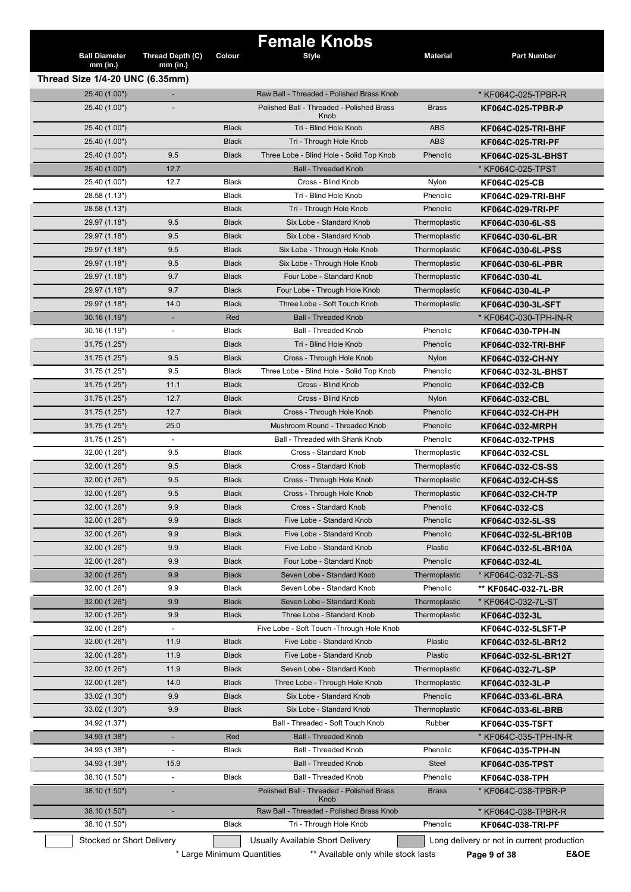# Female Knobs

| Ball Diameter mm (in.) | Thread Depth (C) mm (in.) | Colour | Style | Material | Part Number |
|---|---|---|---|---|---|
| **Thread Size 1/4-20 UNC (6.35mm)** | | | | | |
| 25.40 (1.00") | - | | Raw Ball - Threaded - Polished Brass Knob | | * KF064C-025-TPBR-R |
| 25.40 (1.00") | - | | Polished Ball - Threaded - Polished Brass Knob | Brass | **KF064C-025-TPBR-P** |
| 25.40 (1.00") | | Black | Tri - Blind Hole Knob | ABS | **KF064C-025-TRI-BHF** |
| 25.40 (1.00") | | Black | Tri - Through Hole Knob | ABS | **KF064C-025-TRI-PF** |
| 25.40 (1.00") | 9.5 | Black | Three Lobe - Blind Hole - Solid Top Knob | Phenolic | **KF064C-025-3L-BHST** |
| 25.40 (1.00") | 12.7 | | Ball - Threaded Knob | | * KF064C-025-TPST |
| 25.40 (1.00") | 12.7 | Black | Cross - Blind Knob | Nylon | **KF064C-025-CB** |
| 28.58 (1.13") | | Black | Tri - Blind Hole Knob | Phenolic | **KF064C-029-TRI-BHF** |
| 28.58 (1.13") | | Black | Tri - Through Hole Knob | Phenolic | **KF064C-029-TRI-PF** |
| 29.97 (1.18") | 9.5 | Black | Six Lobe - Standard Knob | Thermoplastic | **KF064C-030-6L-SS** |
| 29.97 (1.18") | 9.5 | Black | Six Lobe - Standard Knob | Thermoplastic | **KF064C-030-6L-BR** |
| 29.97 (1.18") | 9.5 | Black | Six Lobe - Through Hole Knob | Thermoplastic | **KF064C-030-6L-PSS** |
| 29.97 (1.18") | 9.5 | Black | Six Lobe - Through Hole Knob | Thermoplastic | **KF064C-030-6L-PBR** |
| 29.97 (1.18") | 9.7 | Black | Four Lobe - Standard Knob | Thermoplastic | **KF064C-030-4L** |
| 29.97 (1.18") | 9.7 | Black | Four Lobe - Through Hole Knob | Thermoplastic | **KF064C-030-4L-P** |
| 29.97 (1.18") | 14.0 | Black | Three Lobe - Soft Touch Knob | Thermoplastic | **KF064C-030-3L-SFT** |
| 30.16 (1.19") | - | Red | Ball - Threaded Knob | | * KF064C-030-TPH-IN-R |
| 30.16 (1.19") | - | Black | Ball - Threaded Knob | Phenolic | **KF064C-030-TPH-IN** |
| 31.75 (1.25") | | Black | Tri - Blind Hole Knob | Phenolic | **KF064C-032-TRI-BHF** |
| 31.75 (1.25") | 9.5 | Black | Cross - Through Hole Knob | Nylon | **KF064C-032-CH-NY** |
| 31.75 (1.25") | 9.5 | Black | Three Lobe - Blind Hole - Solid Top Knob | Phenolic | **KF064C-032-3L-BHST** |
| 31.75 (1.25") | 11.1 | Black | Cross - Blind Knob | Phenolic | **KF064C-032-CB** |
| 31.75 (1.25") | 12.7 | Black | Cross - Blind Knob | Nylon | **KF064C-032-CBL** |
| 31.75 (1.25") | 12.7 | Black | Cross - Through Hole Knob | Phenolic | **KF064C-032-CH-PH** |
| 31.75 (1.25") | 25.0 | | Mushroom Round - Threaded Knob | Phenolic | **KF064C-032-MRPH** |
| 31.75 (1.25") | - | | Ball - Threaded with Shank Knob | Phenolic | **KF064C-032-TPHS** |
| 32.00 (1.26") | 9.5 | Black | Cross - Standard Knob | Thermoplastic | **KF064C-032-CSL** |
| 32.00 (1.26") | 9.5 | Black | Cross - Standard Knob | Thermoplastic | **KF064C-032-CS-SS** |
| 32.00 (1.26") | 9.5 | Black | Cross - Through Hole Knob | Thermoplastic | **KF064C-032-CH-SS** |
| 32.00 (1.26") | 9.5 | Black | Cross - Through Hole Knob | Thermoplastic | **KF064C-032-CH-TP** |
| 32.00 (1.26") | 9.9 | Black | Cross - Standard Knob | Phenolic | **KF064C-032-CS** |
| 32.00 (1.26") | 9.9 | Black | Five Lobe - Standard Knob | Phenolic | **KF064C-032-5L-SS** |
| 32.00 (1.26") | 9.9 | Black | Five Lobe - Standard Knob | Phenolic | **KF064C-032-5L-BR10B** |
| 32.00 (1.26") | 9.9 | Black | Five Lobe - Standard Knob | Plastic | **KF064C-032-5L-BR10A** |
| 32.00 (1.26") | 9.9 | Black | Four Lobe - Standard Knob | Phenolic | **KF064C-032-4L** |
| 32.00 (1.26") | 9.9 | Black | Seven Lobe - Standard Knob | Thermoplastic | * KF064C-032-7L-SS |
| 32.00 (1.26") | 9.9 | Black | Seven Lobe - Standard Knob | Phenolic | ** **KF064C-032-7L-BR** |
| 32.00 (1.26") | 9.9 | Black | Seven Lobe - Standard Knob | Thermoplastic | * KF064C-032-7L-ST |
| 32.00 (1.26") | 9.9 | Black | Three Lobe - Standard Knob | Thermoplastic | **KF064C-032-3L** |
| 32.00 (1.26") | - | | Five Lobe - Soft Touch -Through Hole Knob | | **KF064C-032-5LSFT-P** |
| 32.00 (1.26") | 11.9 | Black | Five Lobe - Standard Knob | Plastic | **KF064C-032-5L-BR12** |
| 32.00 (1.26") | 11.9 | Black | Five Lobe - Standard Knob | Plastic | **KF064C-032-5L-BR12T** |
| 32.00 (1.26") | 11.9 | Black | Seven Lobe - Standard Knob | Thermoplastic | **KF064C-032-7L-SP** |
| 32.00 (1.26") | 14.0 | Black | Three Lobe - Through Hole Knob | Thermoplastic | **KF064C-032-3L-P** |
| 33.02 (1.30") | 9.9 | Black | Six Lobe - Standard Knob | Phenolic | **KF064C-033-6L-BRA** |
| 33.02 (1.30") | 9.9 | Black | Six Lobe - Standard Knob | Thermoplastic | **KF064C-033-6L-BRB** |
| 34.92 (1.37") | | | Ball - Threaded - Soft Touch Knob | Rubber | **KF064C-035-TSFT** |
| 34.93 (1.38") | - | Red | Ball - Threaded Knob | | * KF064C-035-TPH-IN-R |
| 34.93 (1.38") | - | Black | Ball - Threaded Knob | Phenolic | **KF064C-035-TPH-IN** |
| 34.93 (1.38") | 15.9 | | Ball - Threaded Knob | Steel | **KF064C-035-TPST** |
| 38.10 (1.50") | - | Black | Ball - Threaded Knob | Phenolic | **KF064C-038-TPH** |
| 38.10 (1.50") | - | | Polished Ball - Threaded - Polished Brass Knob | Brass | * KF064C-038-TPBR-P |
| 38.10 (1.50") | - | | Raw Ball - Threaded - Polished Brass Knob | | * KF064C-038-TPBR-R |
| 38.10 (1.50") | | Black | Tri - Through Hole Knob | Phenolic | **KF064C-038-TRI-PF** |

Stocked or Short Delivery | Usually Available Short Delivery | Long delivery or not in current production

\* Large Minimum Quantities ** Available only while stock lasts

E&OE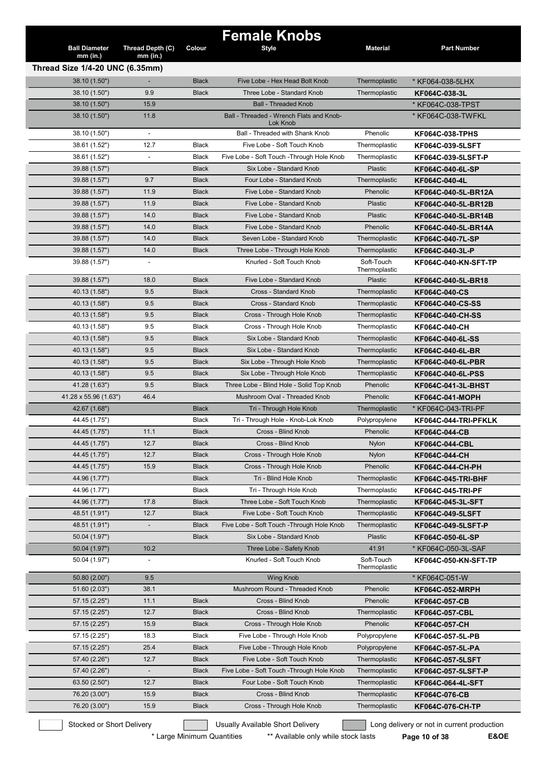# Female Knobs

| Ball Diameter mm (in.) | Thread Depth (C) mm (in.) | Colour | Style | Material | Part Number |
|---|---|---|---|---|---|
| **Thread Size 1/4-20 UNC (6.35mm)** | | | | | |
| 38.10 (1.50") | - | Black | Five Lobe - Hex Head Bolt Knob | Thermoplastic | * KF064-038-5LHX |
| 38.10 (1.50") | 9.9 | Black | Three Lobe - Standard Knob | Thermoplastic | **KF064C-038-3L** |
| 38.10 (1.50") | 15.9 | | Ball - Threaded Knob | | * KF064C-038-TPST |
| 38.10 (1.50") | 11.8 | | Ball - Threaded - Wrench Flats and Knob-Lok Knob | | * KF064C-038-TWFKL |
| 38.10 (1.50") | - | | Ball - Threaded with Shank Knob | Phenolic | **KF064C-038-TPHS** |
| 38.61 (1.52") | 12.7 | Black | Five Lobe - Soft Touch Knob | Thermoplastic | **KF064C-039-5LSFT** |
| 38.61 (1.52") | - | Black | Five Lobe - Soft Touch -Through Hole Knob | Thermoplastic | **KF064C-039-5LSFT-P** |
| 39.88 (1.57") | | Black | Six Lobe - Standard Knob | Plastic | **KF064C-040-6L-SP** |
| 39.88 (1.57") | 9.7 | Black | Four Lobe - Standard Knob | Thermoplastic | **KF064C-040-4L** |
| 39.88 (1.57") | 11.9 | Black | Five Lobe - Standard Knob | Phenolic | **KF064C-040-5L-BR12A** |
| 39.88 (1.57") | 11.9 | Black | Five Lobe - Standard Knob | Plastic | **KF064C-040-5L-BR12B** |
| 39.88 (1.57") | 14.0 | Black | Five Lobe - Standard Knob | Plastic | **KF064C-040-5L-BR14B** |
| 39.88 (1.57") | 14.0 | Black | Five Lobe - Standard Knob | Phenolic | **KF064C-040-5L-BR14A** |
| 39.88 (1.57") | 14.0 | Black | Seven Lobe - Standard Knob | Thermoplastic | **KF064C-040-7L-SP** |
| 39.88 (1.57") | 14.0 | Black | Three Lobe - Through Hole Knob | Thermoplastic | **KF064C-040-3L-P** |
| 39.88 (1.57") | - | | Knurled - Soft Touch Knob | Soft-Touch Thermoplastic | **KF064C-040-KN-SFT-TP** |
| 39.88 (1.57") | 18.0 | Black | Five Lobe - Standard Knob | Plastic | **KF064C-040-5L-BR18** |
| 40.13 (1.58") | 9.5 | Black | Cross - Standard Knob | Thermoplastic | **KF064C-040-CS** |
| 40.13 (1.58") | 9.5 | Black | Cross - Standard Knob | Thermoplastic | **KF064C-040-CS-SS** |
| 40.13 (1.58") | 9.5 | Black | Cross - Through Hole Knob | Thermoplastic | **KF064C-040-CH-SS** |
| 40.13 (1.58") | 9.5 | Black | Cross - Through Hole Knob | Thermoplastic | **KF064C-040-CH** |
| 40.13 (1.58") | 9.5 | Black | Six Lobe - Standard Knob | Thermoplastic | **KF064C-040-6L-SS** |
| 40.13 (1.58") | 9.5 | Black | Six Lobe - Standard Knob | Thermoplastic | **KF064C-040-6L-BR** |
| 40.13 (1.58") | 9.5 | Black | Six Lobe - Through Hole Knob | Thermoplastic | **KF064C-040-6L-PBR** |
| 40.13 (1.58") | 9.5 | Black | Six Lobe - Through Hole Knob | Thermoplastic | **KF064C-040-6L-PSS** |
| 41.28 (1.63") | 9.5 | Black | Three Lobe - Blind Hole - Solid Top Knob | Phenolic | **KF064C-041-3L-BHST** |
| 41.28 x 55.96 (1.63") | 46.4 | | Mushroom Oval - Threaded Knob | Phenolic | **KF064C-041-MOPH** |
| 42.67 (1.68") | | Black | Tri - Through Hole Knob | Thermoplastic | * KF064C-043-TRI-PF |
| 44.45 (1.75") | | Black | Tri - Through Hole - Knob-Lok Knob | Polypropylene | **KF064C-044-TRI-PFKLK** |
| 44.45 (1.75") | 11.1 | Black | Cross - Blind Knob | Phenolic | **KF064C-044-CB** |
| 44.45 (1.75") | 12.7 | Black | Cross - Blind Knob | Nylon | **KF064C-044-CBL** |
| 44.45 (1.75") | 12.7 | Black | Cross - Through Hole Knob | Nylon | **KF064C-044-CH** |
| 44.45 (1.75") | 15.9 | Black | Cross - Through Hole Knob | Phenolic | **KF064C-044-CH-PH** |
| 44.96 (1.77") | | Black | Tri - Blind Hole Knob | Thermoplastic | **KF064C-045-TRI-BHF** |
| 44.96 (1.77") | | Black | Tri - Through Hole Knob | Thermoplastic | **KF064C-045-TRI-PF** |
| 44.96 (1.77") | 17.8 | Black | Three Lobe - Soft Touch Knob | Thermoplastic | **KF064C-045-3L-SFT** |
| 48.51 (1.91") | 12.7 | Black | Five Lobe - Soft Touch Knob | Thermoplastic | **KF064C-049-5LSFT** |
| 48.51 (1.91") | - | Black | Five Lobe - Soft Touch -Through Hole Knob | Thermoplastic | **KF064C-049-5LSFT-P** |
| 50.04 (1.97") | | Black | Six Lobe - Standard Knob | Plastic | **KF064C-050-6L-SP** |
| 50.04 (1.97") | 10.2 | | Three Lobe - Safety Knob | 41.91 | * KF064C-050-3L-SAF |
| 50.04 (1.97") | - | | Knurled - Soft Touch Knob | Soft-Touch Thermoplastic | **KF064C-050-KN-SFT-TP** |
| 50.80 (2.00") | 9.5 | | Wing Knob | | * KF064C-051-W |
| 51.60 (2.03") | 38.1 | | Mushroom Round - Threaded Knob | Phenolic | **KF064C-052-MRPH** |
| 57.15 (2.25") | 11.1 | Black | Cross - Blind Knob | Phenolic | **KF064C-057-CB** |
| 57.15 (2.25") | 12.7 | Black | Cross - Blind Knob | Thermoplastic | **KF064C-057-CBL** |
| 57.15 (2.25") | 15.9 | Black | Cross - Through Hole Knob | Phenolic | **KF064C-057-CH** |
| 57.15 (2.25") | 18.3 | Black | Five Lobe - Through Hole Knob | Polypropylene | **KF064C-057-5L-PB** |
| 57.15 (2.25") | 25.4 | Black | Five Lobe - Through Hole Knob | Polypropylene | **KF064C-057-5L-PA** |
| 57.40 (2.26") | 12.7 | Black | Five Lobe - Soft Touch Knob | Thermoplastic | **KF064C-057-5LSFT** |
| 57.40 (2.26") | - | Black | Five Lobe - Soft Touch -Through Hole Knob | Thermoplastic | **KF064C-057-5LSFT-P** |
| 63.50 (2.50") | 12.7 | Black | Four Lobe - Soft Touch Knob | Thermoplastic | **KF064C-064-4L-SFT** |
| 76.20 (3.00") | 15.9 | Black | Cross - Blind Knob | Thermoplastic | **KF064C-076-CB** |
| 76.20 (3.00") | 15.9 | Black | Cross - Through Hole Knob | Thermoplastic | **KF064C-076-CH-TP** |

Stocked or Short Delivery | Usually Available Short Delivery | Long delivery or not in current production

* Large Minimum Quantities ** Available only while stock lasts

E&OE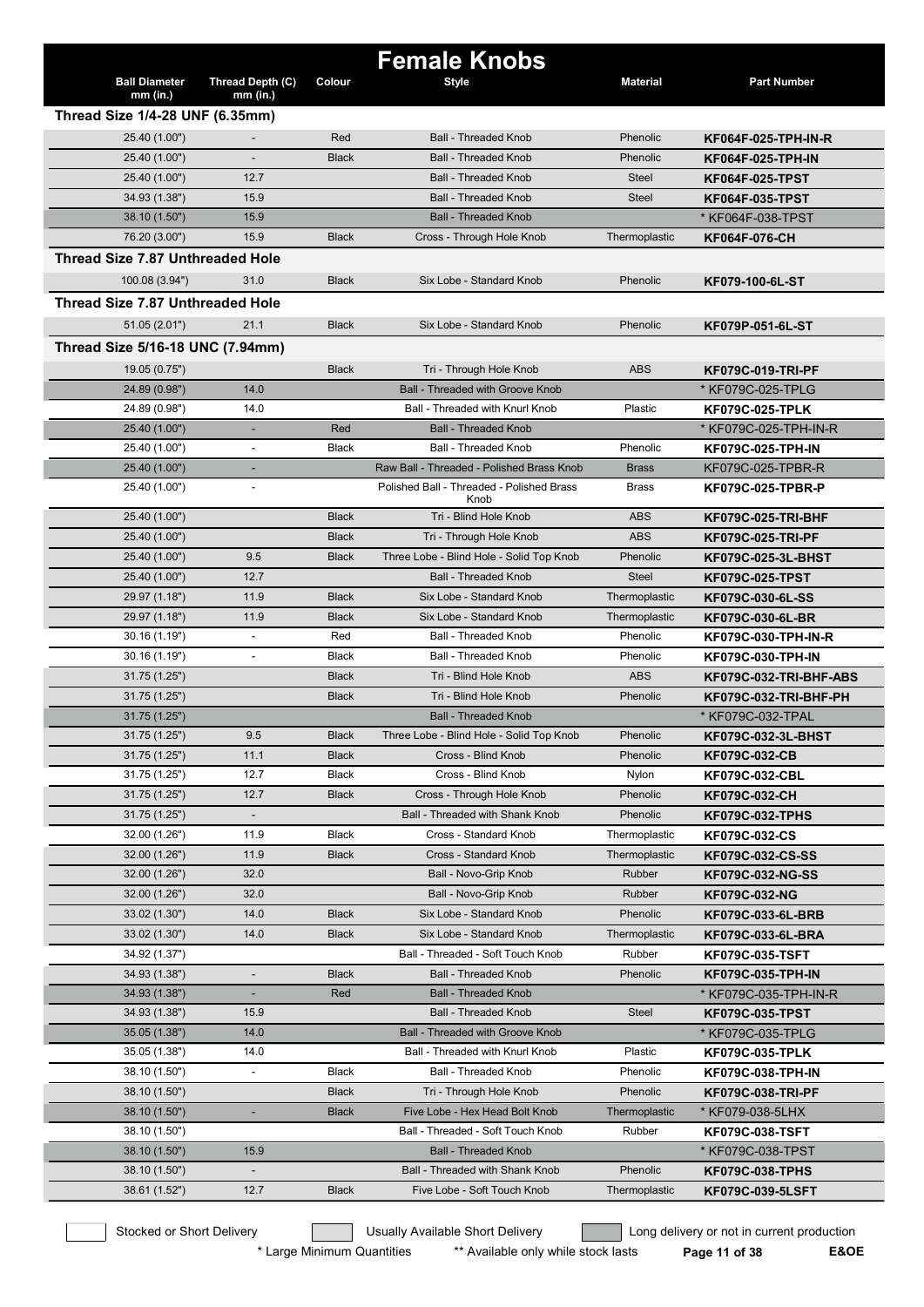# Female Knobs

| Ball Diameter mm (in.) | Thread Depth (C) mm (in.) | Colour | Style | Material | Part Number |
|---|---|---|---|---|---|
| **Thread Size 1/4-28 UNF (6.35mm)** | | | | | |
| 25.40 (1.00") | - | Red | Ball - Threaded Knob | Phenolic | **KF064F-025-TPH-IN-R** |
| 25.40 (1.00") | - | Black | Ball - Threaded Knob | Phenolic | **KF064F-025-TPH-IN** |
| 25.40 (1.00") | 12.7 | | Ball - Threaded Knob | Steel | **KF064F-025-TPST** |
| 34.93 (1.38") | 15.9 | | Ball - Threaded Knob | Steel | **KF064F-035-TPST** |
| 38.10 (1.50") | 15.9 | | Ball - Threaded Knob | | * KF064F-038-TPST |
| 76.20 (3.00") | 15.9 | Black | Cross - Through Hole Knob | Thermoplastic | **KF064F-076-CH** |
| **Thread Size 7.87 Unthreaded Hole** | | | | | |
| 100.08 (3.94") | 31.0 | Black | Six Lobe - Standard Knob | Phenolic | **KF079-100-6L-ST** |
| **Thread Size 7.87 Unthreaded Hole** | | | | | |
| 51.05 (2.01") | 21.1 | Black | Six Lobe - Standard Knob | Phenolic | **KF079P-051-6L-ST** |
| **Thread Size 5/16-18 UNC (7.94mm)** | | | | | |
| 19.05 (0.75") | | Black | Tri - Through Hole Knob | ABS | **KF079C-019-TRI-PF** |
| 24.89 (0.98") | 14.0 | | Ball - Threaded with Groove Knob | | * KF079C-025-TPLG |
| 24.89 (0.98") | 14.0 | | Ball - Threaded with Knurl Knob | Plastic | **KF079C-025-TPLK** |
| 25.40 (1.00") | - | Red | Ball - Threaded Knob | | * KF079C-025-TPH-IN-R |
| 25.40 (1.00") | - | Black | Ball - Threaded Knob | Phenolic | **KF079C-025-TPH-IN** |
| 25.40 (1.00") | - | | Raw Ball - Threaded - Polished Brass Knob | Brass | KF079C-025-TPBR-R |
| 25.40 (1.00") | - | | Polished Ball - Threaded - Polished Brass Knob | Brass | **KF079C-025-TPBR-P** |
| 25.40 (1.00") | | Black | Tri - Blind Hole Knob | ABS | **KF079C-025-TRI-BHF** |
| 25.40 (1.00") | | Black | Tri - Through Hole Knob | ABS | **KF079C-025-TRI-PF** |
| 25.40 (1.00") | 9.5 | Black | Three Lobe - Blind Hole - Solid Top Knob | Phenolic | **KF079C-025-3L-BHST** |
| 25.40 (1.00") | 12.7 | | Ball - Threaded Knob | Steel | **KF079C-025-TPST** |
| 29.97 (1.18") | 11.9 | Black | Six Lobe - Standard Knob | Thermoplastic | **KF079C-030-6L-SS** |
| 29.97 (1.18") | 11.9 | Black | Six Lobe - Standard Knob | Thermoplastic | **KF079C-030-6L-BR** |
| 30.16 (1.19") | - | Red | Ball - Threaded Knob | Phenolic | **KF079C-030-TPH-IN-R** |
| 30.16 (1.19") | - | Black | Ball - Threaded Knob | Phenolic | **KF079C-030-TPH-IN** |
| 31.75 (1.25") | | Black | Tri - Blind Hole Knob | ABS | **KF079C-032-TRI-BHF-ABS** |
| 31.75 (1.25") | | Black | Tri - Blind Hole Knob | Phenolic | **KF079C-032-TRI-BHF-PH** |
| 31.75 (1.25") | | | Ball - Threaded Knob | | * KF079C-032-TPAL |
| 31.75 (1.25") | 9.5 | Black | Three Lobe - Blind Hole - Solid Top Knob | Phenolic | **KF079C-032-3L-BHST** |
| 31.75 (1.25") | 11.1 | Black | Cross - Blind Knob | Phenolic | **KF079C-032-CB** |
| 31.75 (1.25") | 12.7 | Black | Cross - Blind Knob | Nylon | **KF079C-032-CBL** |
| 31.75 (1.25") | 12.7 | Black | Cross - Through Hole Knob | Phenolic | **KF079C-032-CH** |
| 31.75 (1.25") | - | | Ball - Threaded with Shank Knob | Phenolic | **KF079C-032-TPHS** |
| 32.00 (1.26") | 11.9 | Black | Cross - Standard Knob | Thermoplastic | **KF079C-032-CS** |
| 32.00 (1.26") | 11.9 | Black | Cross - Standard Knob | Thermoplastic | **KF079C-032-CS-SS** |
| 32.00 (1.26") | 32.0 | | Ball - Novo-Grip Knob | Rubber | **KF079C-032-NG-SS** |
| 32.00 (1.26") | 32.0 | | Ball - Novo-Grip Knob | Rubber | **KF079C-032-NG** |
| 33.02 (1.30") | 14.0 | Black | Six Lobe - Standard Knob | Phenolic | **KF079C-033-6L-BRB** |
| 33.02 (1.30") | 14.0 | Black | Six Lobe - Standard Knob | Thermoplastic | **KF079C-033-6L-BRA** |
| 34.92 (1.37") | | | Ball - Threaded - Soft Touch Knob | Rubber | **KF079C-035-TSFT** |
| 34.93 (1.38") | - | Black | Ball - Threaded Knob | Phenolic | **KF079C-035-TPH-IN** |
| 34.93 (1.38") | - | Red | Ball - Threaded Knob | | * KF079C-035-TPH-IN-R |
| 34.93 (1.38") | 15.9 | | Ball - Threaded Knob | Steel | **KF079C-035-TPST** |
| 35.05 (1.38") | 14.0 | | Ball - Threaded with Groove Knob | | * KF079C-035-TPLG |
| 35.05 (1.38") | 14.0 | | Ball - Threaded with Knurl Knob | Plastic | **KF079C-035-TPLK** |
| 38.10 (1.50") | - | Black | Ball - Threaded Knob | Phenolic | **KF079C-038-TPH-IN** |
| 38.10 (1.50") | | Black | Tri - Through Hole Knob | Phenolic | **KF079C-038-TRI-PF** |
| 38.10 (1.50") | - | Black | Five Lobe - Hex Head Bolt Knob | Thermoplastic | * KF079-038-5LHX |
| 38.10 (1.50") | | | Ball - Threaded - Soft Touch Knob | Rubber | **KF079C-038-TSFT** |
| 38.10 (1.50") | 15.9 | | Ball - Threaded Knob | | * KF079C-038-TPST |
| 38.10 (1.50") | - | | Ball - Threaded with Shank Knob | Phenolic | **KF079C-038-TPHS** |
| 38.61 (1.52") | 12.7 | Black | Five Lobe - Soft Touch Knob | Thermoplastic | **KF079C-039-5LSFT** |

Stocked or Short Delivery | Usually Available Short Delivery | Long delivery or not in current production

\* Large Minimum Quantities &nbsp;&nbsp; ** Available only while stock lasts &nbsp;&nbsp; E&OE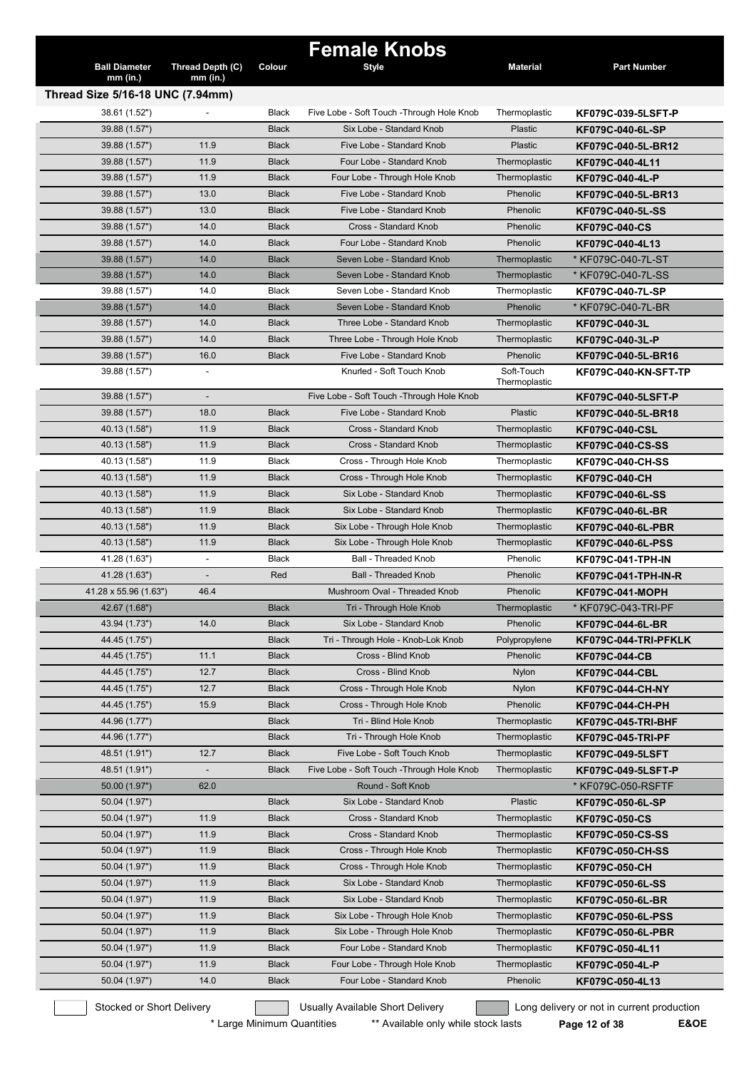# Female Knobs

| Ball Diameter mm (in.) | Thread Depth (C) mm (in.) | Colour | Style | Material | Part Number |
|---|---|---|---|---|---|
| **Thread Size 5/16-18 UNC (7.94mm)** | | | | | |
| 38.61 (1.52") | - | Black | Five Lobe - Soft Touch -Through Hole Knob | Thermoplastic | **KF079C-039-5LSFT-P** |
| 39.88 (1.57") | | Black | Six Lobe - Standard Knob | Plastic | **KF079C-040-6L-SP** |
| 39.88 (1.57") | 11.9 | Black | Five Lobe - Standard Knob | Plastic | **KF079C-040-5L-BR12** |
| 39.88 (1.57") | 11.9 | Black | Four Lobe - Standard Knob | Thermoplastic | **KF079C-040-4L11** |
| 39.88 (1.57") | 11.9 | Black | Four Lobe - Through Hole Knob | Thermoplastic | **KF079C-040-4L-P** |
| 39.88 (1.57") | 13.0 | Black | Five Lobe - Standard Knob | Phenolic | **KF079C-040-5L-BR13** |
| 39.88 (1.57") | 13.0 | Black | Five Lobe - Standard Knob | Phenolic | **KF079C-040-5L-SS** |
| 39.88 (1.57") | 14.0 | Black | Cross - Standard Knob | Phenolic | **KF079C-040-CS** |
| 39.88 (1.57") | 14.0 | Black | Four Lobe - Standard Knob | Phenolic | **KF079C-040-4L13** |
| 39.88 (1.57") | 14.0 | Black | Seven Lobe - Standard Knob | Thermoplastic | * KF079C-040-7L-ST |
| 39.88 (1.57") | 14.0 | Black | Seven Lobe - Standard Knob | Thermoplastic | * KF079C-040-7L-SS |
| 39.88 (1.57") | 14.0 | Black | Seven Lobe - Standard Knob | Thermoplastic | **KF079C-040-7L-SP** |
| 39.88 (1.57") | 14.0 | Black | Seven Lobe - Standard Knob | Phenolic | * KF079C-040-7L-BR |
| 39.88 (1.57") | 14.0 | Black | Three Lobe - Standard Knob | Thermoplastic | **KF079C-040-3L** |
| 39.88 (1.57") | 14.0 | Black | Three Lobe - Through Hole Knob | Thermoplastic | **KF079C-040-3L-P** |
| 39.88 (1.57") | 16.0 | Black | Five Lobe - Standard Knob | Phenolic | **KF079C-040-5L-BR16** |
| 39.88 (1.57") | - | | Knurled - Soft Touch Knob | Soft-Touch Thermoplastic | **KF079C-040-KN-SFT-TP** |
| 39.88 (1.57") | - | | Five Lobe - Soft Touch -Through Hole Knob | | **KF079C-040-5LSFT-P** |
| 39.88 (1.57") | 18.0 | Black | Five Lobe - Standard Knob | Plastic | **KF079C-040-5L-BR18** |
| 40.13 (1.58") | 11.9 | Black | Cross - Standard Knob | Thermoplastic | **KF079C-040-CSL** |
| 40.13 (1.58") | 11.9 | Black | Cross - Standard Knob | Thermoplastic | **KF079C-040-CS-SS** |
| 40.13 (1.58") | 11.9 | Black | Cross - Through Hole Knob | Thermoplastic | **KF079C-040-CH-SS** |
| 40.13 (1.58") | 11.9 | Black | Cross - Through Hole Knob | Thermoplastic | **KF079C-040-CH** |
| 40.13 (1.58") | 11.9 | Black | Six Lobe - Standard Knob | Thermoplastic | **KF079C-040-6L-SS** |
| 40.13 (1.58") | 11.9 | Black | Six Lobe - Standard Knob | Thermoplastic | **KF079C-040-6L-BR** |
| 40.13 (1.58") | 11.9 | Black | Six Lobe - Through Hole Knob | Thermoplastic | **KF079C-040-6L-PBR** |
| 40.13 (1.58") | 11.9 | Black | Six Lobe - Through Hole Knob | Thermoplastic | **KF079C-040-6L-PSS** |
| 41.28 (1.63") | - | Black | Ball - Threaded Knob | Phenolic | **KF079C-041-TPH-IN** |
| 41.28 (1.63") | - | Red | Ball - Threaded Knob | Phenolic | **KF079C-041-TPH-IN-R** |
| 41.28 x 55.96 (1.63") | 46.4 | | Mushroom Oval - Threaded Knob | Phenolic | **KF079C-041-MOPH** |
| 42.67 (1.68") | | Black | Tri - Through Hole Knob | Thermoplastic | * KF079C-043-TRI-PF |
| 43.94 (1.73") | 14.0 | Black | Six Lobe - Standard Knob | Phenolic | **KF079C-044-6L-BR** |
| 44.45 (1.75") | | Black | Tri - Through Hole - Knob-Lok Knob | Polypropylene | **KF079C-044-TRI-PFKLK** |
| 44.45 (1.75") | 11.1 | Black | Cross - Blind Knob | Phenolic | **KF079C-044-CB** |
| 44.45 (1.75") | 12.7 | Black | Cross - Blind Knob | Nylon | **KF079C-044-CBL** |
| 44.45 (1.75") | 12.7 | Black | Cross - Through Hole Knob | Nylon | **KF079C-044-CH-NY** |
| 44.45 (1.75") | 15.9 | Black | Cross - Through Hole Knob | Phenolic | **KF079C-044-CH-PH** |
| 44.96 (1.77") | | Black | Tri - Blind Hole Knob | Thermoplastic | **KF079C-045-TRI-BHF** |
| 44.96 (1.77") | | Black | Tri - Through Hole Knob | Thermoplastic | **KF079C-045-TRI-PF** |
| 48.51 (1.91") | 12.7 | Black | Five Lobe - Soft Touch Knob | Thermoplastic | **KF079C-049-5LSFT** |
| 48.51 (1.91") | - | Black | Five Lobe - Soft Touch -Through Hole Knob | Thermoplastic | **KF079C-049-5LSFT-P** |
| 50.00 (1.97") | 62.0 | | Round - Soft Knob | | * KF079C-050-RSFTF |
| 50.04 (1.97") | | Black | Six Lobe - Standard Knob | Plastic | **KF079C-050-6L-SP** |
| 50.04 (1.97") | 11.9 | Black | Cross - Standard Knob | Thermoplastic | **KF079C-050-CS** |
| 50.04 (1.97") | 11.9 | Black | Cross - Standard Knob | Thermoplastic | **KF079C-050-CS-SS** |
| 50.04 (1.97") | 11.9 | Black | Cross - Through Hole Knob | Thermoplastic | **KF079C-050-CH-SS** |
| 50.04 (1.97") | 11.9 | Black | Cross - Through Hole Knob | Thermoplastic | **KF079C-050-CH** |
| 50.04 (1.97") | 11.9 | Black | Six Lobe - Standard Knob | Thermoplastic | **KF079C-050-6L-SS** |
| 50.04 (1.97") | 11.9 | Black | Six Lobe - Standard Knob | Thermoplastic | **KF079C-050-6L-BR** |
| 50.04 (1.97") | 11.9 | Black | Six Lobe - Through Hole Knob | Thermoplastic | **KF079C-050-6L-PSS** |
| 50.04 (1.97") | 11.9 | Black | Six Lobe - Through Hole Knob | Thermoplastic | **KF079C-050-6L-PBR** |
| 50.04 (1.97") | 11.9 | Black | Four Lobe - Standard Knob | Thermoplastic | **KF079C-050-4L11** |
| 50.04 (1.97") | 11.9 | Black | Four Lobe - Through Hole Knob | Thermoplastic | **KF079C-050-4L-P** |
| 50.04 (1.97") | 14.0 | Black | Four Lobe - Standard Knob | Phenolic | **KF079C-050-4L13** |

Stocked or Short Delivery | Usually Available Short Delivery | Long delivery or not in current production

\* Large Minimum Quantities    ** Available only while stock lasts    E&OE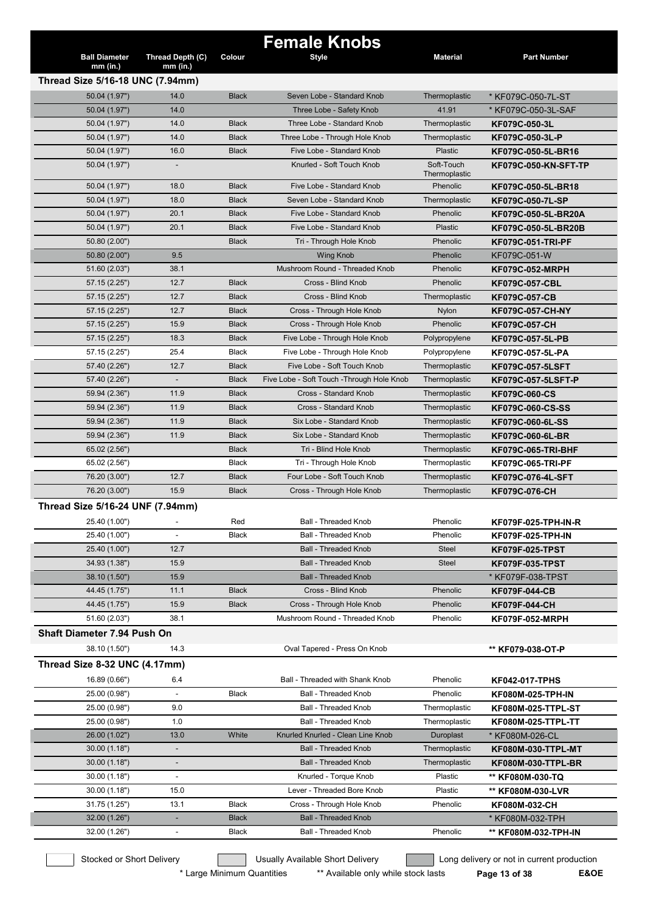# Female Knobs

| Ball Diameter mm (in.) | Thread Depth (C) mm (in.) | Colour | Style | Material | Part Number |
|---|---|---|---|---|---|
| **Thread Size 5/16-18 UNC (7.94mm)** | | | | | |
| 50.04 (1.97") | 14.0 | Black | Seven Lobe - Standard Knob | Thermoplastic | * KF079C-050-7L-ST |
| 50.04 (1.97") | 14.0 | | Three Lobe - Safety Knob | 41.91 | * KF079C-050-3L-SAF |
| 50.04 (1.97") | 14.0 | Black | Three Lobe - Standard Knob | Thermoplastic | **KF079C-050-3L** |
| 50.04 (1.97") | 14.0 | Black | Three Lobe - Through Hole Knob | Thermoplastic | **KF079C-050-3L-P** |
| 50.04 (1.97") | 16.0 | Black | Five Lobe - Standard Knob | Plastic | **KF079C-050-5L-BR16** |
| 50.04 (1.97") | - | | Knurled - Soft Touch Knob | Soft-Touch Thermoplastic | **KF079C-050-KN-SFT-TP** |
| 50.04 (1.97") | 18.0 | Black | Five Lobe - Standard Knob | Phenolic | **KF079C-050-5L-BR18** |
| 50.04 (1.97") | 18.0 | Black | Seven Lobe - Standard Knob | Thermoplastic | **KF079C-050-7L-SP** |
| 50.04 (1.97") | 20.1 | Black | Five Lobe - Standard Knob | Phenolic | **KF079C-050-5L-BR20A** |
| 50.04 (1.97") | 20.1 | Black | Five Lobe - Standard Knob | Plastic | **KF079C-050-5L-BR20B** |
| 50.80 (2.00") | | Black | Tri - Through Hole Knob | Phenolic | **KF079C-051-TRI-PF** |
| 50.80 (2.00") | 9.5 | | Wing Knob | Phenolic | KF079C-051-W |
| 51.60 (2.03") | 38.1 | | Mushroom Round - Threaded Knob | Phenolic | **KF079C-052-MRPH** |
| 57.15 (2.25") | 12.7 | Black | Cross - Blind Knob | Phenolic | **KF079C-057-CBL** |
| 57.15 (2.25") | 12.7 | Black | Cross - Blind Knob | Thermoplastic | **KF079C-057-CB** |
| 57.15 (2.25") | 12.7 | Black | Cross - Through Hole Knob | Nylon | **KF079C-057-CH-NY** |
| 57.15 (2.25") | 15.9 | Black | Cross - Through Hole Knob | Phenolic | **KF079C-057-CH** |
| 57.15 (2.25") | 18.3 | Black | Five Lobe - Through Hole Knob | Polypropylene | **KF079C-057-5L-PB** |
| 57.15 (2.25") | 25.4 | Black | Five Lobe - Through Hole Knob | Polypropylene | **KF079C-057-5L-PA** |
| 57.40 (2.26") | 12.7 | Black | Five Lobe - Soft Touch Knob | Thermoplastic | **KF079C-057-5LSFT** |
| 57.40 (2.26") | - | Black | Five Lobe - Soft Touch -Through Hole Knob | Thermoplastic | **KF079C-057-5LSFT-P** |
| 59.94 (2.36") | 11.9 | Black | Cross - Standard Knob | Thermoplastic | **KF079C-060-CS** |
| 59.94 (2.36") | 11.9 | Black | Cross - Standard Knob | Thermoplastic | **KF079C-060-CS-SS** |
| 59.94 (2.36") | 11.9 | Black | Six Lobe - Standard Knob | Thermoplastic | **KF079C-060-6L-SS** |
| 59.94 (2.36") | 11.9 | Black | Six Lobe - Standard Knob | Thermoplastic | **KF079C-060-6L-BR** |
| 65.02 (2.56") | | Black | Tri - Blind Hole Knob | Thermoplastic | **KF079C-065-TRI-BHF** |
| 65.02 (2.56") | | Black | Tri - Through Hole Knob | Thermoplastic | **KF079C-065-TRI-PF** |
| 76.20 (3.00") | 12.7 | Black | Four Lobe - Soft Touch Knob | Thermoplastic | **KF079C-076-4L-SFT** |
| 76.20 (3.00") | 15.9 | Black | Cross - Through Hole Knob | Thermoplastic | **KF079C-076-CH** |
| **Thread Size 5/16-24 UNF (7.94mm)** | | | | | |
| 25.40 (1.00") | - | Red | Ball - Threaded Knob | Phenolic | **KF079F-025-TPH-IN-R** |
| 25.40 (1.00") | - | Black | Ball - Threaded Knob | Phenolic | **KF079F-025-TPH-IN** |
| 25.40 (1.00") | 12.7 | | Ball - Threaded Knob | Steel | **KF079F-025-TPST** |
| 34.93 (1.38") | 15.9 | | Ball - Threaded Knob | Steel | **KF079F-035-TPST** |
| 38.10 (1.50") | 15.9 | | Ball - Threaded Knob | | * KF079F-038-TPST |
| 44.45 (1.75") | 11.1 | Black | Cross - Blind Knob | Phenolic | **KF079F-044-CB** |
| 44.45 (1.75") | 15.9 | Black | Cross - Through Hole Knob | Phenolic | **KF079F-044-CH** |
| 51.60 (2.03") | 38.1 | | Mushroom Round - Threaded Knob | Phenolic | **KF079F-052-MRPH** |
| **Shaft Diameter 7.94 Push On** | | | | | |
| 38.10 (1.50") | 14.3 | | Oval Tapered - Press On Knob | | ** **KF079-038-OT-P** |
| **Thread Size 8-32 UNC (4.17mm)** | | | | | |
| 16.89 (0.66") | 6.4 | | Ball - Threaded with Shank Knob | Phenolic | **KF042-017-TPHS** |
| 25.00 (0.98") | - | Black | Ball - Threaded Knob | Phenolic | **KF080M-025-TPH-IN** |
| 25.00 (0.98") | 9.0 | | Ball - Threaded Knob | Thermoplastic | **KF080M-025-TTPL-ST** |
| 25.00 (0.98") | 1.0 | | Ball - Threaded Knob | Thermoplastic | **KF080M-025-TTPL-TT** |
| 26.00 (1.02") | 13.0 | White | Knurled Knurled - Clean Line Knob | Duroplast | * KF080M-026-CL |
| 30.00 (1.18") | - | | Ball - Threaded Knob | Thermoplastic | **KF080M-030-TTPL-MT** |
| 30.00 (1.18") | - | | Ball - Threaded Knob | Thermoplastic | **KF080M-030-TTPL-BR** |
| 30.00 (1.18") | - | | Knurled - Torque Knob | Plastic | ** **KF080M-030-TQ** |
| 30.00 (1.18") | 15.0 | | Lever - Threaded Bore Knob | Plastic | ** **KF080M-030-LVR** |
| 31.75 (1.25") | 13.1 | Black | Cross - Through Hole Knob | Phenolic | **KF080M-032-CH** |
| 32.00 (1.26") | - | Black | Ball - Threaded Knob | | * KF080M-032-TPH |
| 32.00 (1.26") | - | Black | Ball - Threaded Knob | Phenolic | ** **KF080M-032-TPH-IN** |

Stocked or Short Delivery — Usually Available Short Delivery — Long delivery or not in current production

\* Large Minimum Quantities    ** Available only while stock lasts

E&OE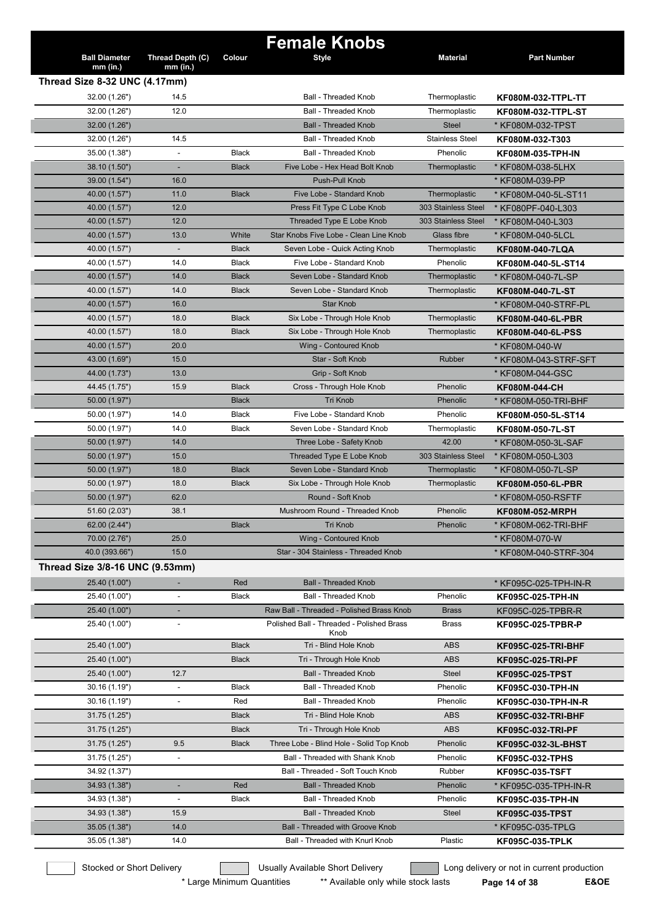# Female Knobs

| Ball Diameter mm (in.) | Thread Depth (C) mm (in.) | Colour | Style | Material | Part Number |
|---|---|---|---|---|---|
| **Thread Size 8-32 UNC (4.17mm)** | | | | | |
| 32.00 (1.26") | 14.5 | | Ball - Threaded Knob | Thermoplastic | **KF080M-032-TTPL-TT** |
| 32.00 (1.26") | 12.0 | | Ball - Threaded Knob | Thermoplastic | **KF080M-032-TTPL-ST** |
| 32.00 (1.26") | | | Ball - Threaded Knob | Steel | * KF080M-032-TPST |
| 32.00 (1.26") | 14.5 | | Ball - Threaded Knob | Stainless Steel | **KF080M-032-T303** |
| 35.00 (1.38") | - | Black | Ball - Threaded Knob | Phenolic | **KF080M-035-TPH-IN** |
| 38.10 (1.50") | - | Black | Five Lobe - Hex Head Bolt Knob | Thermoplastic | * KF080M-038-5LHX |
| 39.00 (1.54") | 16.0 | | Push-Pull Knob | | * KF080M-039-PP |
| 40.00 (1.57") | 11.0 | Black | Five Lobe - Standard Knob | Thermoplastic | * KF080M-040-5L-ST11 |
| 40.00 (1.57") | 12.0 | | Press Fit Type C Lobe Knob | 303 Stainless Steel | * KF080PF-040-L303 |
| 40.00 (1.57") | 12.0 | | Threaded Type E Lobe Knob | 303 Stainless Steel | * KF080M-040-L303 |
| 40.00 (1.57") | 13.0 | White | Star Knobs Five Lobe - Clean Line Knob | Glass fibre | * KF080M-040-5LCL |
| 40.00 (1.57") | - | Black | Seven Lobe - Quick Acting Knob | Thermoplastic | **KF080M-040-7LQA** |
| 40.00 (1.57") | 14.0 | Black | Five Lobe - Standard Knob | Phenolic | **KF080M-040-5L-ST14** |
| 40.00 (1.57") | 14.0 | Black | Seven Lobe - Standard Knob | Thermoplastic | * KF080M-040-7L-SP |
| 40.00 (1.57") | 14.0 | Black | Seven Lobe - Standard Knob | Thermoplastic | **KF080M-040-7L-ST** |
| 40.00 (1.57") | 16.0 | | Star Knob | | * KF080M-040-STRF-PL |
| 40.00 (1.57") | 18.0 | Black | Six Lobe - Through Hole Knob | Thermoplastic | **KF080M-040-6L-PBR** |
| 40.00 (1.57") | 18.0 | Black | Six Lobe - Through Hole Knob | Thermoplastic | **KF080M-040-6L-PSS** |
| 40.00 (1.57") | 20.0 | | Wing - Contoured Knob | | * KF080M-040-W |
| 43.00 (1.69") | 15.0 | | Star - Soft Knob | Rubber | * KF080M-043-STRF-SFT |
| 44.00 (1.73") | 13.0 | | Grip - Soft Knob | | * KF080M-044-GSC |
| 44.45 (1.75") | 15.9 | Black | Cross - Through Hole Knob | Phenolic | **KF080M-044-CH** |
| 50.00 (1.97") | | Black | Tri Knob | Phenolic | * KF080M-050-TRI-BHF |
| 50.00 (1.97") | 14.0 | Black | Five Lobe - Standard Knob | Phenolic | **KF080M-050-5L-ST14** |
| 50.00 (1.97") | 14.0 | Black | Seven Lobe - Standard Knob | Thermoplastic | **KF080M-050-7L-ST** |
| 50.00 (1.97") | 14.0 | | Three Lobe - Safety Knob | 42.00 | * KF080M-050-3L-SAF |
| 50.00 (1.97") | 15.0 | | Threaded Type E Lobe Knob | 303 Stainless Steel | * KF080M-050-L303 |
| 50.00 (1.97") | 18.0 | Black | Seven Lobe - Standard Knob | Thermoplastic | * KF080M-050-7L-SP |
| 50.00 (1.97") | 18.0 | Black | Six Lobe - Through Hole Knob | Thermoplastic | **KF080M-050-6L-PBR** |
| 50.00 (1.97") | 62.0 | | Round - Soft Knob | | * KF080M-050-RSFTF |
| 51.60 (2.03") | 38.1 | | Mushroom Round - Threaded Knob | Phenolic | **KF080M-052-MRPH** |
| 62.00 (2.44") | | Black | Tri Knob | Phenolic | * KF080M-062-TRI-BHF |
| 70.00 (2.76") | 25.0 | | Wing - Contoured Knob | | * KF080M-070-W |
| 40.0 (393.66") | 15.0 | | Star - 304 Stainless - Threaded Knob | | * KF080M-040-STRF-304 |
| **Thread Size 3/8-16 UNC (9.53mm)** | | | | | |
| 25.40 (1.00") | - | Red | Ball - Threaded Knob | | * KF095C-025-TPH-IN-R |
| 25.40 (1.00") | - | Black | Ball - Threaded Knob | Phenolic | **KF095C-025-TPH-IN** |
| 25.40 (1.00") | - | | Raw Ball - Threaded - Polished Brass Knob | Brass | KF095C-025-TPBR-R |
| 25.40 (1.00") | - | | Polished Ball - Threaded - Polished Brass Knob | Brass | **KF095C-025-TPBR-P** |
| 25.40 (1.00") | | Black | Tri - Blind Hole Knob | ABS | **KF095C-025-TRI-BHF** |
| 25.40 (1.00") | | Black | Tri - Through Hole Knob | ABS | **KF095C-025-TRI-PF** |
| 25.40 (1.00") | 12.7 | | Ball - Threaded Knob | Steel | **KF095C-025-TPST** |
| 30.16 (1.19") | - | Black | Ball - Threaded Knob | Phenolic | **KF095C-030-TPH-IN** |
| 30.16 (1.19") | - | Red | Ball - Threaded Knob | Phenolic | **KF095C-030-TPH-IN-R** |
| 31.75 (1.25") | | Black | Tri - Blind Hole Knob | ABS | **KF095C-032-TRI-BHF** |
| 31.75 (1.25") | | Black | Tri - Through Hole Knob | ABS | **KF095C-032-TRI-PF** |
| 31.75 (1.25") | 9.5 | Black | Three Lobe - Blind Hole - Solid Top Knob | Phenolic | **KF095C-032-3L-BHST** |
| 31.75 (1.25") | - | | Ball - Threaded with Shank Knob | Phenolic | **KF095C-032-TPHS** |
| 34.92 (1.37") | | | Ball - Threaded - Soft Touch Knob | Rubber | **KF095C-035-TSFT** |
| 34.93 (1.38") | - | Red | Ball - Threaded Knob | Phenolic | * KF095C-035-TPH-IN-R |
| 34.93 (1.38") | - | Black | Ball - Threaded Knob | Phenolic | **KF095C-035-TPH-IN** |
| 34.93 (1.38") | 15.9 | | Ball - Threaded Knob | Steel | **KF095C-035-TPST** |
| 35.05 (1.38") | 14.0 | | Ball - Threaded with Groove Knob | | * KF095C-035-TPLG |
| 35.05 (1.38") | 14.0 | | Ball - Threaded with Knurl Knob | Plastic | **KF095C-035-TPLK** |

Stocked or Short Delivery | Usually Available Short Delivery | Long delivery or not in current production

\* Large Minimum Quantities ** Available only while stock lasts

E&OE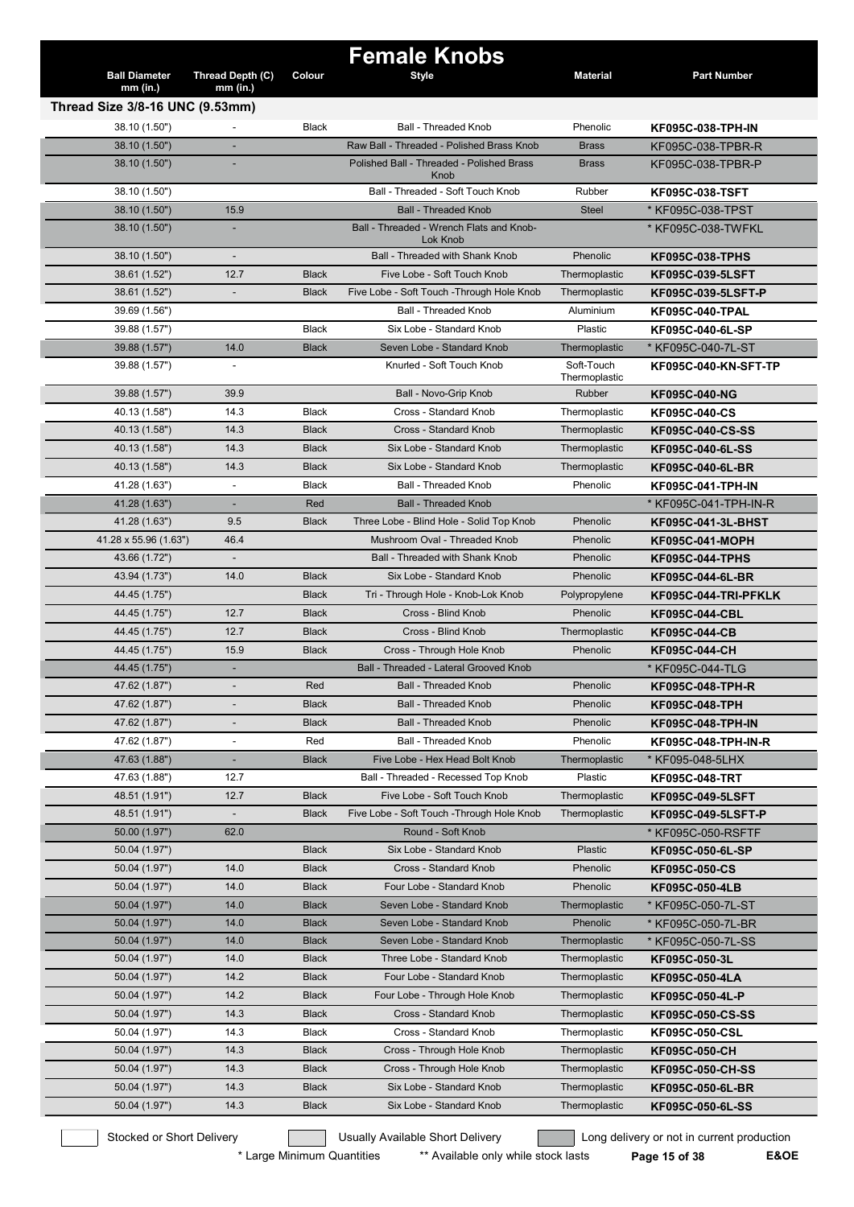# Female Knobs

| Ball Diameter mm (in.) | Thread Depth (C) mm (in.) | Colour | Style | Material | Part Number |
|---|---|---|---|---|---|
| **Thread Size 3/8-16 UNC (9.53mm)** | | | | | |
| 38.10 (1.50") | - | Black | Ball - Threaded Knob | Phenolic | **KF095C-038-TPH-IN** |
| 38.10 (1.50") | - | | Raw Ball - Threaded - Polished Brass Knob | Brass | KF095C-038-TPBR-R |
| 38.10 (1.50") | - | | Polished Ball - Threaded - Polished Brass Knob | Brass | KF095C-038-TPBR-P |
| 38.10 (1.50") | | | Ball - Threaded - Soft Touch Knob | Rubber | **KF095C-038-TSFT** |
| 38.10 (1.50") | 15.9 | | Ball - Threaded Knob | Steel | * KF095C-038-TPST |
| 38.10 (1.50") | - | | Ball - Threaded - Wrench Flats and Knob-Lok Knob | | * KF095C-038-TWFKL |
| 38.10 (1.50") | - | | Ball - Threaded with Shank Knob | Phenolic | **KF095C-038-TPHS** |
| 38.61 (1.52") | 12.7 | Black | Five Lobe - Soft Touch Knob | Thermoplastic | **KF095C-039-5LSFT** |
| 38.61 (1.52") | - | Black | Five Lobe - Soft Touch -Through Hole Knob | Thermoplastic | **KF095C-039-5LSFT-P** |
| 39.69 (1.56") | | | Ball - Threaded Knob | Aluminium | **KF095C-040-TPAL** |
| 39.88 (1.57") | | Black | Six Lobe - Standard Knob | Plastic | **KF095C-040-6L-SP** |
| 39.88 (1.57") | 14.0 | Black | Seven Lobe - Standard Knob | Thermoplastic | * KF095C-040-7L-ST |
| 39.88 (1.57") | - | | Knurled - Soft Touch Knob | Soft-Touch Thermoplastic | **KF095C-040-KN-SFT-TP** |
| 39.88 (1.57") | 39.9 | | Ball - Novo-Grip Knob | Rubber | **KF095C-040-NG** |
| 40.13 (1.58") | 14.3 | Black | Cross - Standard Knob | Thermoplastic | **KF095C-040-CS** |
| 40.13 (1.58") | 14.3 | Black | Cross - Standard Knob | Thermoplastic | **KF095C-040-CS-SS** |
| 40.13 (1.58") | 14.3 | Black | Six Lobe - Standard Knob | Thermoplastic | **KF095C-040-6L-SS** |
| 40.13 (1.58") | 14.3 | Black | Six Lobe - Standard Knob | Thermoplastic | **KF095C-040-6L-BR** |
| 41.28 (1.63") | - | Black | Ball - Threaded Knob | Phenolic | **KF095C-041-TPH-IN** |
| 41.28 (1.63") | - | Red | Ball - Threaded Knob | | * KF095C-041-TPH-IN-R |
| 41.28 (1.63") | 9.5 | Black | Three Lobe - Blind Hole - Solid Top Knob | Phenolic | **KF095C-041-3L-BHST** |
| 41.28 x 55.96 (1.63") | 46.4 | | Mushroom Oval - Threaded Knob | Phenolic | **KF095C-041-MOPH** |
| 43.66 (1.72") | - | | Ball - Threaded with Shank Knob | Phenolic | **KF095C-044-TPHS** |
| 43.94 (1.73") | 14.0 | Black | Six Lobe - Standard Knob | Phenolic | **KF095C-044-6L-BR** |
| 44.45 (1.75") | | Black | Tri - Through Hole - Knob-Lok Knob | Polypropylene | **KF095C-044-TRI-PFKLK** |
| 44.45 (1.75") | 12.7 | Black | Cross - Blind Knob | Phenolic | **KF095C-044-CBL** |
| 44.45 (1.75") | 12.7 | Black | Cross - Blind Knob | Thermoplastic | **KF095C-044-CB** |
| 44.45 (1.75") | 15.9 | Black | Cross - Through Hole Knob | Phenolic | **KF095C-044-CH** |
| 44.45 (1.75") | - | | Ball - Threaded - Lateral Grooved Knob | | * KF095C-044-TLG |
| 47.62 (1.87") | - | Red | Ball - Threaded Knob | Phenolic | **KF095C-048-TPH-R** |
| 47.62 (1.87") | - | Black | Ball - Threaded Knob | Phenolic | **KF095C-048-TPH** |
| 47.62 (1.87") | - | Black | Ball - Threaded Knob | Phenolic | **KF095C-048-TPH-IN** |
| 47.62 (1.87") | - | Red | Ball - Threaded Knob | Phenolic | **KF095C-048-TPH-IN-R** |
| 47.63 (1.88") | - | Black | Five Lobe - Hex Head Bolt Knob | Thermoplastic | * KF095-048-5LHX |
| 47.63 (1.88") | 12.7 | | Ball - Threaded - Recessed Top Knob | Plastic | **KF095C-048-TRT** |
| 48.51 (1.91") | 12.7 | Black | Five Lobe - Soft Touch Knob | Thermoplastic | **KF095C-049-5LSFT** |
| 48.51 (1.91") | - | Black | Five Lobe - Soft Touch -Through Hole Knob | Thermoplastic | **KF095C-049-5LSFT-P** |
| 50.00 (1.97") | 62.0 | | Round - Soft Knob | | * KF095C-050-RSFTF |
| 50.04 (1.97") | | Black | Six Lobe - Standard Knob | Plastic | **KF095C-050-6L-SP** |
| 50.04 (1.97") | 14.0 | Black | Cross - Standard Knob | Phenolic | **KF095C-050-CS** |
| 50.04 (1.97") | 14.0 | Black | Four Lobe - Standard Knob | Phenolic | **KF095C-050-4LB** |
| 50.04 (1.97") | 14.0 | Black | Seven Lobe - Standard Knob | Thermoplastic | * KF095C-050-7L-ST |
| 50.04 (1.97") | 14.0 | Black | Seven Lobe - Standard Knob | Phenolic | * KF095C-050-7L-BR |
| 50.04 (1.97") | 14.0 | Black | Seven Lobe - Standard Knob | Thermoplastic | * KF095C-050-7L-SS |
| 50.04 (1.97") | 14.0 | Black | Three Lobe - Standard Knob | Thermoplastic | **KF095C-050-3L** |
| 50.04 (1.97") | 14.2 | Black | Four Lobe - Standard Knob | Thermoplastic | **KF095C-050-4LA** |
| 50.04 (1.97") | 14.2 | Black | Four Lobe - Through Hole Knob | Thermoplastic | **KF095C-050-4L-P** |
| 50.04 (1.97") | 14.3 | Black | Cross - Standard Knob | Thermoplastic | **KF095C-050-CS-SS** |
| 50.04 (1.97") | 14.3 | Black | Cross - Standard Knob | Thermoplastic | **KF095C-050-CSL** |
| 50.04 (1.97") | 14.3 | Black | Cross - Through Hole Knob | Thermoplastic | **KF095C-050-CH** |
| 50.04 (1.97") | 14.3 | Black | Cross - Through Hole Knob | Thermoplastic | **KF095C-050-CH-SS** |
| 50.04 (1.97") | 14.3 | Black | Six Lobe - Standard Knob | Thermoplastic | **KF095C-050-6L-BR** |
| 50.04 (1.97") | 14.3 | Black | Six Lobe - Standard Knob | Thermoplastic | **KF095C-050-6L-SS** |

Stocked or Short Delivery | Usually Available Short Delivery | Long delivery or not in current production

\* Large Minimum Quantities ** Available only while stock lasts E&OE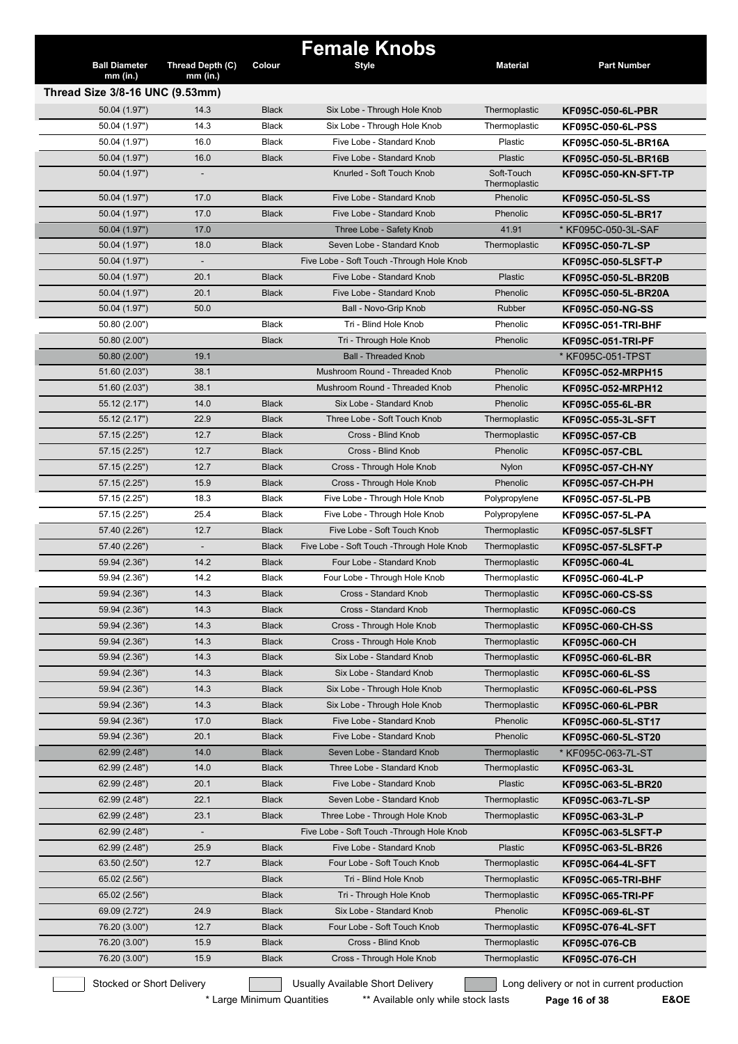# Female Knobs

| Ball Diameter mm (in.) | Thread Depth (C) mm (in.) | Colour | Style | Material | Part Number |
|---|---|---|---|---|---|
| **Thread Size 3/8-16 UNC (9.53mm)** | | | | | |
| 50.04 (1.97") | 14.3 | Black | Six Lobe - Through Hole Knob | Thermoplastic | **KF095C-050-6L-PBR** |
| 50.04 (1.97") | 14.3 | Black | Six Lobe - Through Hole Knob | Thermoplastic | **KF095C-050-6L-PSS** |
| 50.04 (1.97") | 16.0 | Black | Five Lobe - Standard Knob | Plastic | **KF095C-050-5L-BR16A** |
| 50.04 (1.97") | 16.0 | Black | Five Lobe - Standard Knob | Plastic | **KF095C-050-5L-BR16B** |
| 50.04 (1.97") | - | | Knurled - Soft Touch Knob | Soft-Touch Thermoplastic | **KF095C-050-KN-SFT-TP** |
| 50.04 (1.97") | 17.0 | Black | Five Lobe - Standard Knob | Phenolic | **KF095C-050-5L-SS** |
| 50.04 (1.97") | 17.0 | Black | Five Lobe - Standard Knob | Phenolic | **KF095C-050-5L-BR17** |
| 50.04 (1.97") | 17.0 | | Three Lobe - Safety Knob | 41.91 | * KF095C-050-3L-SAF |
| 50.04 (1.97") | 18.0 | Black | Seven Lobe - Standard Knob | Thermoplastic | **KF095C-050-7L-SP** |
| 50.04 (1.97") | - | | Five Lobe - Soft Touch -Through Hole Knob | | **KF095C-050-5LSFT-P** |
| 50.04 (1.97") | 20.1 | Black | Five Lobe - Standard Knob | Plastic | **KF095C-050-5L-BR20B** |
| 50.04 (1.97") | 20.1 | Black | Five Lobe - Standard Knob | Phenolic | **KF095C-050-5L-BR20A** |
| 50.04 (1.97") | 50.0 | | Ball - Novo-Grip Knob | Rubber | **KF095C-050-NG-SS** |
| 50.80 (2.00") | | Black | Tri - Blind Hole Knob | Phenolic | **KF095C-051-TRI-BHF** |
| 50.80 (2.00") | | Black | Tri - Through Hole Knob | Phenolic | **KF095C-051-TRI-PF** |
| 50.80 (2.00") | 19.1 | | Ball - Threaded Knob | | * KF095C-051-TPST |
| 51.60 (2.03") | 38.1 | | Mushroom Round - Threaded Knob | Phenolic | **KF095C-052-MRPH15** |
| 51.60 (2.03") | 38.1 | | Mushroom Round - Threaded Knob | Phenolic | **KF095C-052-MRPH12** |
| 55.12 (2.17") | 14.0 | Black | Six Lobe - Standard Knob | Phenolic | **KF095C-055-6L-BR** |
| 55.12 (2.17") | 22.9 | Black | Three Lobe - Soft Touch Knob | Thermoplastic | **KF095C-055-3L-SFT** |
| 57.15 (2.25") | 12.7 | Black | Cross - Blind Knob | Thermoplastic | **KF095C-057-CB** |
| 57.15 (2.25") | 12.7 | Black | Cross - Blind Knob | Phenolic | **KF095C-057-CBL** |
| 57.15 (2.25") | 12.7 | Black | Cross - Through Hole Knob | Nylon | **KF095C-057-CH-NY** |
| 57.15 (2.25") | 15.9 | Black | Cross - Through Hole Knob | Phenolic | **KF095C-057-CH-PH** |
| 57.15 (2.25") | 18.3 | Black | Five Lobe - Through Hole Knob | Polypropylene | **KF095C-057-5L-PB** |
| 57.15 (2.25") | 25.4 | Black | Five Lobe - Through Hole Knob | Polypropylene | **KF095C-057-5L-PA** |
| 57.40 (2.26") | 12.7 | Black | Five Lobe - Soft Touch Knob | Thermoplastic | **KF095C-057-5LSFT** |
| 57.40 (2.26") | - | Black | Five Lobe - Soft Touch -Through Hole Knob | Thermoplastic | **KF095C-057-5LSFT-P** |
| 59.94 (2.36") | 14.2 | Black | Four Lobe - Standard Knob | Thermoplastic | **KF095C-060-4L** |
| 59.94 (2.36") | 14.2 | Black | Four Lobe - Through Hole Knob | Thermoplastic | **KF095C-060-4L-P** |
| 59.94 (2.36") | 14.3 | Black | Cross - Standard Knob | Thermoplastic | **KF095C-060-CS-SS** |
| 59.94 (2.36") | 14.3 | Black | Cross - Standard Knob | Thermoplastic | **KF095C-060-CS** |
| 59.94 (2.36") | 14.3 | Black | Cross - Through Hole Knob | Thermoplastic | **KF095C-060-CH-SS** |
| 59.94 (2.36") | 14.3 | Black | Cross - Through Hole Knob | Thermoplastic | **KF095C-060-CH** |
| 59.94 (2.36") | 14.3 | Black | Six Lobe - Standard Knob | Thermoplastic | **KF095C-060-6L-BR** |
| 59.94 (2.36") | 14.3 | Black | Six Lobe - Standard Knob | Thermoplastic | **KF095C-060-6L-SS** |
| 59.94 (2.36") | 14.3 | Black | Six Lobe - Through Hole Knob | Thermoplastic | **KF095C-060-6L-PSS** |
| 59.94 (2.36") | 14.3 | Black | Six Lobe - Through Hole Knob | Thermoplastic | **KF095C-060-6L-PBR** |
| 59.94 (2.36") | 17.0 | Black | Five Lobe - Standard Knob | Phenolic | **KF095C-060-5L-ST17** |
| 59.94 (2.36") | 20.1 | Black | Five Lobe - Standard Knob | Phenolic | **KF095C-060-5L-ST20** |
| 62.99 (2.48") | 14.0 | Black | Seven Lobe - Standard Knob | Thermoplastic | * KF095C-063-7L-ST |
| 62.99 (2.48") | 14.0 | Black | Three Lobe - Standard Knob | Thermoplastic | **KF095C-063-3L** |
| 62.99 (2.48") | 20.1 | Black | Five Lobe - Standard Knob | Plastic | **KF095C-063-5L-BR20** |
| 62.99 (2.48") | 22.1 | Black | Seven Lobe - Standard Knob | Thermoplastic | **KF095C-063-7L-SP** |
| 62.99 (2.48") | 23.1 | Black | Three Lobe - Through Hole Knob | Thermoplastic | **KF095C-063-3L-P** |
| 62.99 (2.48") | - | | Five Lobe - Soft Touch -Through Hole Knob | | **KF095C-063-5LSFT-P** |
| 62.99 (2.48") | 25.9 | Black | Five Lobe - Standard Knob | Plastic | **KF095C-063-5L-BR26** |
| 63.50 (2.50") | 12.7 | Black | Four Lobe - Soft Touch Knob | Thermoplastic | **KF095C-064-4L-SFT** |
| 65.02 (2.56") | | Black | Tri - Blind Hole Knob | Thermoplastic | **KF095C-065-TRI-BHF** |
| 65.02 (2.56") | | Black | Tri - Through Hole Knob | Thermoplastic | **KF095C-065-TRI-PF** |
| 69.09 (2.72") | 24.9 | Black | Six Lobe - Standard Knob | Phenolic | **KF095C-069-6L-ST** |
| 76.20 (3.00") | 12.7 | Black | Four Lobe - Soft Touch Knob | Thermoplastic | **KF095C-076-4L-SFT** |
| 76.20 (3.00") | 15.9 | Black | Cross - Blind Knob | Thermoplastic | **KF095C-076-CB** |
| 76.20 (3.00") | 15.9 | Black | Cross - Through Hole Knob | Thermoplastic | **KF095C-076-CH** |

Stocked or Short Delivery | Usually Available Short Delivery | Long delivery or not in current production

\* Large Minimum Quantities ** Available only while stock lasts E&OE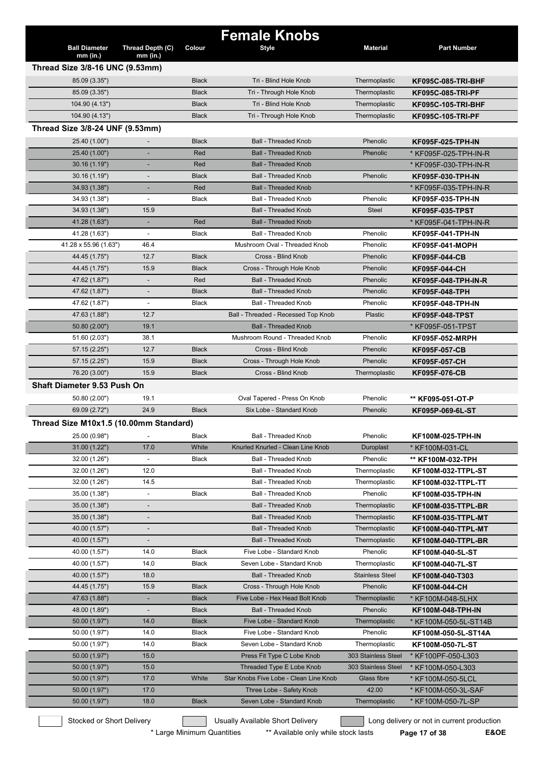# Female Knobs

| Ball Diameter mm (in.) | Thread Depth (C) mm (in.) | Colour | Style | Material | Part Number |
|---|---|---|---|---|---|
| **Thread Size 3/8-16 UNC (9.53mm)** | | | | | |
| 85.09 (3.35") | | Black | Tri - Blind Hole Knob | Thermoplastic | **KF095C-085-TRI-BHF** |
| 85.09 (3.35") | | Black | Tri - Through Hole Knob | Thermoplastic | **KF095C-085-TRI-PF** |
| 104.90 (4.13") | | Black | Tri - Blind Hole Knob | Thermoplastic | **KF095C-105-TRI-BHF** |
| 104.90 (4.13") | | Black | Tri - Through Hole Knob | Thermoplastic | **KF095C-105-TRI-PF** |
| **Thread Size 3/8-24 UNF (9.53mm)** | | | | | |
| 25.40 (1.00") | - | Black | Ball - Threaded Knob | Phenolic | **KF095F-025-TPH-IN** |
| 25.40 (1.00") | - | Red | Ball - Threaded Knob | Phenolic | * KF095F-025-TPH-IN-R |
| 30.16 (1.19") | - | Red | Ball - Threaded Knob | | * KF095F-030-TPH-IN-R |
| 30.16 (1.19") | - | Black | Ball - Threaded Knob | Phenolic | **KF095F-030-TPH-IN** |
| 34.93 (1.38") | - | Red | Ball - Threaded Knob | | * KF095F-035-TPH-IN-R |
| 34.93 (1.38") | - | Black | Ball - Threaded Knob | Phenolic | **KF095F-035-TPH-IN** |
| 34.93 (1.38") | 15.9 | | Ball - Threaded Knob | Steel | **KF095F-035-TPST** |
| 41.28 (1.63") | - | Red | Ball - Threaded Knob | | * KF095F-041-TPH-IN-R |
| 41.28 (1.63") | - | Black | Ball - Threaded Knob | Phenolic | **KF095F-041-TPH-IN** |
| 41.28 x 55.96 (1.63") | 46.4 | | Mushroom Oval - Threaded Knob | Phenolic | **KF095F-041-MOPH** |
| 44.45 (1.75") | 12.7 | Black | Cross - Blind Knob | Phenolic | **KF095F-044-CB** |
| 44.45 (1.75") | 15.9 | Black | Cross - Through Hole Knob | Phenolic | **KF095F-044-CH** |
| 47.62 (1.87") | - | Red | Ball - Threaded Knob | Phenolic | **KF095F-048-TPH-IN-R** |
| 47.62 (1.87") | - | Black | Ball - Threaded Knob | Phenolic | **KF095F-048-TPH** |
| 47.62 (1.87") | - | Black | Ball - Threaded Knob | Phenolic | **KF095F-048-TPH-IN** |
| 47.63 (1.88") | 12.7 | | Ball - Threaded - Recessed Top Knob | Plastic | **KF095F-048-TPST** |
| 50.80 (2.00") | 19.1 | | Ball - Threaded Knob | | * KF095F-051-TPST |
| 51.60 (2.03") | 38.1 | | Mushroom Round - Threaded Knob | Phenolic | **KF095F-052-MRPH** |
| 57.15 (2.25") | 12.7 | Black | Cross - Blind Knob | Phenolic | **KF095F-057-CB** |
| 57.15 (2.25") | 15.9 | Black | Cross - Through Hole Knob | Phenolic | **KF095F-057-CH** |
| 76.20 (3.00") | 15.9 | Black | Cross - Blind Knob | Thermoplastic | **KF095F-076-CB** |
| **Shaft Diameter 9.53 Push On** | | | | | |
| 50.80 (2.00") | 19.1 | | Oval Tapered - Press On Knob | Phenolic | ** KF095-051-OT-P |
| 69.09 (2.72") | 24.9 | Black | Six Lobe - Standard Knob | Phenolic | **KF095P-069-6L-ST** |
| **Thread Size M10x1.5 (10.00mm Standard)** | | | | | |
| 25.00 (0.98") | - | Black | Ball - Threaded Knob | Phenolic | **KF100M-025-TPH-IN** |
| 31.00 (1.22") | 17.0 | White | Knurled Knurled - Clean Line Knob | Duroplast | * KF100M-031-CL |
| 32.00 (1.26") | - | Black | Ball - Threaded Knob | Phenolic | ** KF100M-032-TPH |
| 32.00 (1.26") | 12.0 | | Ball - Threaded Knob | Thermoplastic | **KF100M-032-TTPL-ST** |
| 32.00 (1.26") | 14.5 | | Ball - Threaded Knob | Thermoplastic | **KF100M-032-TTPL-TT** |
| 35.00 (1.38") | - | Black | Ball - Threaded Knob | Phenolic | **KF100M-035-TPH-IN** |
| 35.00 (1.38") | - | | Ball - Threaded Knob | Thermoplastic | **KF100M-035-TTPL-BR** |
| 35.00 (1.38") | - | | Ball - Threaded Knob | Thermoplastic | **KF100M-035-TTPL-MT** |
| 40.00 (1.57") | - | | Ball - Threaded Knob | Thermoplastic | **KF100M-040-TTPL-MT** |
| 40.00 (1.57") | - | | Ball - Threaded Knob | Thermoplastic | **KF100M-040-TTPL-BR** |
| 40.00 (1.57") | 14.0 | Black | Five Lobe - Standard Knob | Phenolic | **KF100M-040-5L-ST** |
| 40.00 (1.57") | 14.0 | Black | Seven Lobe - Standard Knob | Thermoplastic | **KF100M-040-7L-ST** |
| 40.00 (1.57") | 18.0 | | Ball - Threaded Knob | Stainless Steel | **KF100M-040-T303** |
| 44.45 (1.75") | 15.9 | Black | Cross - Through Hole Knob | Phenolic | **KF100M-044-CH** |
| 47.63 (1.88") | - | Black | Five Lobe - Hex Head Bolt Knob | Thermoplastic | * KF100M-048-5LHX |
| 48.00 (1.89") | - | Black | Ball - Threaded Knob | Phenolic | **KF100M-048-TPH-IN** |
| 50.00 (1.97") | 14.0 | Black | Five Lobe - Standard Knob | Thermoplastic | * KF100M-050-5L-ST14B |
| 50.00 (1.97") | 14.0 | Black | Five Lobe - Standard Knob | Phenolic | **KF100M-050-5L-ST14A** |
| 50.00 (1.97") | 14.0 | Black | Seven Lobe - Standard Knob | Thermoplastic | **KF100M-050-7L-ST** |
| 50.00 (1.97") | 15.0 | | Press Fit Type C Lobe Knob | 303 Stainless Steel | * KF100PF-050-L303 |
| 50.00 (1.97") | 15.0 | | Threaded Type E Lobe Knob | 303 Stainless Steel | * KF100M-050-L303 |
| 50.00 (1.97") | 17.0 | White | Star Knobs Five Lobe - Clean Line Knob | Glass fibre | * KF100M-050-5LCL |
| 50.00 (1.97") | 17.0 | | Three Lobe - Safety Knob | 42.00 | * KF100M-050-3L-SAF |
| 50.00 (1.97") | 18.0 | Black | Seven Lobe - Standard Knob | Thermoplastic | * KF100M-050-7L-SP |

Stocked or Short Delivery | Usually Available Short Delivery | Long delivery or not in current production

\* Large Minimum Quantities &nbsp;&nbsp; ** Available only while stock lasts &nbsp;&nbsp; E&OE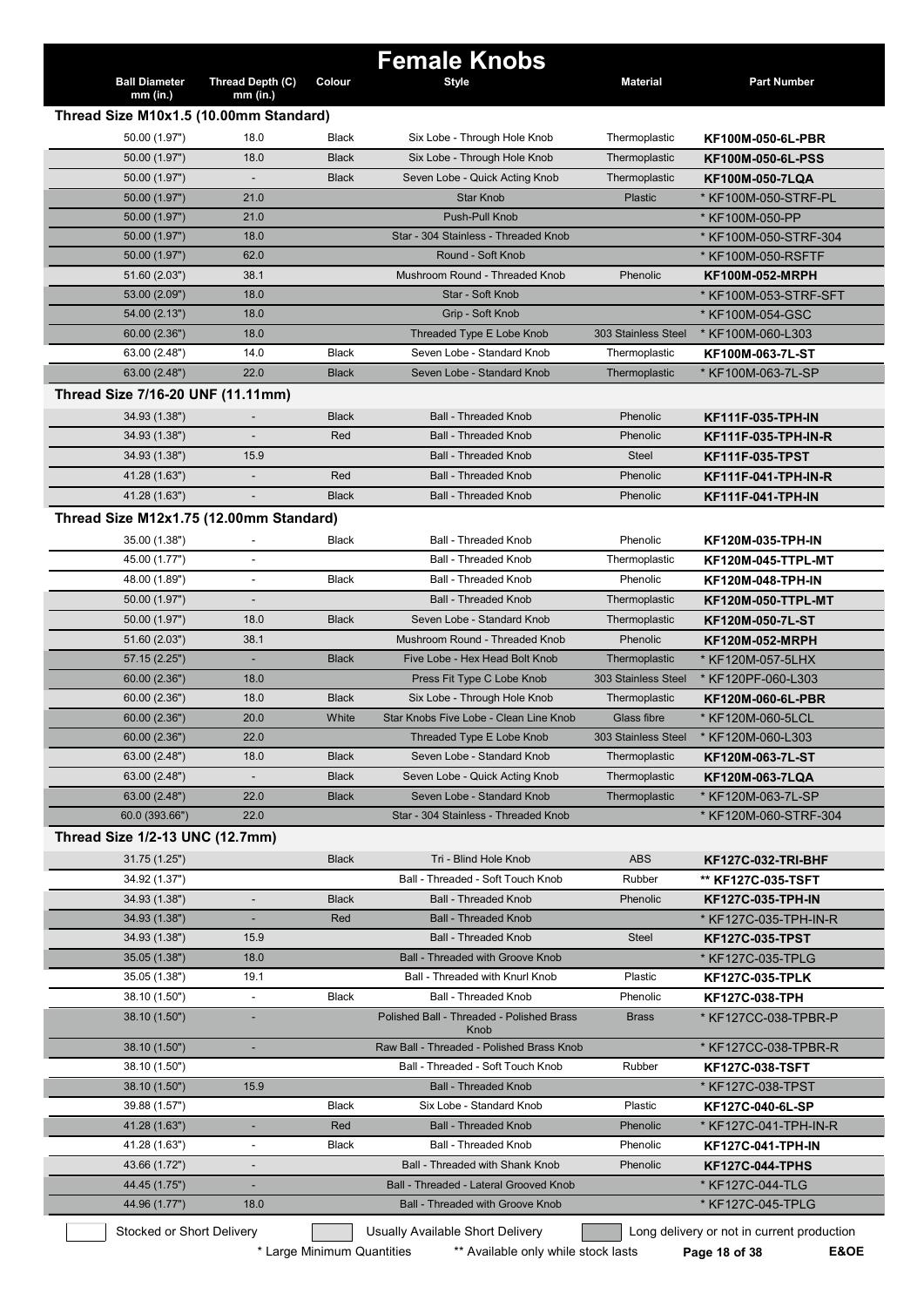# Female Knobs

| Ball Diameter mm (in.) | Thread Depth (C) mm (in.) | Colour | Style | Material | Part Number |
|---|---|---|---|---|---|
| **Thread Size M10x1.5 (10.00mm Standard)** | | | | | |
| 50.00 (1.97") | 18.0 | Black | Six Lobe - Through Hole Knob | Thermoplastic | **KF100M-050-6L-PBR** |
| 50.00 (1.97") | 18.0 | Black | Six Lobe - Through Hole Knob | Thermoplastic | **KF100M-050-6L-PSS** |
| 50.00 (1.97") | - | Black | Seven Lobe - Quick Acting Knob | Thermoplastic | **KF100M-050-7LQA** |
| 50.00 (1.97") | 21.0 | | Star Knob | Plastic | * KF100M-050-STRF-PL |
| 50.00 (1.97") | 21.0 | | Push-Pull Knob | | * KF100M-050-PP |
| 50.00 (1.97") | 18.0 | | Star - 304 Stainless - Threaded Knob | | * KF100M-050-STRF-304 |
| 50.00 (1.97") | 62.0 | | Round - Soft Knob | | * KF100M-050-RSFTF |
| 51.60 (2.03") | 38.1 | | Mushroom Round - Threaded Knob | Phenolic | **KF100M-052-MRPH** |
| 53.00 (2.09") | 18.0 | | Star - Soft Knob | | * KF100M-053-STRF-SFT |
| 54.00 (2.13") | 18.0 | | Grip - Soft Knob | | * KF100M-054-GSC |
| 60.00 (2.36") | 18.0 | | Threaded Type E Lobe Knob | 303 Stainless Steel | * KF100M-060-L303 |
| 63.00 (2.48") | 14.0 | Black | Seven Lobe - Standard Knob | Thermoplastic | **KF100M-063-7L-ST** |
| 63.00 (2.48") | 22.0 | Black | Seven Lobe - Standard Knob | Thermoplastic | * KF100M-063-7L-SP |
| **Thread Size 7/16-20 UNF (11.11mm)** | | | | | |
| 34.93 (1.38") | - | Black | Ball - Threaded Knob | Phenolic | **KF111F-035-TPH-IN** |
| 34.93 (1.38") | - | Red | Ball - Threaded Knob | Phenolic | **KF111F-035-TPH-IN-R** |
| 34.93 (1.38") | 15.9 | | Ball - Threaded Knob | Steel | **KF111F-035-TPST** |
| 41.28 (1.63") | - | Red | Ball - Threaded Knob | Phenolic | **KF111F-041-TPH-IN-R** |
| 41.28 (1.63") | - | Black | Ball - Threaded Knob | Phenolic | **KF111F-041-TPH-IN** |
| **Thread Size M12x1.75 (12.00mm Standard)** | | | | | |
| 35.00 (1.38") | - | Black | Ball - Threaded Knob | Phenolic | **KF120M-035-TPH-IN** |
| 45.00 (1.77") | - | | Ball - Threaded Knob | Thermoplastic | **KF120M-045-TTPL-MT** |
| 48.00 (1.89") | - | Black | Ball - Threaded Knob | Phenolic | **KF120M-048-TPH-IN** |
| 50.00 (1.97") | - | | Ball - Threaded Knob | Thermoplastic | **KF120M-050-TTPL-MT** |
| 50.00 (1.97") | 18.0 | Black | Seven Lobe - Standard Knob | Thermoplastic | **KF120M-050-7L-ST** |
| 51.60 (2.03") | 38.1 | | Mushroom Round - Threaded Knob | Phenolic | **KF120M-052-MRPH** |
| 57.15 (2.25") | - | Black | Five Lobe - Hex Head Bolt Knob | Thermoplastic | * KF120M-057-5LHX |
| 60.00 (2.36") | 18.0 | | Press Fit Type C Lobe Knob | 303 Stainless Steel | * KF120PF-060-L303 |
| 60.00 (2.36") | 18.0 | Black | Six Lobe - Through Hole Knob | Thermoplastic | **KF120M-060-6L-PBR** |
| 60.00 (2.36") | 20.0 | White | Star Knobs Five Lobe - Clean Line Knob | Glass fibre | * KF120M-060-5LCL |
| 60.00 (2.36") | 22.0 | | Threaded Type E Lobe Knob | 303 Stainless Steel | * KF120M-060-L303 |
| 63.00 (2.48") | 18.0 | Black | Seven Lobe - Standard Knob | Thermoplastic | **KF120M-063-7L-ST** |
| 63.00 (2.48") | - | Black | Seven Lobe - Quick Acting Knob | Thermoplastic | **KF120M-063-7LQA** |
| 63.00 (2.48") | 22.0 | Black | Seven Lobe - Standard Knob | Thermoplastic | * KF120M-063-7L-SP |
| 60.0 (393.66") | 22.0 | | Star - 304 Stainless - Threaded Knob | | * KF120M-060-STRF-304 |
| **Thread Size 1/2-13 UNC (12.7mm)** | | | | | |
| 31.75 (1.25") | | Black | Tri - Blind Hole Knob | ABS | **KF127C-032-TRI-BHF** |
| 34.92 (1.37") | | | Ball - Threaded - Soft Touch Knob | Rubber | ** **KF127C-035-TSFT** |
| 34.93 (1.38") | - | Black | Ball - Threaded Knob | Phenolic | **KF127C-035-TPH-IN** |
| 34.93 (1.38") | - | Red | Ball - Threaded Knob | | * KF127C-035-TPH-IN-R |
| 34.93 (1.38") | 15.9 | | Ball - Threaded Knob | Steel | **KF127C-035-TPST** |
| 35.05 (1.38") | 18.0 | | Ball - Threaded with Groove Knob | | * KF127C-035-TPLG |
| 35.05 (1.38") | 19.1 | | Ball - Threaded with Knurl Knob | Plastic | **KF127C-035-TPLK** |
| 38.10 (1.50") | - | Black | Ball - Threaded Knob | Phenolic | **KF127C-038-TPH** |
| 38.10 (1.50") | - | | Polished Ball - Threaded - Polished Brass Knob | Brass | * KF127CC-038-TPBR-P |
| 38.10 (1.50") | - | | Raw Ball - Threaded - Polished Brass Knob | | * KF127CC-038-TPBR-R |
| 38.10 (1.50") | | | Ball - Threaded - Soft Touch Knob | Rubber | **KF127C-038-TSFT** |
| 38.10 (1.50") | 15.9 | | Ball - Threaded Knob | | * KF127C-038-TPST |
| 39.88 (1.57") | | Black | Six Lobe - Standard Knob | Plastic | **KF127C-040-6L-SP** |
| 41.28 (1.63") | - | Red | Ball - Threaded Knob | Phenolic | * KF127C-041-TPH-IN-R |
| 41.28 (1.63") | - | Black | Ball - Threaded Knob | Phenolic | **KF127C-041-TPH-IN** |
| 43.66 (1.72") | - | | Ball - Threaded with Shank Knob | Phenolic | **KF127C-044-TPHS** |
| 44.45 (1.75") | - | | Ball - Threaded - Lateral Grooved Knob | | * KF127C-044-TLG |
| 44.96 (1.77") | 18.0 | | Ball - Threaded with Groove Knob | | * KF127C-045-TPLG |

Stocked or Short Delivery | Usually Available Short Delivery | Long delivery or not in current production

\* Large Minimum Quantities &nbsp;&nbsp; ** Available only while stock lasts &nbsp;&nbsp; E&OE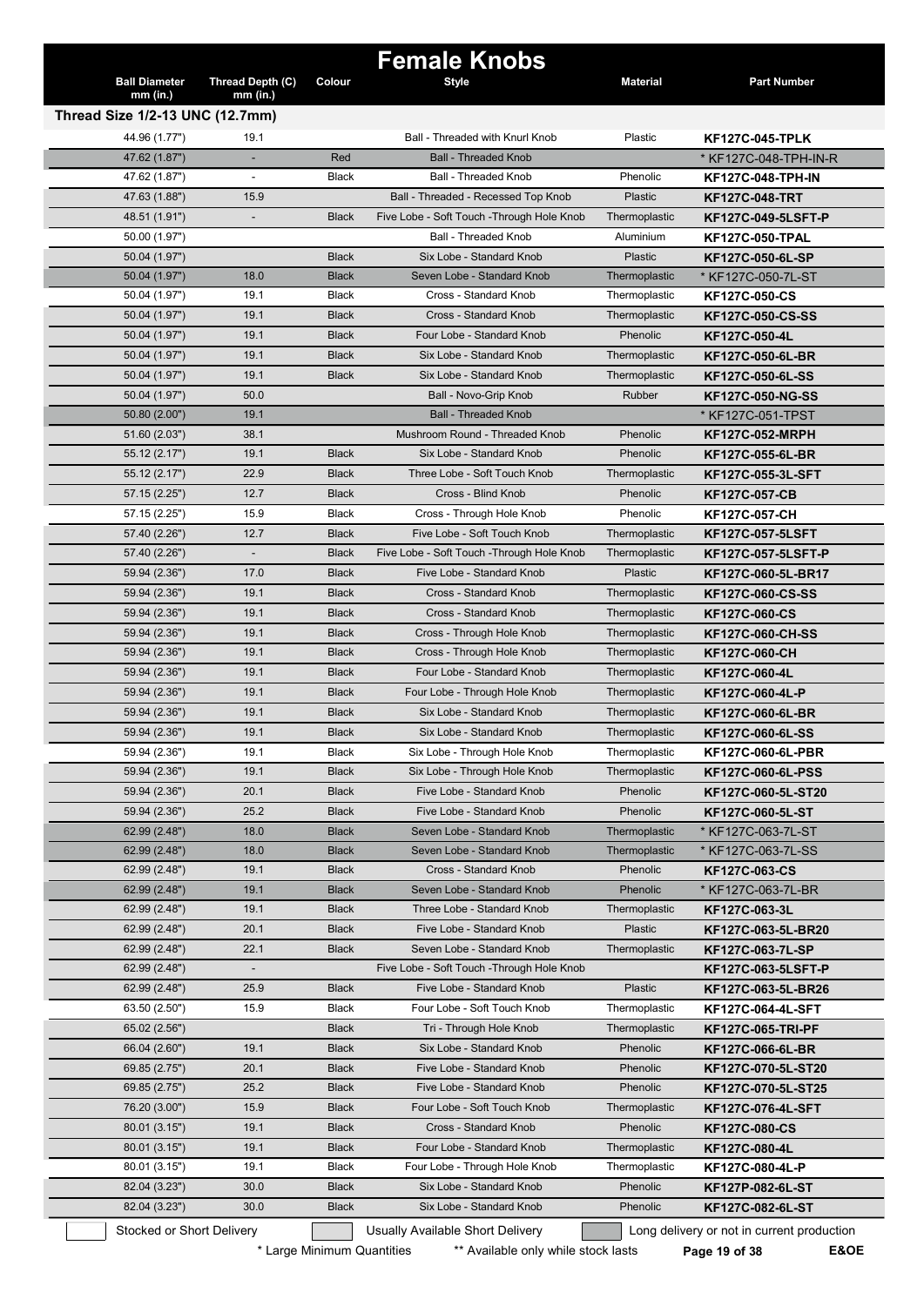# Female Knobs

| Ball Diameter mm (in.) | Thread Depth (C) mm (in.) | Colour | Style | Material | Part Number |
|---|---|---|---|---|---|
| **Thread Size 1/2-13 UNC (12.7mm)** | | | | | |
| 44.96 (1.77") | 19.1 | | Ball - Threaded with Knurl Knob | Plastic | **KF127C-045-TPLK** |
| 47.62 (1.87") | - | Red | Ball - Threaded Knob | | * KF127C-048-TPH-IN-R |
| 47.62 (1.87") | - | Black | Ball - Threaded Knob | Phenolic | **KF127C-048-TPH-IN** |
| 47.63 (1.88") | 15.9 | | Ball - Threaded - Recessed Top Knob | Plastic | **KF127C-048-TRT** |
| 48.51 (1.91") | - | Black | Five Lobe - Soft Touch -Through Hole Knob | Thermoplastic | **KF127C-049-5LSFT-P** |
| 50.00 (1.97") | | | Ball - Threaded Knob | Aluminium | **KF127C-050-TPAL** |
| 50.04 (1.97") | | Black | Six Lobe - Standard Knob | Plastic | **KF127C-050-6L-SP** |
| 50.04 (1.97") | 18.0 | Black | Seven Lobe - Standard Knob | Thermoplastic | * KF127C-050-7L-ST |
| 50.04 (1.97") | 19.1 | Black | Cross - Standard Knob | Thermoplastic | **KF127C-050-CS** |
| 50.04 (1.97") | 19.1 | Black | Cross - Standard Knob | Thermoplastic | **KF127C-050-CS-SS** |
| 50.04 (1.97") | 19.1 | Black | Four Lobe - Standard Knob | Phenolic | **KF127C-050-4L** |
| 50.04 (1.97") | 19.1 | Black | Six Lobe - Standard Knob | Thermoplastic | **KF127C-050-6L-BR** |
| 50.04 (1.97") | 19.1 | Black | Six Lobe - Standard Knob | Thermoplastic | **KF127C-050-6L-SS** |
| 50.04 (1.97") | 50.0 | | Ball - Novo-Grip Knob | Rubber | **KF127C-050-NG-SS** |
| 50.80 (2.00") | 19.1 | | Ball - Threaded Knob | | * KF127C-051-TPST |
| 51.60 (2.03") | 38.1 | | Mushroom Round - Threaded Knob | Phenolic | **KF127C-052-MRPH** |
| 55.12 (2.17") | 19.1 | Black | Six Lobe - Standard Knob | Phenolic | **KF127C-055-6L-BR** |
| 55.12 (2.17") | 22.9 | Black | Three Lobe - Soft Touch Knob | Thermoplastic | **KF127C-055-3L-SFT** |
| 57.15 (2.25") | 12.7 | Black | Cross - Blind Knob | Phenolic | **KF127C-057-CB** |
| 57.15 (2.25") | 15.9 | Black | Cross - Through Hole Knob | Phenolic | **KF127C-057-CH** |
| 57.40 (2.26") | 12.7 | Black | Five Lobe - Soft Touch Knob | Thermoplastic | **KF127C-057-5LSFT** |
| 57.40 (2.26") | - | Black | Five Lobe - Soft Touch -Through Hole Knob | Thermoplastic | **KF127C-057-5LSFT-P** |
| 59.94 (2.36") | 17.0 | Black | Five Lobe - Standard Knob | Plastic | **KF127C-060-5L-BR17** |
| 59.94 (2.36") | 19.1 | Black | Cross - Standard Knob | Thermoplastic | **KF127C-060-CS-SS** |
| 59.94 (2.36") | 19.1 | Black | Cross - Standard Knob | Thermoplastic | **KF127C-060-CS** |
| 59.94 (2.36") | 19.1 | Black | Cross - Through Hole Knob | Thermoplastic | **KF127C-060-CH-SS** |
| 59.94 (2.36") | 19.1 | Black | Cross - Through Hole Knob | Thermoplastic | **KF127C-060-CH** |
| 59.94 (2.36") | 19.1 | Black | Four Lobe - Standard Knob | Thermoplastic | **KF127C-060-4L** |
| 59.94 (2.36") | 19.1 | Black | Four Lobe - Through Hole Knob | Thermoplastic | **KF127C-060-4L-P** |
| 59.94 (2.36") | 19.1 | Black | Six Lobe - Standard Knob | Thermoplastic | **KF127C-060-6L-BR** |
| 59.94 (2.36") | 19.1 | Black | Six Lobe - Standard Knob | Thermoplastic | **KF127C-060-6L-SS** |
| 59.94 (2.36") | 19.1 | Black | Six Lobe - Through Hole Knob | Thermoplastic | **KF127C-060-6L-PBR** |
| 59.94 (2.36") | 19.1 | Black | Six Lobe - Through Hole Knob | Thermoplastic | **KF127C-060-6L-PSS** |
| 59.94 (2.36") | 20.1 | Black | Five Lobe - Standard Knob | Phenolic | **KF127C-060-5L-ST20** |
| 59.94 (2.36") | 25.2 | Black | Five Lobe - Standard Knob | Phenolic | **KF127C-060-5L-ST** |
| 62.99 (2.48") | 18.0 | Black | Seven Lobe - Standard Knob | Thermoplastic | * KF127C-063-7L-ST |
| 62.99 (2.48") | 18.0 | Black | Seven Lobe - Standard Knob | Thermoplastic | * KF127C-063-7L-SS |
| 62.99 (2.48") | 19.1 | Black | Cross - Standard Knob | Phenolic | **KF127C-063-CS** |
| 62.99 (2.48") | 19.1 | Black | Seven Lobe - Standard Knob | Phenolic | * KF127C-063-7L-BR |
| 62.99 (2.48") | 19.1 | Black | Three Lobe - Standard Knob | Thermoplastic | **KF127C-063-3L** |
| 62.99 (2.48") | 20.1 | Black | Five Lobe - Standard Knob | Plastic | **KF127C-063-5L-BR20** |
| 62.99 (2.48") | 22.1 | Black | Seven Lobe - Standard Knob | Thermoplastic | **KF127C-063-7L-SP** |
| 62.99 (2.48") | - | | Five Lobe - Soft Touch -Through Hole Knob | | **KF127C-063-5LSFT-P** |
| 62.99 (2.48") | 25.9 | Black | Five Lobe - Standard Knob | Plastic | **KF127C-063-5L-BR26** |
| 63.50 (2.50") | 15.9 | Black | Four Lobe - Soft Touch Knob | Thermoplastic | **KF127C-064-4L-SFT** |
| 65.02 (2.56") | | Black | Tri - Through Hole Knob | Thermoplastic | **KF127C-065-TRI-PF** |
| 66.04 (2.60") | 19.1 | Black | Six Lobe - Standard Knob | Phenolic | **KF127C-066-6L-BR** |
| 69.85 (2.75") | 20.1 | Black | Five Lobe - Standard Knob | Phenolic | **KF127C-070-5L-ST20** |
| 69.85 (2.75") | 25.2 | Black | Five Lobe - Standard Knob | Phenolic | **KF127C-070-5L-ST25** |
| 76.20 (3.00") | 15.9 | Black | Four Lobe - Soft Touch Knob | Thermoplastic | **KF127C-076-4L-SFT** |
| 80.01 (3.15") | 19.1 | Black | Cross - Standard Knob | Phenolic | **KF127C-080-CS** |
| 80.01 (3.15") | 19.1 | Black | Four Lobe - Standard Knob | Thermoplastic | **KF127C-080-4L** |
| 80.01 (3.15") | 19.1 | Black | Four Lobe - Through Hole Knob | Thermoplastic | **KF127C-080-4L-P** |
| 82.04 (3.23") | 30.0 | Black | Six Lobe - Standard Knob | Phenolic | **KF127P-082-6L-ST** |
| 82.04 (3.23") | 30.0 | Black | Six Lobe - Standard Knob | Phenolic | **KF127C-082-6L-ST** |

Stocked or Short Delivery | Usually Available Short Delivery | Long delivery or not in current production

\* Large Minimum Quantities ** Available only while stock lasts

E&OE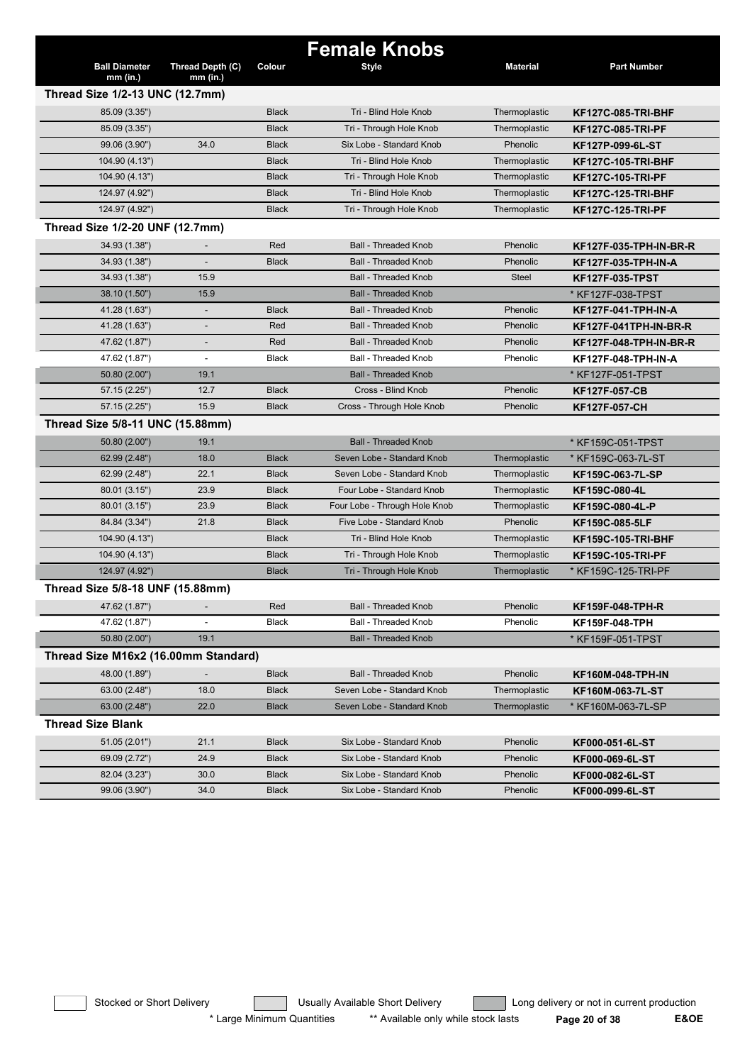# Female Knobs

| Ball Diameter mm (in.) | Thread Depth (C) mm (in.) | Colour | Style | Material | Part Number |
|---|---|---|---|---|---|
| **Thread Size 1/2-13 UNC (12.7mm)** | | | | | |
| 85.09 (3.35") | | Black | Tri - Blind Hole Knob | Thermoplastic | **KF127C-085-TRI-BHF** |
| 85.09 (3.35") | | Black | Tri - Through Hole Knob | Thermoplastic | **KF127C-085-TRI-PF** |
| 99.06 (3.90") | 34.0 | Black | Six Lobe - Standard Knob | Phenolic | **KF127P-099-6L-ST** |
| 104.90 (4.13") | | Black | Tri - Blind Hole Knob | Thermoplastic | **KF127C-105-TRI-BHF** |
| 104.90 (4.13") | | Black | Tri - Through Hole Knob | Thermoplastic | **KF127C-105-TRI-PF** |
| 124.97 (4.92") | | Black | Tri - Blind Hole Knob | Thermoplastic | **KF127C-125-TRI-BHF** |
| 124.97 (4.92") | | Black | Tri - Through Hole Knob | Thermoplastic | **KF127C-125-TRI-PF** |
| **Thread Size 1/2-20 UNF (12.7mm)** | | | | | |
| 34.93 (1.38") | - | Red | Ball - Threaded Knob | Phenolic | **KF127F-035-TPH-IN-BR-R** |
| 34.93 (1.38") | - | Black | Ball - Threaded Knob | Phenolic | **KF127F-035-TPH-IN-A** |
| 34.93 (1.38") | 15.9 | | Ball - Threaded Knob | Steel | **KF127F-035-TPST** |
| 38.10 (1.50") | 15.9 | | Ball - Threaded Knob | | * KF127F-038-TPST |
| 41.28 (1.63") | - | Black | Ball - Threaded Knob | Phenolic | **KF127F-041-TPH-IN-A** |
| 41.28 (1.63") | - | Red | Ball - Threaded Knob | Phenolic | **KF127F-041TPH-IN-BR-R** |
| 47.62 (1.87") | - | Red | Ball - Threaded Knob | Phenolic | **KF127F-048-TPH-IN-BR-R** |
| 47.62 (1.87") | - | Black | Ball - Threaded Knob | Phenolic | **KF127F-048-TPH-IN-A** |
| 50.80 (2.00") | 19.1 | | Ball - Threaded Knob | | * KF127F-051-TPST |
| 57.15 (2.25") | 12.7 | Black | Cross - Blind Knob | Phenolic | **KF127F-057-CB** |
| 57.15 (2.25") | 15.9 | Black | Cross - Through Hole Knob | Phenolic | **KF127F-057-CH** |
| **Thread Size 5/8-11 UNC (15.88mm)** | | | | | |
| 50.80 (2.00") | 19.1 | | Ball - Threaded Knob | | * KF159C-051-TPST |
| 62.99 (2.48") | 18.0 | Black | Seven Lobe - Standard Knob | Thermoplastic | * KF159C-063-7L-ST |
| 62.99 (2.48") | 22.1 | Black | Seven Lobe - Standard Knob | Thermoplastic | **KF159C-063-7L-SP** |
| 80.01 (3.15") | 23.9 | Black | Four Lobe - Standard Knob | Thermoplastic | **KF159C-080-4L** |
| 80.01 (3.15") | 23.9 | Black | Four Lobe - Through Hole Knob | Thermoplastic | **KF159C-080-4L-P** |
| 84.84 (3.34") | 21.8 | Black | Five Lobe - Standard Knob | Phenolic | **KF159C-085-5LF** |
| 104.90 (4.13") | | Black | Tri - Blind Hole Knob | Thermoplastic | **KF159C-105-TRI-BHF** |
| 104.90 (4.13") | | Black | Tri - Through Hole Knob | Thermoplastic | **KF159C-105-TRI-PF** |
| 124.97 (4.92") | | Black | Tri - Through Hole Knob | Thermoplastic | * KF159C-125-TRI-PF |
| **Thread Size 5/8-18 UNF (15.88mm)** | | | | | |
| 47.62 (1.87") | - | Red | Ball - Threaded Knob | Phenolic | **KF159F-048-TPH-R** |
| 47.62 (1.87") | - | Black | Ball - Threaded Knob | Phenolic | **KF159F-048-TPH** |
| 50.80 (2.00") | 19.1 | | Ball - Threaded Knob | | * KF159F-051-TPST |
| **Thread Size M16x2 (16.00mm Standard)** | | | | | |
| 48.00 (1.89") | - | Black | Ball - Threaded Knob | Phenolic | **KF160M-048-TPH-IN** |
| 63.00 (2.48") | 18.0 | Black | Seven Lobe - Standard Knob | Thermoplastic | **KF160M-063-7L-ST** |
| 63.00 (2.48") | 22.0 | Black | Seven Lobe - Standard Knob | Thermoplastic | * KF160M-063-7L-SP |
| **Thread Size Blank** | | | | | |
| 51.05 (2.01") | 21.1 | Black | Six Lobe - Standard Knob | Phenolic | **KF000-051-6L-ST** |
| 69.09 (2.72") | 24.9 | Black | Six Lobe - Standard Knob | Phenolic | **KF000-069-6L-ST** |
| 82.04 (3.23") | 30.0 | Black | Six Lobe - Standard Knob | Phenolic | **KF000-082-6L-ST** |
| 99.06 (3.90") | 34.0 | Black | Six Lobe - Standard Knob | Phenolic | **KF000-099-6L-ST** |

Stocked or Short Delivery | Usually Available Short Delivery | Long delivery or not in current production

\* Large Minimum Quantities  ** Available only while stock lasts  E&OE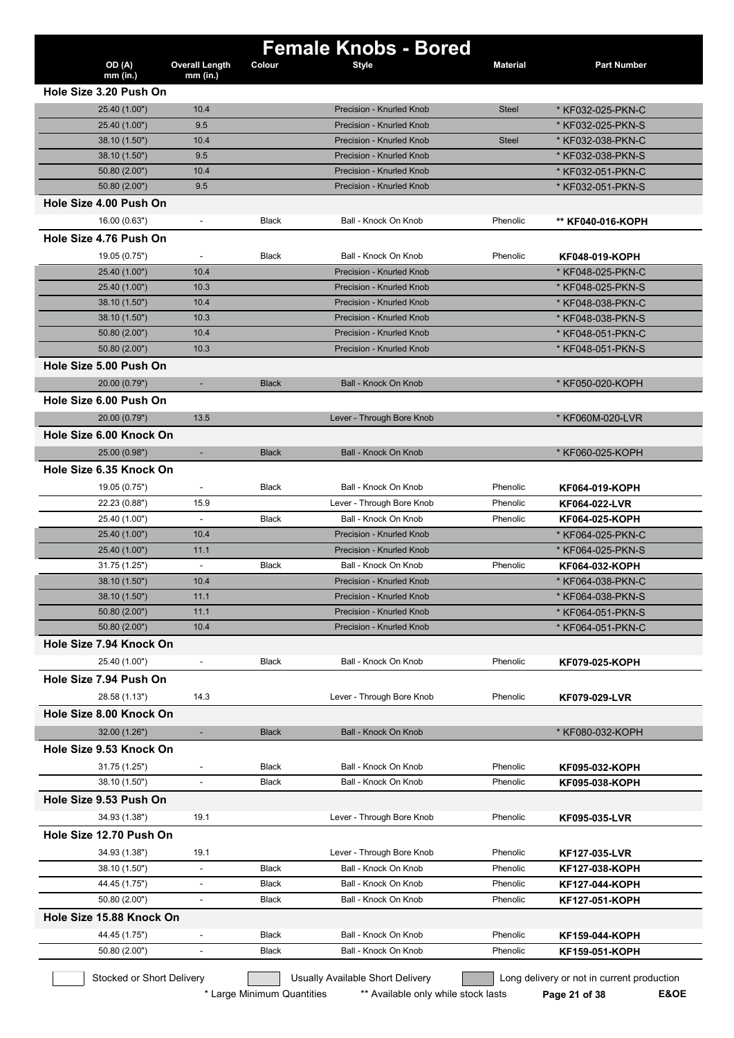# Female Knobs - Bored

| OD (A) mm (in.) | Overall Length mm (in.) | Colour | Style | Material | Part Number |
|---|---|---|---|---|---|
| **Hole Size 3.20 Push On** | | | | | |
| 25.40 (1.00") | 10.4 | | Precision - Knurled Knob | Steel | * KF032-025-PKN-C |
| 25.40 (1.00") | 9.5 | | Precision - Knurled Knob | | * KF032-025-PKN-S |
| 38.10 (1.50") | 10.4 | | Precision - Knurled Knob | Steel | * KF032-038-PKN-C |
| 38.10 (1.50") | 9.5 | | Precision - Knurled Knob | | * KF032-038-PKN-S |
| 50.80 (2.00") | 10.4 | | Precision - Knurled Knob | | * KF032-051-PKN-C |
| 50.80 (2.00") | 9.5 | | Precision - Knurled Knob | | * KF032-051-PKN-S |
| **Hole Size 4.00 Push On** | | | | | |
| 16.00 (0.63") | - | Black | Ball - Knock On Knob | Phenolic | ** **KF040-016-KOPH** |
| **Hole Size 4.76 Push On** | | | | | |
| 19.05 (0.75") | - | Black | Ball - Knock On Knob | Phenolic | **KF048-019-KOPH** |
| 25.40 (1.00") | 10.4 | | Precision - Knurled Knob | | * KF048-025-PKN-C |
| 25.40 (1.00") | 10.3 | | Precision - Knurled Knob | | * KF048-025-PKN-S |
| 38.10 (1.50") | 10.4 | | Precision - Knurled Knob | | * KF048-038-PKN-C |
| 38.10 (1.50") | 10.3 | | Precision - Knurled Knob | | * KF048-038-PKN-S |
| 50.80 (2.00") | 10.4 | | Precision - Knurled Knob | | * KF048-051-PKN-C |
| 50.80 (2.00") | 10.3 | | Precision - Knurled Knob | | * KF048-051-PKN-S |
| **Hole Size 5.00 Push On** | | | | | |
| 20.00 (0.79") | - | Black | Ball - Knock On Knob | | * KF050-020-KOPH |
| **Hole Size 6.00 Push On** | | | | | |
| 20.00 (0.79") | 13.5 | | Lever - Through Bore Knob | | * KF060M-020-LVR |
| **Hole Size 6.00 Knock On** | | | | | |
| 25.00 (0.98") | - | Black | Ball - Knock On Knob | | * KF060-025-KOPH |
| **Hole Size 6.35 Knock On** | | | | | |
| 19.05 (0.75") | - | Black | Ball - Knock On Knob | Phenolic | **KF064-019-KOPH** |
| 22.23 (0.88") | 15.9 | | Lever - Through Bore Knob | Phenolic | **KF064-022-LVR** |
| 25.40 (1.00") | - | Black | Ball - Knock On Knob | Phenolic | **KF064-025-KOPH** |
| 25.40 (1.00") | 10.4 | | Precision - Knurled Knob | | * KF064-025-PKN-C |
| 25.40 (1.00") | 11.1 | | Precision - Knurled Knob | | * KF064-025-PKN-S |
| 31.75 (1.25") | - | Black | Ball - Knock On Knob | Phenolic | **KF064-032-KOPH** |
| 38.10 (1.50") | 10.4 | | Precision - Knurled Knob | | * KF064-038-PKN-C |
| 38.10 (1.50") | 11.1 | | Precision - Knurled Knob | | * KF064-038-PKN-S |
| 50.80 (2.00") | 11.1 | | Precision - Knurled Knob | | * KF064-051-PKN-S |
| 50.80 (2.00") | 10.4 | | Precision - Knurled Knob | | * KF064-051-PKN-C |
| **Hole Size 7.94 Knock On** | | | | | |
| 25.40 (1.00") | - | Black | Ball - Knock On Knob | Phenolic | **KF079-025-KOPH** |
| **Hole Size 7.94 Push On** | | | | | |
| 28.58 (1.13") | 14.3 | | Lever - Through Bore Knob | Phenolic | **KF079-029-LVR** |
| **Hole Size 8.00 Knock On** | | | | | |
| 32.00 (1.26") | - | Black | Ball - Knock On Knob | | * KF080-032-KOPH |
| **Hole Size 9.53 Knock On** | | | | | |
| 31.75 (1.25") | - | Black | Ball - Knock On Knob | Phenolic | **KF095-032-KOPH** |
| 38.10 (1.50") | - | Black | Ball - Knock On Knob | Phenolic | **KF095-038-KOPH** |
| **Hole Size 9.53 Push On** | | | | | |
| 34.93 (1.38") | 19.1 | | Lever - Through Bore Knob | Phenolic | **KF095-035-LVR** |
| **Hole Size 12.70 Push On** | | | | | |
| 34.93 (1.38") | 19.1 | | Lever - Through Bore Knob | Phenolic | **KF127-035-LVR** |
| 38.10 (1.50") | - | Black | Ball - Knock On Knob | Phenolic | **KF127-038-KOPH** |
| 44.45 (1.75") | - | Black | Ball - Knock On Knob | Phenolic | **KF127-044-KOPH** |
| 50.80 (2.00") | - | Black | Ball - Knock On Knob | Phenolic | **KF127-051-KOPH** |
| **Hole Size 15.88 Knock On** | | | | | |
| 44.45 (1.75") | - | Black | Ball - Knock On Knob | Phenolic | **KF159-044-KOPH** |
| 50.80 (2.00") | - | Black | Ball - Knock On Knob | Phenolic | **KF159-051-KOPH** |

Stocked or Short Delivery | Usually Available Short Delivery | Long delivery or not in current production

\* Large Minimum Quantities    ** Available only while stock lasts

E&OE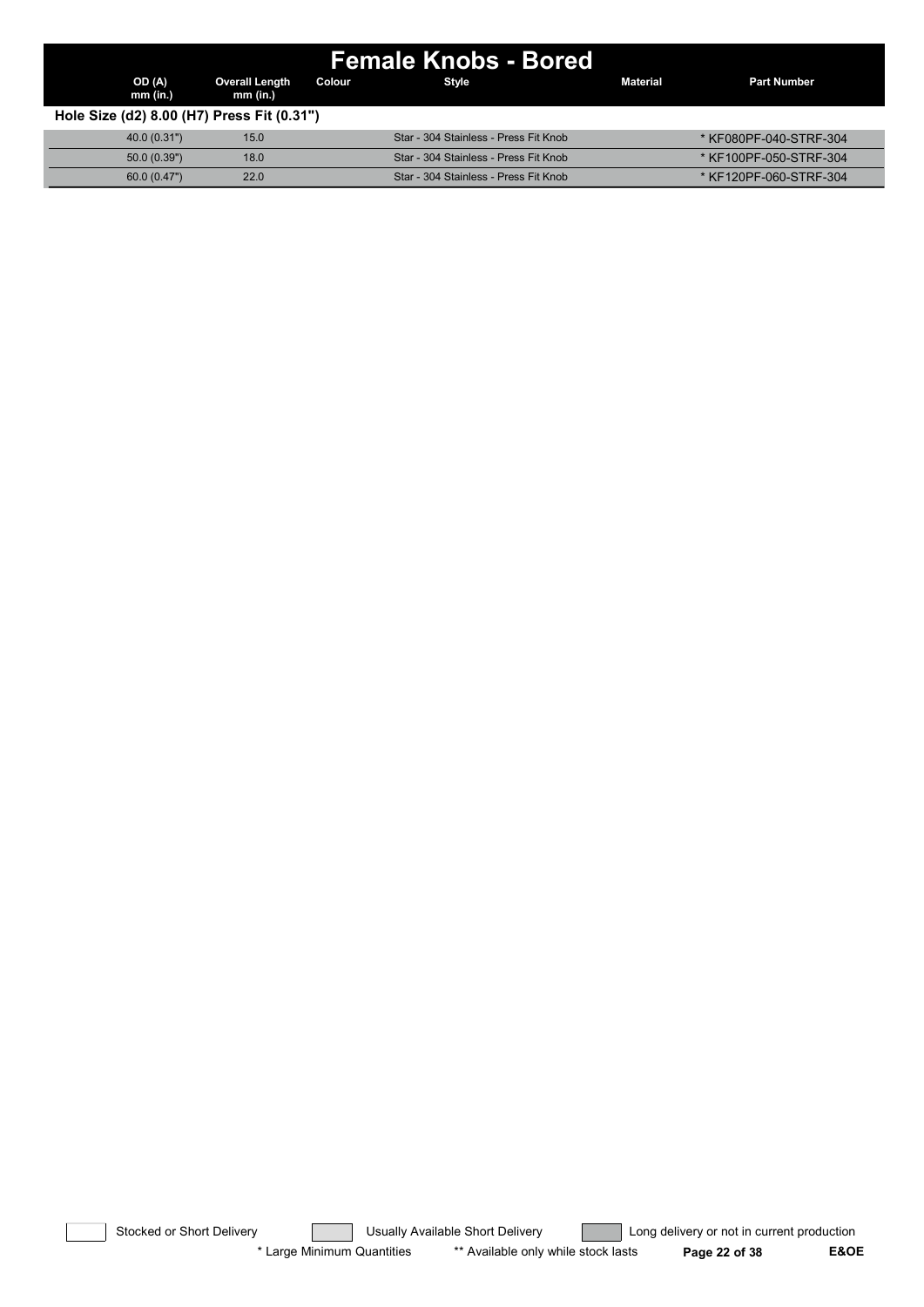# Female Knobs - Bored

| OD (A) mm (in.) | Overall Length mm (in.) | Colour | Style | Material | Part Number |
|---|---|---|---|---|---|
| **Hole Size (d2) 8.00 (H7) Press Fit (0.31")** | | | | | |
| 40.0 (0.31") | 15.0 | | Star - 304 Stainless - Press Fit Knob | | * KF080PF-040-STRF-304 |
| 50.0 (0.39") | 18.0 | | Star - 304 Stainless - Press Fit Knob | | * KF100PF-050-STRF-304 |
| 60.0 (0.47") | 22.0 | | Star - 304 Stainless - Press Fit Knob | | * KF120PF-060-STRF-304 |

Stocked or Short Delivery — Usually Available Short Delivery — Long delivery or not in current production

* Large Minimum Quantities ** Available only while stock lasts

E&OE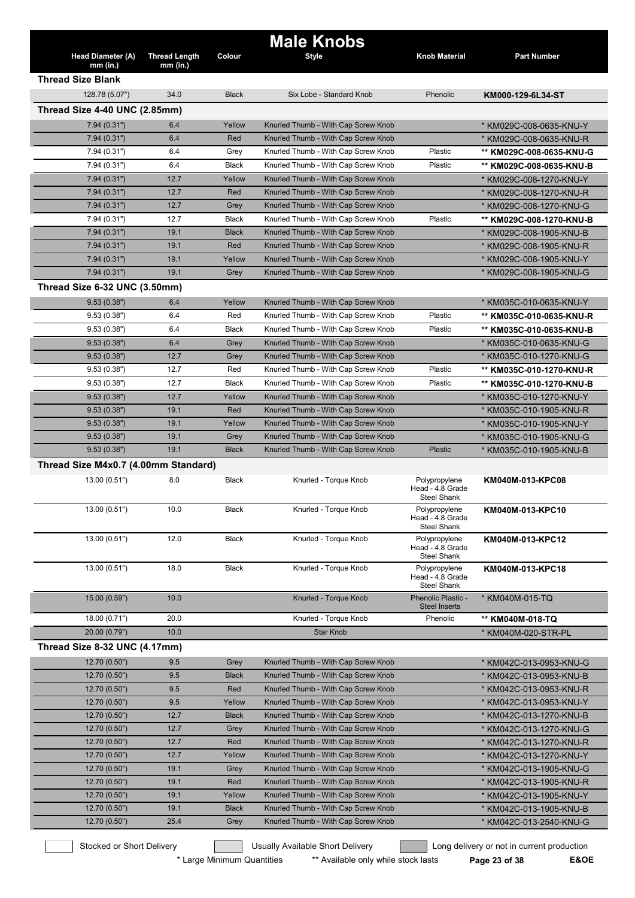# Male Knobs

| Head Diameter (A) mm (in.) | Thread Length mm (in.) | Colour | Style | Knob Material | Part Number |
|---|---|---|---|---|---|
| **Thread Size Blank** | | | | | |
| 128.78 (5.07") | 34.0 | Black | Six Lobe - Standard Knob | Phenolic | **KM000-129-6L34-ST** |
| **Thread Size 4-40 UNC (2.85mm)** | | | | | |
| 7.94 (0.31") | 6.4 | Yellow | Knurled Thumb - With Cap Screw Knob | | * KM029C-008-0635-KNU-Y |
| 7.94 (0.31") | 6.4 | Red | Knurled Thumb - With Cap Screw Knob | | * KM029C-008-0635-KNU-R |
| 7.94 (0.31") | 6.4 | Grey | Knurled Thumb - With Cap Screw Knob | Plastic | ** **KM029C-008-0635-KNU-G** |
| 7.94 (0.31") | 6.4 | Black | Knurled Thumb - With Cap Screw Knob | Plastic | ** **KM029C-008-0635-KNU-B** |
| 7.94 (0.31") | 12.7 | Yellow | Knurled Thumb - With Cap Screw Knob | | * KM029C-008-1270-KNU-Y |
| 7.94 (0.31") | 12.7 | Red | Knurled Thumb - With Cap Screw Knob | | * KM029C-008-1270-KNU-R |
| 7.94 (0.31") | 12.7 | Grey | Knurled Thumb - With Cap Screw Knob | | * KM029C-008-1270-KNU-G |
| 7.94 (0.31") | 12.7 | Black | Knurled Thumb - With Cap Screw Knob | Plastic | ** **KM029C-008-1270-KNU-B** |
| 7.94 (0.31") | 19.1 | Black | Knurled Thumb - With Cap Screw Knob | | * KM029C-008-1905-KNU-B |
| 7.94 (0.31") | 19.1 | Red | Knurled Thumb - With Cap Screw Knob | | * KM029C-008-1905-KNU-R |
| 7.94 (0.31") | 19.1 | Yellow | Knurled Thumb - With Cap Screw Knob | | * KM029C-008-1905-KNU-Y |
| 7.94 (0.31") | 19.1 | Grey | Knurled Thumb - With Cap Screw Knob | | * KM029C-008-1905-KNU-G |
| **Thread Size 6-32 UNC (3.50mm)** | | | | | |
| 9.53 (0.38") | 6.4 | Yellow | Knurled Thumb - With Cap Screw Knob | | * KM035C-010-0635-KNU-Y |
| 9.53 (0.38") | 6.4 | Red | Knurled Thumb - With Cap Screw Knob | Plastic | ** **KM035C-010-0635-KNU-R** |
| 9.53 (0.38") | 6.4 | Black | Knurled Thumb - With Cap Screw Knob | Plastic | ** **KM035C-010-0635-KNU-B** |
| 9.53 (0.38") | 6.4 | Grey | Knurled Thumb - With Cap Screw Knob | | * KM035C-010-0635-KNU-G |
| 9.53 (0.38") | 12.7 | Grey | Knurled Thumb - With Cap Screw Knob | | * KM035C-010-1270-KNU-G |
| 9.53 (0.38") | 12.7 | Red | Knurled Thumb - With Cap Screw Knob | Plastic | ** **KM035C-010-1270-KNU-R** |
| 9.53 (0.38") | 12.7 | Black | Knurled Thumb - With Cap Screw Knob | Plastic | ** **KM035C-010-1270-KNU-B** |
| 9.53 (0.38") | 12.7 | Yellow | Knurled Thumb - With Cap Screw Knob | | * KM035C-010-1270-KNU-Y |
| 9.53 (0.38") | 19.1 | Red | Knurled Thumb - With Cap Screw Knob | | * KM035C-010-1905-KNU-R |
| 9.53 (0.38") | 19.1 | Yellow | Knurled Thumb - With Cap Screw Knob | | * KM035C-010-1905-KNU-Y |
| 9.53 (0.38") | 19.1 | Grey | Knurled Thumb - With Cap Screw Knob | | * KM035C-010-1905-KNU-G |
| 9.53 (0.38") | 19.1 | Black | Knurled Thumb - With Cap Screw Knob | Plastic | * KM035C-010-1905-KNU-B |
| **Thread Size M4x0.7 (4.00mm Standard)** | | | | | |
| 13.00 (0.51") | 8.0 | Black | Knurled - Torque Knob | Polypropylene Head - 4.8 Grade Steel Shank | **KM040M-013-KPC08** |
| 13.00 (0.51") | 10.0 | Black | Knurled - Torque Knob | Polypropylene Head - 4.8 Grade Steel Shank | **KM040M-013-KPC10** |
| 13.00 (0.51") | 12.0 | Black | Knurled - Torque Knob | Polypropylene Head - 4.8 Grade Steel Shank | **KM040M-013-KPC12** |
| 13.00 (0.51") | 18.0 | Black | Knurled - Torque Knob | Polypropylene Head - 4.8 Grade Steel Shank | **KM040M-013-KPC18** |
| 15.00 (0.59") | 10.0 | | Knurled - Torque Knob | Phenolic Plastic - Steel Inserts | * KM040M-015-TQ |
| 18.00 (0.71") | 20.0 | | Knurled - Torque Knob | Phenolic | ** **KM040M-018-TQ** |
| 20.00 (0.79") | 10.0 | | Star Knob | | * KM040M-020-STR-PL |
| **Thread Size 8-32 UNC (4.17mm)** | | | | | |
| 12.70 (0.50") | 9.5 | Grey | Knurled Thumb - With Cap Screw Knob | | * KM042C-013-0953-KNU-G |
| 12.70 (0.50") | 9.5 | Black | Knurled Thumb - With Cap Screw Knob | | * KM042C-013-0953-KNU-B |
| 12.70 (0.50") | 9.5 | Red | Knurled Thumb - With Cap Screw Knob | | * KM042C-013-0953-KNU-R |
| 12.70 (0.50") | 9.5 | Yellow | Knurled Thumb - With Cap Screw Knob | | * KM042C-013-0953-KNU-Y |
| 12.70 (0.50") | 12.7 | Black | Knurled Thumb - With Cap Screw Knob | | * KM042C-013-1270-KNU-B |
| 12.70 (0.50") | 12.7 | Grey | Knurled Thumb - With Cap Screw Knob | | * KM042C-013-1270-KNU-G |
| 12.70 (0.50") | 12.7 | Red | Knurled Thumb - With Cap Screw Knob | | * KM042C-013-1270-KNU-R |
| 12.70 (0.50") | 12.7 | Yellow | Knurled Thumb - With Cap Screw Knob | | * KM042C-013-1270-KNU-Y |
| 12.70 (0.50") | 19.1 | Grey | Knurled Thumb - With Cap Screw Knob | | * KM042C-013-1905-KNU-G |
| 12.70 (0.50") | 19.1 | Red | Knurled Thumb - With Cap Screw Knob | | * KM042C-013-1905-KNU-R |
| 12.70 (0.50") | 19.1 | Yellow | Knurled Thumb - With Cap Screw Knob | | * KM042C-013-1905-KNU-Y |
| 12.70 (0.50") | 19.1 | Black | Knurled Thumb - With Cap Screw Knob | | * KM042C-013-1905-KNU-B |
| 12.70 (0.50") | 25.4 | Grey | Knurled Thumb - With Cap Screw Knob | | * KM042C-013-2540-KNU-G |

Stocked or Short Delivery | Usually Available Short Delivery | Long delivery or not in current production

\* Large Minimum Quantities ** Available only while stock lasts

E&OE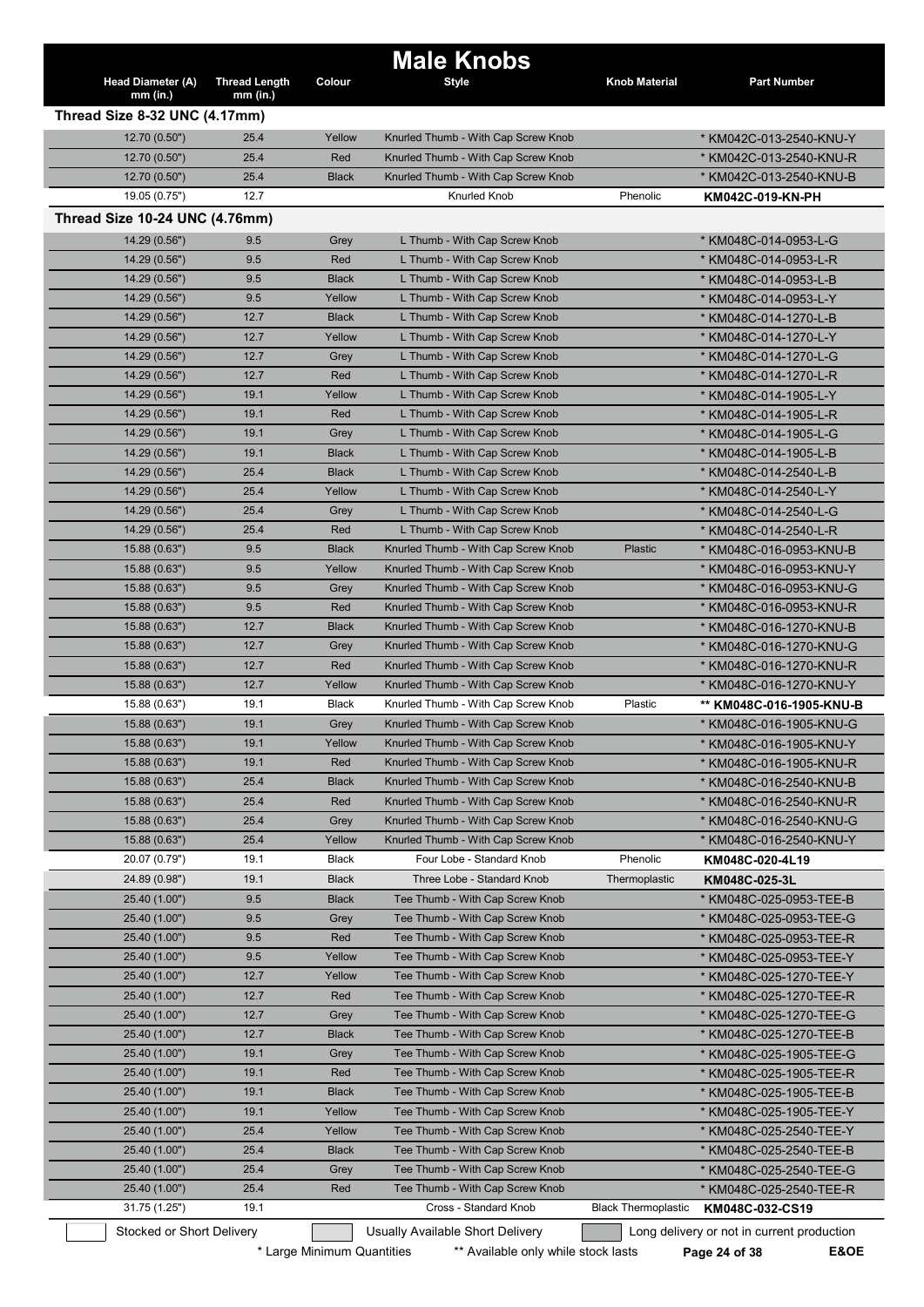# Male Knobs

| Head Diameter (A) mm (in.) | Thread Length mm (in.) | Colour | Style | Knob Material | Part Number |
|---|---|---|---|---|---|
| **Thread Size 8-32 UNC (4.17mm)** | | | | | |
| 12.70 (0.50") | 25.4 | Yellow | Knurled Thumb - With Cap Screw Knob | | * KM042C-013-2540-KNU-Y |
| 12.70 (0.50") | 25.4 | Red | Knurled Thumb - With Cap Screw Knob | | * KM042C-013-2540-KNU-R |
| 12.70 (0.50") | 25.4 | Black | Knurled Thumb - With Cap Screw Knob | | * KM042C-013-2540-KNU-B |
| 19.05 (0.75") | 12.7 | | Knurled Knob | Phenolic | **KM042C-019-KN-PH** |
| **Thread Size 10-24 UNC (4.76mm)** | | | | | |
| 14.29 (0.56") | 9.5 | Grey | L Thumb - With Cap Screw Knob | | * KM048C-014-0953-L-G |
| 14.29 (0.56") | 9.5 | Red | L Thumb - With Cap Screw Knob | | * KM048C-014-0953-L-R |
| 14.29 (0.56") | 9.5 | Black | L Thumb - With Cap Screw Knob | | * KM048C-014-0953-L-B |
| 14.29 (0.56") | 9.5 | Yellow | L Thumb - With Cap Screw Knob | | * KM048C-014-0953-L-Y |
| 14.29 (0.56") | 12.7 | Black | L Thumb - With Cap Screw Knob | | * KM048C-014-1270-L-B |
| 14.29 (0.56") | 12.7 | Yellow | L Thumb - With Cap Screw Knob | | * KM048C-014-1270-L-Y |
| 14.29 (0.56") | 12.7 | Grey | L Thumb - With Cap Screw Knob | | * KM048C-014-1270-L-G |
| 14.29 (0.56") | 12.7 | Red | L Thumb - With Cap Screw Knob | | * KM048C-014-1270-L-R |
| 14.29 (0.56") | 19.1 | Yellow | L Thumb - With Cap Screw Knob | | * KM048C-014-1905-L-Y |
| 14.29 (0.56") | 19.1 | Red | L Thumb - With Cap Screw Knob | | * KM048C-014-1905-L-R |
| 14.29 (0.56") | 19.1 | Grey | L Thumb - With Cap Screw Knob | | * KM048C-014-1905-L-G |
| 14.29 (0.56") | 19.1 | Black | L Thumb - With Cap Screw Knob | | * KM048C-014-1905-L-B |
| 14.29 (0.56") | 25.4 | Black | L Thumb - With Cap Screw Knob | | * KM048C-014-2540-L-B |
| 14.29 (0.56") | 25.4 | Yellow | L Thumb - With Cap Screw Knob | | * KM048C-014-2540-L-Y |
| 14.29 (0.56") | 25.4 | Grey | L Thumb - With Cap Screw Knob | | * KM048C-014-2540-L-G |
| 14.29 (0.56") | 25.4 | Red | L Thumb - With Cap Screw Knob | | * KM048C-014-2540-L-R |
| 15.88 (0.63") | 9.5 | Black | Knurled Thumb - With Cap Screw Knob | Plastic | * KM048C-016-0953-KNU-B |
| 15.88 (0.63") | 9.5 | Yellow | Knurled Thumb - With Cap Screw Knob | | * KM048C-016-0953-KNU-Y |
| 15.88 (0.63") | 9.5 | Grey | Knurled Thumb - With Cap Screw Knob | | * KM048C-016-0953-KNU-G |
| 15.88 (0.63") | 9.5 | Red | Knurled Thumb - With Cap Screw Knob | | * KM048C-016-0953-KNU-R |
| 15.88 (0.63") | 12.7 | Black | Knurled Thumb - With Cap Screw Knob | | * KM048C-016-1270-KNU-B |
| 15.88 (0.63") | 12.7 | Grey | Knurled Thumb - With Cap Screw Knob | | * KM048C-016-1270-KNU-G |
| 15.88 (0.63") | 12.7 | Red | Knurled Thumb - With Cap Screw Knob | | * KM048C-016-1270-KNU-R |
| 15.88 (0.63") | 12.7 | Yellow | Knurled Thumb - With Cap Screw Knob | | * KM048C-016-1270-KNU-Y |
| 15.88 (0.63") | 19.1 | Black | Knurled Thumb - With Cap Screw Knob | Plastic | ** **KM048C-016-1905-KNU-B** |
| 15.88 (0.63") | 19.1 | Grey | Knurled Thumb - With Cap Screw Knob | | * KM048C-016-1905-KNU-G |
| 15.88 (0.63") | 19.1 | Yellow | Knurled Thumb - With Cap Screw Knob | | * KM048C-016-1905-KNU-Y |
| 15.88 (0.63") | 19.1 | Red | Knurled Thumb - With Cap Screw Knob | | * KM048C-016-1905-KNU-R |
| 15.88 (0.63") | 25.4 | Black | Knurled Thumb - With Cap Screw Knob | | * KM048C-016-2540-KNU-B |
| 15.88 (0.63") | 25.4 | Red | Knurled Thumb - With Cap Screw Knob | | * KM048C-016-2540-KNU-R |
| 15.88 (0.63") | 25.4 | Grey | Knurled Thumb - With Cap Screw Knob | | * KM048C-016-2540-KNU-G |
| 15.88 (0.63") | 25.4 | Yellow | Knurled Thumb - With Cap Screw Knob | | * KM048C-016-2540-KNU-Y |
| 20.07 (0.79") | 19.1 | Black | Four Lobe - Standard Knob | Phenolic | **KM048C-020-4L19** |
| 24.89 (0.98") | 19.1 | Black | Three Lobe - Standard Knob | Thermoplastic | **KM048C-025-3L** |
| 25.40 (1.00") | 9.5 | Black | Tee Thumb - With Cap Screw Knob | | * KM048C-025-0953-TEE-B |
| 25.40 (1.00") | 9.5 | Grey | Tee Thumb - With Cap Screw Knob | | * KM048C-025-0953-TEE-G |
| 25.40 (1.00") | 9.5 | Red | Tee Thumb - With Cap Screw Knob | | * KM048C-025-0953-TEE-R |
| 25.40 (1.00") | 9.5 | Yellow | Tee Thumb - With Cap Screw Knob | | * KM048C-025-0953-TEE-Y |
| 25.40 (1.00") | 12.7 | Yellow | Tee Thumb - With Cap Screw Knob | | * KM048C-025-1270-TEE-Y |
| 25.40 (1.00") | 12.7 | Red | Tee Thumb - With Cap Screw Knob | | * KM048C-025-1270-TEE-R |
| 25.40 (1.00") | 12.7 | Grey | Tee Thumb - With Cap Screw Knob | | * KM048C-025-1270-TEE-G |
| 25.40 (1.00") | 12.7 | Black | Tee Thumb - With Cap Screw Knob | | * KM048C-025-1270-TEE-B |
| 25.40 (1.00") | 19.1 | Grey | Tee Thumb - With Cap Screw Knob | | * KM048C-025-1905-TEE-G |
| 25.40 (1.00") | 19.1 | Red | Tee Thumb - With Cap Screw Knob | | * KM048C-025-1905-TEE-R |
| 25.40 (1.00") | 19.1 | Black | Tee Thumb - With Cap Screw Knob | | * KM048C-025-1905-TEE-B |
| 25.40 (1.00") | 19.1 | Yellow | Tee Thumb - With Cap Screw Knob | | * KM048C-025-1905-TEE-Y |
| 25.40 (1.00") | 25.4 | Yellow | Tee Thumb - With Cap Screw Knob | | * KM048C-025-2540-TEE-Y |
| 25.40 (1.00") | 25.4 | Black | Tee Thumb - With Cap Screw Knob | | * KM048C-025-2540-TEE-B |
| 25.40 (1.00") | 25.4 | Grey | Tee Thumb - With Cap Screw Knob | | * KM048C-025-2540-TEE-G |
| 25.40 (1.00") | 25.4 | Red | Tee Thumb - With Cap Screw Knob | | * KM048C-025-2540-TEE-R |
| 31.75 (1.25") | 19.1 | | Cross - Standard Knob | Black Thermoplastic | **KM048C-032-CS19** |

Stocked or Short Delivery | Usually Available Short Delivery | Long delivery or not in current production

\* Large Minimum Quantities ** Available only while stock lasts

E&OE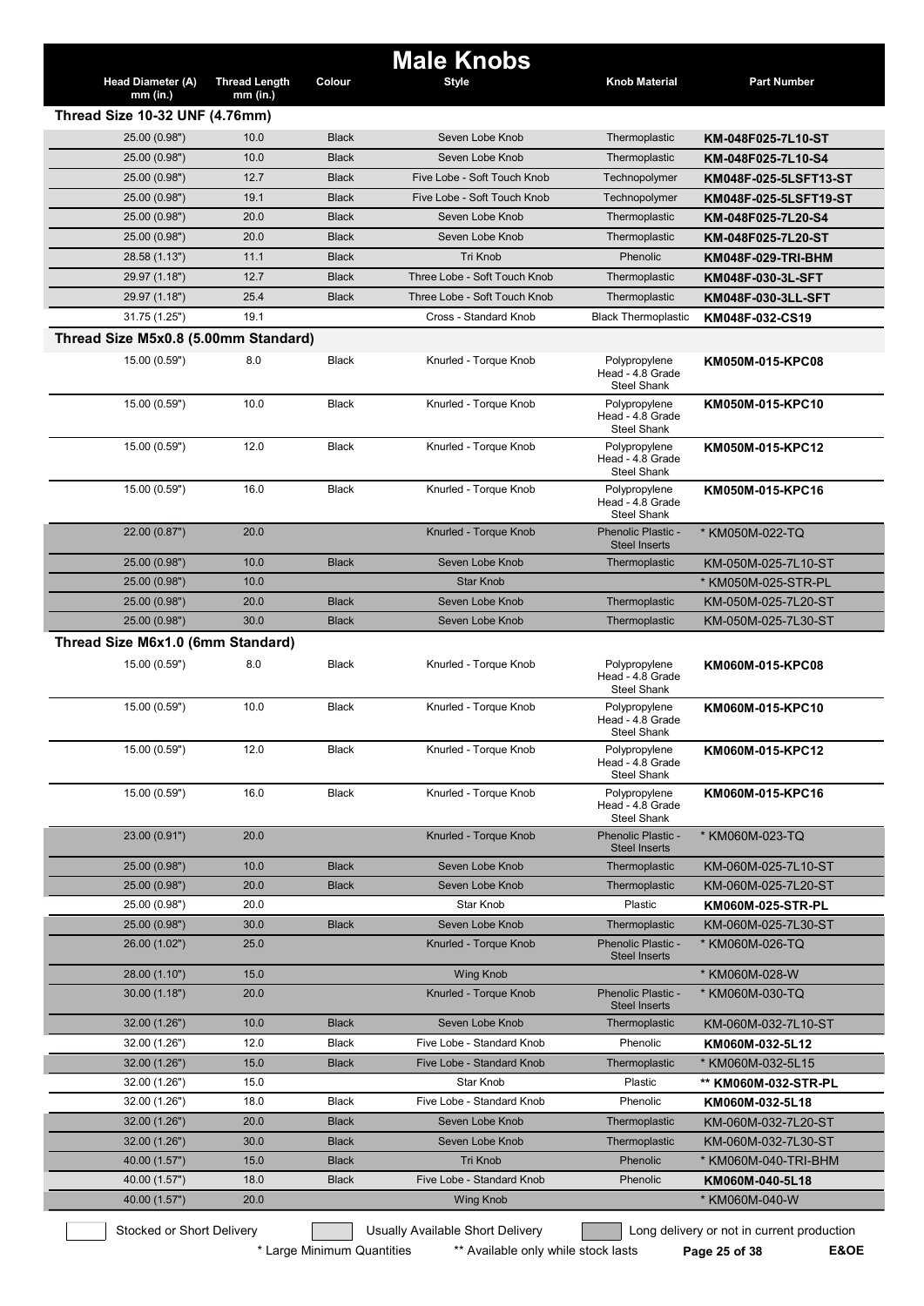# Male Knobs

| Head Diameter (A) mm (in.) | Thread Length mm (in.) | Colour | Style | Knob Material | Part Number |
|---|---|---|---|---|---|
| **Thread Size 10-32 UNF (4.76mm)** | | | | | |
| 25.00 (0.98") | 10.0 | Black | Seven Lobe Knob | Thermoplastic | **KM-048F025-7L10-ST** |
| 25.00 (0.98") | 10.0 | Black | Seven Lobe Knob | Thermoplastic | **KM-048F025-7L10-S4** |
| 25.00 (0.98") | 12.7 | Black | Five Lobe - Soft Touch Knob | Technopolymer | **KM048F-025-5LSFT13-ST** |
| 25.00 (0.98") | 19.1 | Black | Five Lobe - Soft Touch Knob | Technopolymer | **KM048F-025-5LSFT19-ST** |
| 25.00 (0.98") | 20.0 | Black | Seven Lobe Knob | Thermoplastic | **KM-048F025-7L20-S4** |
| 25.00 (0.98") | 20.0 | Black | Seven Lobe Knob | Thermoplastic | **KM-048F025-7L20-ST** |
| 28.58 (1.13") | 11.1 | Black | Tri Knob | Phenolic | **KM048F-029-TRI-BHM** |
| 29.97 (1.18") | 12.7 | Black | Three Lobe - Soft Touch Knob | Thermoplastic | **KM048F-030-3L-SFT** |
| 29.97 (1.18") | 25.4 | Black | Three Lobe - Soft Touch Knob | Thermoplastic | **KM048F-030-3LL-SFT** |
| 31.75 (1.25") | 19.1 | | Cross - Standard Knob | Black Thermoplastic | **KM048F-032-CS19** |
| **Thread Size M5x0.8 (5.00mm Standard)** | | | | | |
| 15.00 (0.59") | 8.0 | Black | Knurled - Torque Knob | Polypropylene Head - 4.8 Grade Steel Shank | **KM050M-015-KPC08** |
| 15.00 (0.59") | 10.0 | Black | Knurled - Torque Knob | Polypropylene Head - 4.8 Grade Steel Shank | **KM050M-015-KPC10** |
| 15.00 (0.59") | 12.0 | Black | Knurled - Torque Knob | Polypropylene Head - 4.8 Grade Steel Shank | **KM050M-015-KPC12** |
| 15.00 (0.59") | 16.0 | Black | Knurled - Torque Knob | Polypropylene Head - 4.8 Grade Steel Shank | **KM050M-015-KPC16** |
| 22.00 (0.87") | 20.0 | | Knurled - Torque Knob | Phenolic Plastic - Steel Inserts | * KM050M-022-TQ |
| 25.00 (0.98") | 10.0 | Black | Seven Lobe Knob | Thermoplastic | KM-050M-025-7L10-ST |
| 25.00 (0.98") | 10.0 | | Star Knob | | * KM050M-025-STR-PL |
| 25.00 (0.98") | 20.0 | Black | Seven Lobe Knob | Thermoplastic | KM-050M-025-7L20-ST |
| 25.00 (0.98") | 30.0 | Black | Seven Lobe Knob | Thermoplastic | KM-050M-025-7L30-ST |
| **Thread Size M6x1.0 (6mm Standard)** | | | | | |
| 15.00 (0.59") | 8.0 | Black | Knurled - Torque Knob | Polypropylene Head - 4.8 Grade Steel Shank | **KM060M-015-KPC08** |
| 15.00 (0.59") | 10.0 | Black | Knurled - Torque Knob | Polypropylene Head - 4.8 Grade Steel Shank | **KM060M-015-KPC10** |
| 15.00 (0.59") | 12.0 | Black | Knurled - Torque Knob | Polypropylene Head - 4.8 Grade Steel Shank | **KM060M-015-KPC12** |
| 15.00 (0.59") | 16.0 | Black | Knurled - Torque Knob | Polypropylene Head - 4.8 Grade Steel Shank | **KM060M-015-KPC16** |
| 23.00 (0.91") | 20.0 | | Knurled - Torque Knob | Phenolic Plastic - Steel Inserts | * KM060M-023-TQ |
| 25.00 (0.98") | 10.0 | Black | Seven Lobe Knob | Thermoplastic | KM-060M-025-7L10-ST |
| 25.00 (0.98") | 20.0 | Black | Seven Lobe Knob | Thermoplastic | KM-060M-025-7L20-ST |
| 25.00 (0.98") | 20.0 | | Star Knob | Plastic | **KM060M-025-STR-PL** |
| 25.00 (0.98") | 30.0 | Black | Seven Lobe Knob | Thermoplastic | KM-060M-025-7L30-ST |
| 26.00 (1.02") | 25.0 | | Knurled - Torque Knob | Phenolic Plastic - Steel Inserts | * KM060M-026-TQ |
| 28.00 (1.10") | 15.0 | | Wing Knob | | * KM060M-028-W |
| 30.00 (1.18") | 20.0 | | Knurled - Torque Knob | Phenolic Plastic - Steel Inserts | * KM060M-030-TQ |
| 32.00 (1.26") | 10.0 | Black | Seven Lobe Knob | Thermoplastic | KM-060M-032-7L10-ST |
| 32.00 (1.26") | 12.0 | Black | Five Lobe - Standard Knob | Phenolic | **KM060M-032-5L12** |
| 32.00 (1.26") | 15.0 | Black | Five Lobe - Standard Knob | Thermoplastic | * KM060M-032-5L15 |
| 32.00 (1.26") | 15.0 | | Star Knob | Plastic | ** **KM060M-032-STR-PL** |
| 32.00 (1.26") | 18.0 | Black | Five Lobe - Standard Knob | Phenolic | **KM060M-032-5L18** |
| 32.00 (1.26") | 20.0 | Black | Seven Lobe Knob | Thermoplastic | KM-060M-032-7L20-ST |
| 32.00 (1.26") | 30.0 | Black | Seven Lobe Knob | Thermoplastic | KM-060M-032-7L30-ST |
| 40.00 (1.57") | 15.0 | Black | Tri Knob | Phenolic | * KM060M-040-TRI-BHM |
| 40.00 (1.57") | 18.0 | Black | Five Lobe - Standard Knob | Phenolic | **KM060M-040-5L18** |
| 40.00 (1.57") | 20.0 | | Wing Knob | | * KM060M-040-W |

Stocked or Short Delivery | Usually Available Short Delivery | Long delivery or not in current production

\* Large Minimum Quantities   ** Available only while stock lasts

E&OE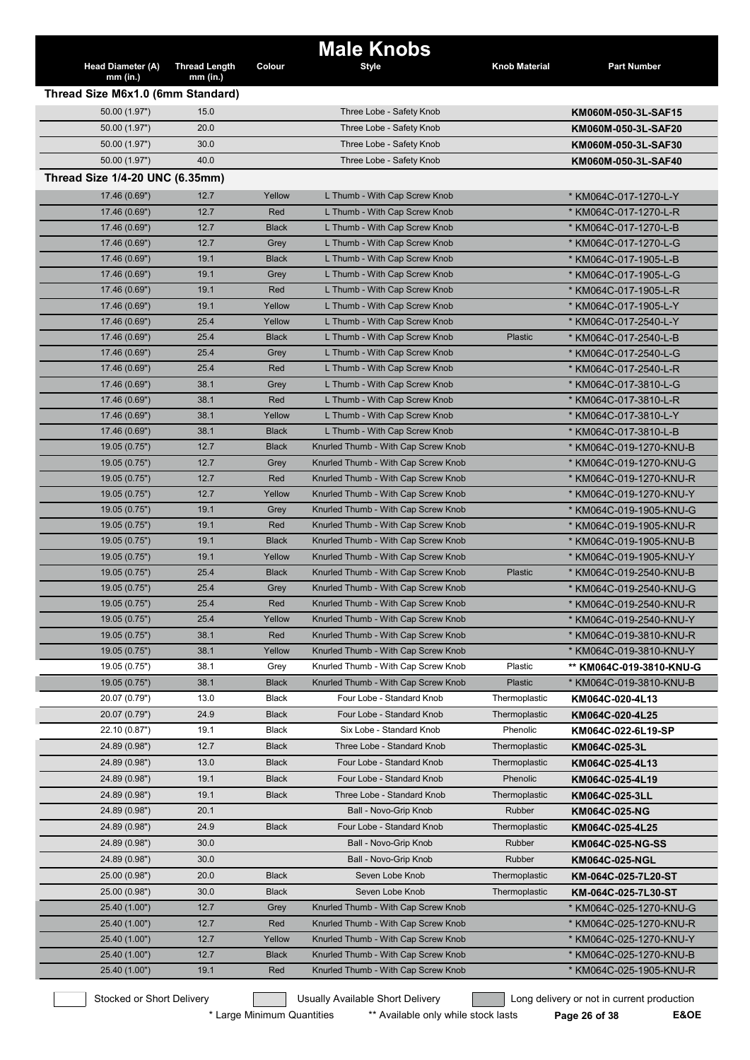# Male Knobs

| Head Diameter (A) mm (in.) | Thread Length mm (in.) | Colour | Style | Knob Material | Part Number |
|---|---|---|---|---|---|
| **Thread Size M6x1.0 (6mm Standard)** | | | | | |
| 50.00 (1.97") | 15.0 | | Three Lobe - Safety Knob | | **KM060M-050-3L-SAF15** |
| 50.00 (1.97") | 20.0 | | Three Lobe - Safety Knob | | **KM060M-050-3L-SAF20** |
| 50.00 (1.97") | 30.0 | | Three Lobe - Safety Knob | | **KM060M-050-3L-SAF30** |
| 50.00 (1.97") | 40.0 | | Three Lobe - Safety Knob | | **KM060M-050-3L-SAF40** |
| **Thread Size 1/4-20 UNC (6.35mm)** | | | | | |
| 17.46 (0.69") | 12.7 | Yellow | L Thumb - With Cap Screw Knob | | * KM064C-017-1270-L-Y |
| 17.46 (0.69") | 12.7 | Red | L Thumb - With Cap Screw Knob | | * KM064C-017-1270-L-R |
| 17.46 (0.69") | 12.7 | Black | L Thumb - With Cap Screw Knob | | * KM064C-017-1270-L-B |
| 17.46 (0.69") | 12.7 | Grey | L Thumb - With Cap Screw Knob | | * KM064C-017-1270-L-G |
| 17.46 (0.69") | 19.1 | Black | L Thumb - With Cap Screw Knob | | * KM064C-017-1905-L-B |
| 17.46 (0.69") | 19.1 | Grey | L Thumb - With Cap Screw Knob | | * KM064C-017-1905-L-G |
| 17.46 (0.69") | 19.1 | Red | L Thumb - With Cap Screw Knob | | * KM064C-017-1905-L-R |
| 17.46 (0.69") | 19.1 | Yellow | L Thumb - With Cap Screw Knob | | * KM064C-017-1905-L-Y |
| 17.46 (0.69") | 25.4 | Yellow | L Thumb - With Cap Screw Knob | | * KM064C-017-2540-L-Y |
| 17.46 (0.69") | 25.4 | Black | L Thumb - With Cap Screw Knob | Plastic | * KM064C-017-2540-L-B |
| 17.46 (0.69") | 25.4 | Grey | L Thumb - With Cap Screw Knob | | * KM064C-017-2540-L-G |
| 17.46 (0.69") | 25.4 | Red | L Thumb - With Cap Screw Knob | | * KM064C-017-2540-L-R |
| 17.46 (0.69") | 38.1 | Grey | L Thumb - With Cap Screw Knob | | * KM064C-017-3810-L-G |
| 17.46 (0.69") | 38.1 | Red | L Thumb - With Cap Screw Knob | | * KM064C-017-3810-L-R |
| 17.46 (0.69") | 38.1 | Yellow | L Thumb - With Cap Screw Knob | | * KM064C-017-3810-L-Y |
| 17.46 (0.69") | 38.1 | Black | L Thumb - With Cap Screw Knob | | * KM064C-017-3810-L-B |
| 19.05 (0.75") | 12.7 | Black | Knurled Thumb - With Cap Screw Knob | | * KM064C-019-1270-KNU-B |
| 19.05 (0.75") | 12.7 | Grey | Knurled Thumb - With Cap Screw Knob | | * KM064C-019-1270-KNU-G |
| 19.05 (0.75") | 12.7 | Red | Knurled Thumb - With Cap Screw Knob | | * KM064C-019-1270-KNU-R |
| 19.05 (0.75") | 12.7 | Yellow | Knurled Thumb - With Cap Screw Knob | | * KM064C-019-1270-KNU-Y |
| 19.05 (0.75") | 19.1 | Grey | Knurled Thumb - With Cap Screw Knob | | * KM064C-019-1905-KNU-G |
| 19.05 (0.75") | 19.1 | Red | Knurled Thumb - With Cap Screw Knob | | * KM064C-019-1905-KNU-R |
| 19.05 (0.75") | 19.1 | Black | Knurled Thumb - With Cap Screw Knob | | * KM064C-019-1905-KNU-B |
| 19.05 (0.75") | 19.1 | Yellow | Knurled Thumb - With Cap Screw Knob | | * KM064C-019-1905-KNU-Y |
| 19.05 (0.75") | 25.4 | Black | Knurled Thumb - With Cap Screw Knob | Plastic | * KM064C-019-2540-KNU-B |
| 19.05 (0.75") | 25.4 | Grey | Knurled Thumb - With Cap Screw Knob | | * KM064C-019-2540-KNU-G |
| 19.05 (0.75") | 25.4 | Red | Knurled Thumb - With Cap Screw Knob | | * KM064C-019-2540-KNU-R |
| 19.05 (0.75") | 25.4 | Yellow | Knurled Thumb - With Cap Screw Knob | | * KM064C-019-2540-KNU-Y |
| 19.05 (0.75") | 38.1 | Red | Knurled Thumb - With Cap Screw Knob | | * KM064C-019-3810-KNU-R |
| 19.05 (0.75") | 38.1 | Yellow | Knurled Thumb - With Cap Screw Knob | | * KM064C-019-3810-KNU-Y |
| 19.05 (0.75") | 38.1 | Grey | Knurled Thumb - With Cap Screw Knob | Plastic | ** **KM064C-019-3810-KNU-G** |
| 19.05 (0.75") | 38.1 | Black | Knurled Thumb - With Cap Screw Knob | Plastic | * KM064C-019-3810-KNU-B |
| 20.07 (0.79") | 13.0 | Black | Four Lobe - Standard Knob | Thermoplastic | **KM064C-020-4L13** |
| 20.07 (0.79") | 24.9 | Black | Four Lobe - Standard Knob | Thermoplastic | **KM064C-020-4L25** |
| 22.10 (0.87") | 19.1 | Black | Six Lobe - Standard Knob | Phenolic | **KM064C-022-6L19-SP** |
| 24.89 (0.98") | 12.7 | Black | Three Lobe - Standard Knob | Thermoplastic | **KM064C-025-3L** |
| 24.89 (0.98") | 13.0 | Black | Four Lobe - Standard Knob | Thermoplastic | **KM064C-025-4L13** |
| 24.89 (0.98") | 19.1 | Black | Four Lobe - Standard Knob | Phenolic | **KM064C-025-4L19** |
| 24.89 (0.98") | 19.1 | Black | Three Lobe - Standard Knob | Thermoplastic | **KM064C-025-3LL** |
| 24.89 (0.98") | 20.1 | | Ball - Novo-Grip Knob | Rubber | **KM064C-025-NG** |
| 24.89 (0.98") | 24.9 | Black | Four Lobe - Standard Knob | Thermoplastic | **KM064C-025-4L25** |
| 24.89 (0.98") | 30.0 | | Ball - Novo-Grip Knob | Rubber | **KM064C-025-NG-SS** |
| 24.89 (0.98") | 30.0 | | Ball - Novo-Grip Knob | Rubber | **KM064C-025-NGL** |
| 25.00 (0.98") | 20.0 | Black | Seven Lobe Knob | Thermoplastic | **KM-064C-025-7L20-ST** |
| 25.00 (0.98") | 30.0 | Black | Seven Lobe Knob | Thermoplastic | **KM-064C-025-7L30-ST** |
| 25.40 (1.00") | 12.7 | Grey | Knurled Thumb - With Cap Screw Knob | | * KM064C-025-1270-KNU-G |
| 25.40 (1.00") | 12.7 | Red | Knurled Thumb - With Cap Screw Knob | | * KM064C-025-1270-KNU-R |
| 25.40 (1.00") | 12.7 | Yellow | Knurled Thumb - With Cap Screw Knob | | * KM064C-025-1270-KNU-Y |
| 25.40 (1.00") | 12.7 | Black | Knurled Thumb - With Cap Screw Knob | | * KM064C-025-1270-KNU-B |
| 25.40 (1.00") | 19.1 | Red | Knurled Thumb - With Cap Screw Knob | | * KM064C-025-1905-KNU-R |

Stocked or Short Delivery — Usually Available Short Delivery — Long delivery or not in current production

\* Large Minimum Quantities — ** Available only while stock lasts — E&OE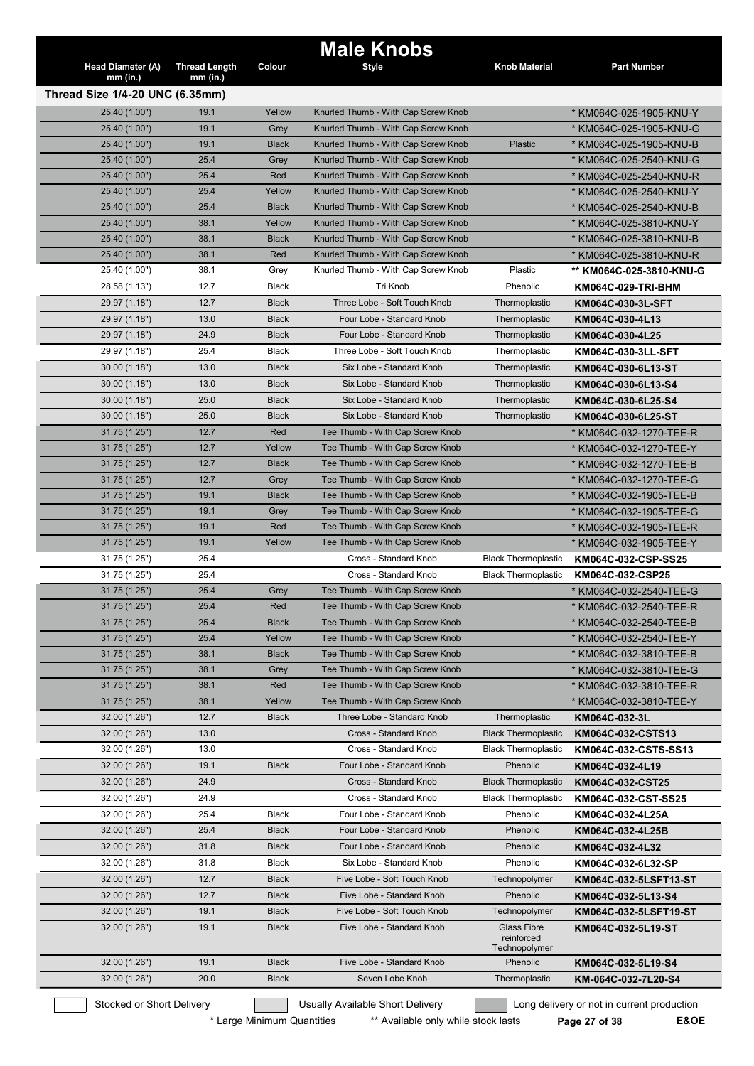# Male Knobs

| Head Diameter (A) mm (in.) | Thread Length mm (in.) | Colour | Style | Knob Material | Part Number |
|---|---|---|---|---|---|
| **Thread Size 1/4-20 UNC (6.35mm)** | | | | | |
| 25.40 (1.00") | 19.1 | Yellow | Knurled Thumb - With Cap Screw Knob | | * KM064C-025-1905-KNU-Y |
| 25.40 (1.00") | 19.1 | Grey | Knurled Thumb - With Cap Screw Knob | | * KM064C-025-1905-KNU-G |
| 25.40 (1.00") | 19.1 | Black | Knurled Thumb - With Cap Screw Knob | Plastic | * KM064C-025-1905-KNU-B |
| 25.40 (1.00") | 25.4 | Grey | Knurled Thumb - With Cap Screw Knob | | * KM064C-025-2540-KNU-G |
| 25.40 (1.00") | 25.4 | Red | Knurled Thumb - With Cap Screw Knob | | * KM064C-025-2540-KNU-R |
| 25.40 (1.00") | 25.4 | Yellow | Knurled Thumb - With Cap Screw Knob | | * KM064C-025-2540-KNU-Y |
| 25.40 (1.00") | 25.4 | Black | Knurled Thumb - With Cap Screw Knob | | * KM064C-025-2540-KNU-B |
| 25.40 (1.00") | 38.1 | Yellow | Knurled Thumb - With Cap Screw Knob | | * KM064C-025-3810-KNU-Y |
| 25.40 (1.00") | 38.1 | Black | Knurled Thumb - With Cap Screw Knob | | * KM064C-025-3810-KNU-B |
| 25.40 (1.00") | 38.1 | Red | Knurled Thumb - With Cap Screw Knob | | * KM064C-025-3810-KNU-R |
| 25.40 (1.00") | 38.1 | Grey | Knurled Thumb - With Cap Screw Knob | Plastic | ** KM064C-025-3810-KNU-G |
| 28.58 (1.13") | 12.7 | Black | Tri Knob | Phenolic | KM064C-029-TRI-BHM |
| 29.97 (1.18") | 12.7 | Black | Three Lobe - Soft Touch Knob | Thermoplastic | KM064C-030-3L-SFT |
| 29.97 (1.18") | 13.0 | Black | Four Lobe - Standard Knob | Thermoplastic | KM064C-030-4L13 |
| 29.97 (1.18") | 24.9 | Black | Four Lobe - Standard Knob | Thermoplastic | KM064C-030-4L25 |
| 29.97 (1.18") | 25.4 | Black | Three Lobe - Soft Touch Knob | Thermoplastic | KM064C-030-3LL-SFT |
| 30.00 (1.18") | 13.0 | Black | Six Lobe - Standard Knob | Thermoplastic | KM064C-030-6L13-ST |
| 30.00 (1.18") | 13.0 | Black | Six Lobe - Standard Knob | Thermoplastic | KM064C-030-6L13-S4 |
| 30.00 (1.18") | 25.0 | Black | Six Lobe - Standard Knob | Thermoplastic | KM064C-030-6L25-S4 |
| 30.00 (1.18") | 25.0 | Black | Six Lobe - Standard Knob | Thermoplastic | KM064C-030-6L25-ST |
| 31.75 (1.25") | 12.7 | Red | Tee Thumb - With Cap Screw Knob | | * KM064C-032-1270-TEE-R |
| 31.75 (1.25") | 12.7 | Yellow | Tee Thumb - With Cap Screw Knob | | * KM064C-032-1270-TEE-Y |
| 31.75 (1.25") | 12.7 | Black | Tee Thumb - With Cap Screw Knob | | * KM064C-032-1270-TEE-B |
| 31.75 (1.25") | 12.7 | Grey | Tee Thumb - With Cap Screw Knob | | * KM064C-032-1270-TEE-G |
| 31.75 (1.25") | 19.1 | Black | Tee Thumb - With Cap Screw Knob | | * KM064C-032-1905-TEE-B |
| 31.75 (1.25") | 19.1 | Grey | Tee Thumb - With Cap Screw Knob | | * KM064C-032-1905-TEE-G |
| 31.75 (1.25") | 19.1 | Red | Tee Thumb - With Cap Screw Knob | | * KM064C-032-1905-TEE-R |
| 31.75 (1.25") | 19.1 | Yellow | Tee Thumb - With Cap Screw Knob | | * KM064C-032-1905-TEE-Y |
| 31.75 (1.25") | 25.4 | | Cross - Standard Knob | Black Thermoplastic | KM064C-032-CSP-SS25 |
| 31.75 (1.25") | 25.4 | | Cross - Standard Knob | Black Thermoplastic | KM064C-032-CSP25 |
| 31.75 (1.25") | 25.4 | Grey | Tee Thumb - With Cap Screw Knob | | * KM064C-032-2540-TEE-G |
| 31.75 (1.25") | 25.4 | Red | Tee Thumb - With Cap Screw Knob | | * KM064C-032-2540-TEE-R |
| 31.75 (1.25") | 25.4 | Black | Tee Thumb - With Cap Screw Knob | | * KM064C-032-2540-TEE-B |
| 31.75 (1.25") | 25.4 | Yellow | Tee Thumb - With Cap Screw Knob | | * KM064C-032-2540-TEE-Y |
| 31.75 (1.25") | 38.1 | Black | Tee Thumb - With Cap Screw Knob | | * KM064C-032-3810-TEE-B |
| 31.75 (1.25") | 38.1 | Grey | Tee Thumb - With Cap Screw Knob | | * KM064C-032-3810-TEE-G |
| 31.75 (1.25") | 38.1 | Red | Tee Thumb - With Cap Screw Knob | | * KM064C-032-3810-TEE-R |
| 31.75 (1.25") | 38.1 | Yellow | Tee Thumb - With Cap Screw Knob | | * KM064C-032-3810-TEE-Y |
| 32.00 (1.26") | 12.7 | Black | Three Lobe - Standard Knob | Thermoplastic | KM064C-032-3L |
| 32.00 (1.26") | 13.0 | | Cross - Standard Knob | Black Thermoplastic | KM064C-032-CSTS13 |
| 32.00 (1.26") | 13.0 | | Cross - Standard Knob | Black Thermoplastic | KM064C-032-CSTS-SS13 |
| 32.00 (1.26") | 19.1 | Black | Four Lobe - Standard Knob | Phenolic | KM064C-032-4L19 |
| 32.00 (1.26") | 24.9 | | Cross - Standard Knob | Black Thermoplastic | KM064C-032-CST25 |
| 32.00 (1.26") | 24.9 | | Cross - Standard Knob | Black Thermoplastic | KM064C-032-CST-SS25 |
| 32.00 (1.26") | 25.4 | Black | Four Lobe - Standard Knob | Phenolic | KM064C-032-4L25A |
| 32.00 (1.26") | 25.4 | Black | Four Lobe - Standard Knob | Phenolic | KM064C-032-4L25B |
| 32.00 (1.26") | 31.8 | Black | Four Lobe - Standard Knob | Phenolic | KM064C-032-4L32 |
| 32.00 (1.26") | 31.8 | Black | Six Lobe - Standard Knob | Phenolic | KM064C-032-6L32-SP |
| 32.00 (1.26") | 12.7 | Black | Five Lobe - Soft Touch Knob | Technopolymer | KM064C-032-5LSFT13-ST |
| 32.00 (1.26") | 12.7 | Black | Five Lobe - Standard Knob | Phenolic | KM064C-032-5L13-S4 |
| 32.00 (1.26") | 19.1 | Black | Five Lobe - Soft Touch Knob | Technopolymer | KM064C-032-5LSFT19-ST |
| 32.00 (1.26") | 19.1 | Black | Five Lobe - Standard Knob | Glass Fibre reinforced Technopolymer | KM064C-032-5L19-ST |
| 32.00 (1.26") | 19.1 | Black | Five Lobe - Standard Knob | Phenolic | KM064C-032-5L19-S4 |
| 32.00 (1.26") | 20.0 | Black | Seven Lobe Knob | Thermoplastic | KM-064C-032-7L20-S4 |

Stocked or Short Delivery | Usually Available Short Delivery | Long delivery or not in current production

\* Large Minimum Quantities ** Available only while stock lasts

E&OE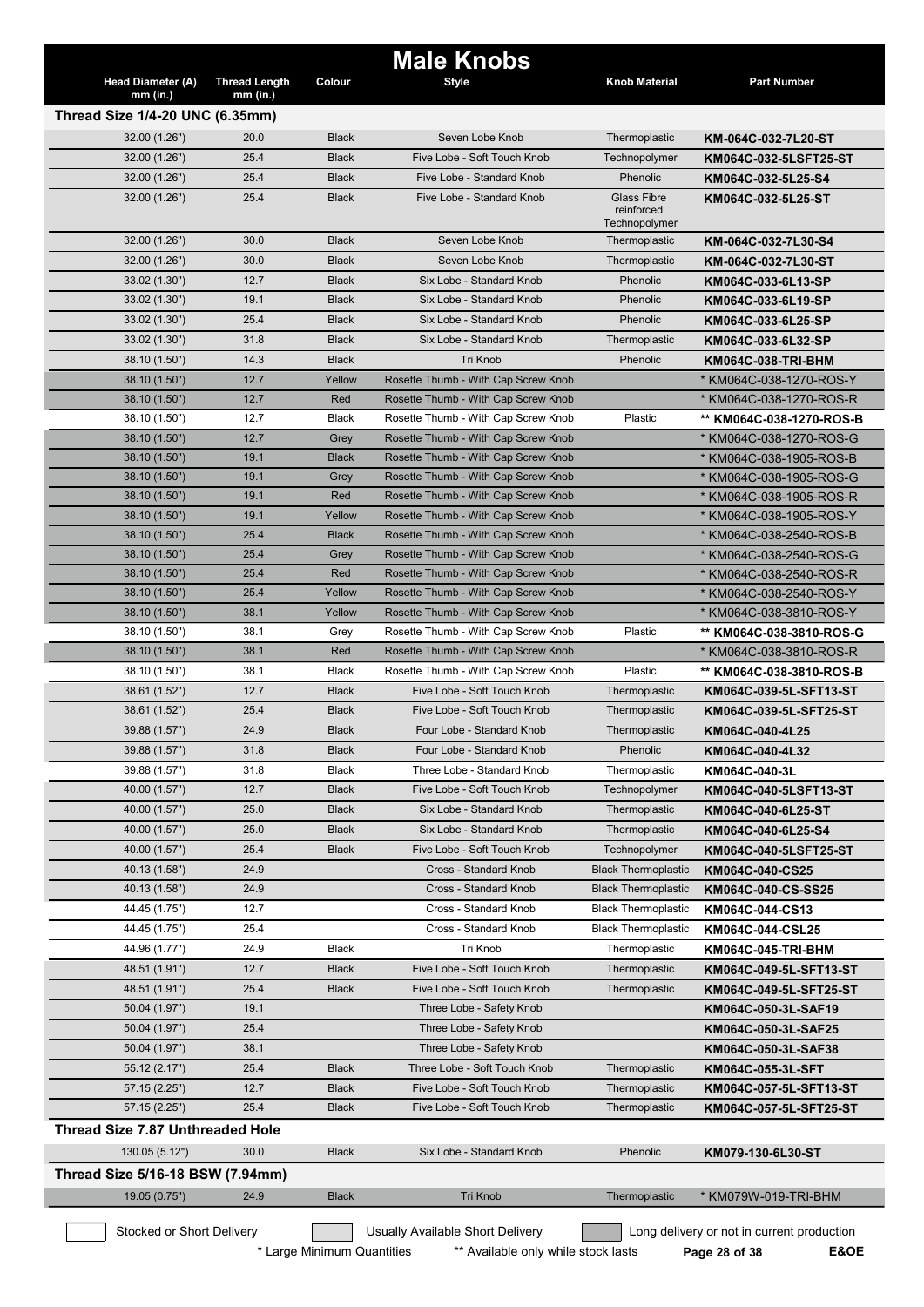# Male Knobs

| Head Diameter (A) mm (in.) | Thread Length mm (in.) | Colour | Style | Knob Material | Part Number |
|---|---|---|---|---|---|
| **Thread Size 1/4-20 UNC (6.35mm)** | | | | | |
| 32.00 (1.26") | 20.0 | Black | Seven Lobe Knob | Thermoplastic | **KM-064C-032-7L20-ST** |
| 32.00 (1.26") | 25.4 | Black | Five Lobe - Soft Touch Knob | Technopolymer | **KM064C-032-5LSFT25-ST** |
| 32.00 (1.26") | 25.4 | Black | Five Lobe - Standard Knob | Phenolic | **KM064C-032-5L25-S4** |
| 32.00 (1.26") | 25.4 | Black | Five Lobe - Standard Knob | Glass Fibre reinforced Technopolymer | **KM064C-032-5L25-ST** |
| 32.00 (1.26") | 30.0 | Black | Seven Lobe Knob | Thermoplastic | **KM-064C-032-7L30-S4** |
| 32.00 (1.26") | 30.0 | Black | Seven Lobe Knob | Thermoplastic | **KM-064C-032-7L30-ST** |
| 33.02 (1.30") | 12.7 | Black | Six Lobe - Standard Knob | Phenolic | **KM064C-033-6L13-SP** |
| 33.02 (1.30") | 19.1 | Black | Six Lobe - Standard Knob | Phenolic | **KM064C-033-6L19-SP** |
| 33.02 (1.30") | 25.4 | Black | Six Lobe - Standard Knob | Phenolic | **KM064C-033-6L25-SP** |
| 33.02 (1.30") | 31.8 | Black | Six Lobe - Standard Knob | Thermoplastic | **KM064C-033-6L32-SP** |
| 38.10 (1.50") | 14.3 | Black | Tri Knob | Phenolic | **KM064C-038-TRI-BHM** |
| 38.10 (1.50") | 12.7 | Yellow | Rosette Thumb - With Cap Screw Knob | | * KM064C-038-1270-ROS-Y |
| 38.10 (1.50") | 12.7 | Red | Rosette Thumb - With Cap Screw Knob | | * KM064C-038-1270-ROS-R |
| 38.10 (1.50") | 12.7 | Black | Rosette Thumb - With Cap Screw Knob | Plastic | ** **KM064C-038-1270-ROS-B** |
| 38.10 (1.50") | 12.7 | Grey | Rosette Thumb - With Cap Screw Knob | | * KM064C-038-1270-ROS-G |
| 38.10 (1.50") | 19.1 | Black | Rosette Thumb - With Cap Screw Knob | | * KM064C-038-1905-ROS-B |
| 38.10 (1.50") | 19.1 | Grey | Rosette Thumb - With Cap Screw Knob | | * KM064C-038-1905-ROS-G |
| 38.10 (1.50") | 19.1 | Red | Rosette Thumb - With Cap Screw Knob | | * KM064C-038-1905-ROS-R |
| 38.10 (1.50") | 19.1 | Yellow | Rosette Thumb - With Cap Screw Knob | | * KM064C-038-1905-ROS-Y |
| 38.10 (1.50") | 25.4 | Black | Rosette Thumb - With Cap Screw Knob | | * KM064C-038-2540-ROS-B |
| 38.10 (1.50") | 25.4 | Grey | Rosette Thumb - With Cap Screw Knob | | * KM064C-038-2540-ROS-G |
| 38.10 (1.50") | 25.4 | Red | Rosette Thumb - With Cap Screw Knob | | * KM064C-038-2540-ROS-R |
| 38.10 (1.50") | 25.4 | Yellow | Rosette Thumb - With Cap Screw Knob | | * KM064C-038-2540-ROS-Y |
| 38.10 (1.50") | 38.1 | Yellow | Rosette Thumb - With Cap Screw Knob | | * KM064C-038-3810-ROS-Y |
| 38.10 (1.50") | 38.1 | Grey | Rosette Thumb - With Cap Screw Knob | Plastic | ** **KM064C-038-3810-ROS-G** |
| 38.10 (1.50") | 38.1 | Red | Rosette Thumb - With Cap Screw Knob | | * KM064C-038-3810-ROS-R |
| 38.10 (1.50") | 38.1 | Black | Rosette Thumb - With Cap Screw Knob | Plastic | ** **KM064C-038-3810-ROS-B** |
| 38.61 (1.52") | 12.7 | Black | Five Lobe - Soft Touch Knob | Thermoplastic | **KM064C-039-5L-SFT13-ST** |
| 38.61 (1.52") | 25.4 | Black | Five Lobe - Soft Touch Knob | Thermoplastic | **KM064C-039-5L-SFT25-ST** |
| 39.88 (1.57") | 24.9 | Black | Four Lobe - Standard Knob | Thermoplastic | **KM064C-040-4L25** |
| 39.88 (1.57") | 31.8 | Black | Four Lobe - Standard Knob | Phenolic | **KM064C-040-4L32** |
| 39.88 (1.57") | 31.8 | Black | Three Lobe - Standard Knob | Thermoplastic | **KM064C-040-3L** |
| 40.00 (1.57") | 12.7 | Black | Five Lobe - Soft Touch Knob | Technopolymer | **KM064C-040-5LSFT13-ST** |
| 40.00 (1.57") | 25.0 | Black | Six Lobe - Standard Knob | Thermoplastic | **KM064C-040-6L25-ST** |
| 40.00 (1.57") | 25.0 | Black | Six Lobe - Standard Knob | Thermoplastic | **KM064C-040-6L25-S4** |
| 40.00 (1.57") | 25.4 | Black | Five Lobe - Soft Touch Knob | Technopolymer | **KM064C-040-5LSFT25-ST** |
| 40.13 (1.58") | 24.9 | | Cross - Standard Knob | Black Thermoplastic | **KM064C-040-CS25** |
| 40.13 (1.58") | 24.9 | | Cross - Standard Knob | Black Thermoplastic | **KM064C-040-CS-SS25** |
| 44.45 (1.75") | 12.7 | | Cross - Standard Knob | Black Thermoplastic | **KM064C-044-CS13** |
| 44.45 (1.75") | 25.4 | | Cross - Standard Knob | Black Thermoplastic | **KM064C-044-CSL25** |
| 44.96 (1.77") | 24.9 | Black | Tri Knob | Thermoplastic | **KM064C-045-TRI-BHM** |
| 48.51 (1.91") | 12.7 | Black | Five Lobe - Soft Touch Knob | Thermoplastic | **KM064C-049-5L-SFT13-ST** |
| 48.51 (1.91") | 25.4 | Black | Five Lobe - Soft Touch Knob | Thermoplastic | **KM064C-049-5L-SFT25-ST** |
| 50.04 (1.97") | 19.1 | | Three Lobe - Safety Knob | | **KM064C-050-3L-SAF19** |
| 50.04 (1.97") | 25.4 | | Three Lobe - Safety Knob | | **KM064C-050-3L-SAF25** |
| 50.04 (1.97") | 38.1 | | Three Lobe - Safety Knob | | **KM064C-050-3L-SAF38** |
| 55.12 (2.17") | 25.4 | Black | Three Lobe - Soft Touch Knob | Thermoplastic | **KM064C-055-3L-SFT** |
| 57.15 (2.25") | 12.7 | Black | Five Lobe - Soft Touch Knob | Thermoplastic | **KM064C-057-5L-SFT13-ST** |
| 57.15 (2.25") | 25.4 | Black | Five Lobe - Soft Touch Knob | Thermoplastic | **KM064C-057-5L-SFT25-ST** |
| **Thread Size 7.87 Unthreaded Hole** | | | | | |
| 130.05 (5.12") | 30.0 | Black | Six Lobe - Standard Knob | Phenolic | **KM079-130-6L30-ST** |
| **Thread Size 5/16-18 BSW (7.94mm)** | | | | | |
| 19.05 (0.75") | 24.9 | Black | Tri Knob | Thermoplastic | * KM079W-019-TRI-BHM |

Stocked or Short Delivery | Usually Available Short Delivery | Long delivery or not in current production

\* Large Minimum Quantities  ** Available only while stock lasts

E&OE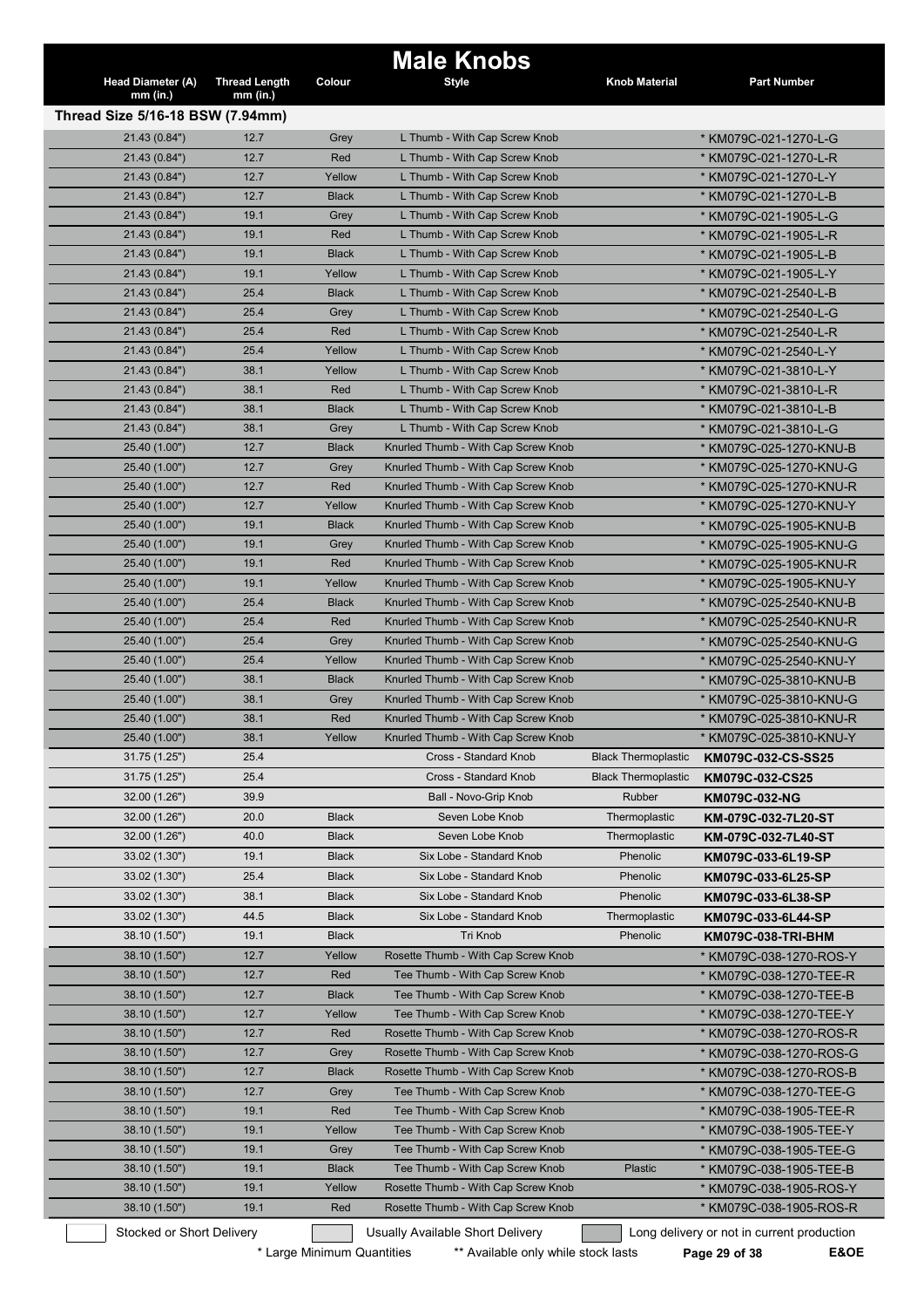# Male Knobs

| Head Diameter (A) mm (in.) | Thread Length mm (in.) | Colour | Style | Knob Material | Part Number |
|---|---|---|---|---|---|
| **Thread Size 5/16-18 BSW (7.94mm)** | | | | | |
| 21.43 (0.84") | 12.7 | Grey | L Thumb - With Cap Screw Knob | | * KM079C-021-1270-L-G |
| 21.43 (0.84") | 12.7 | Red | L Thumb - With Cap Screw Knob | | * KM079C-021-1270-L-R |
| 21.43 (0.84") | 12.7 | Yellow | L Thumb - With Cap Screw Knob | | * KM079C-021-1270-L-Y |
| 21.43 (0.84") | 12.7 | Black | L Thumb - With Cap Screw Knob | | * KM079C-021-1270-L-B |
| 21.43 (0.84") | 19.1 | Grey | L Thumb - With Cap Screw Knob | | * KM079C-021-1905-L-G |
| 21.43 (0.84") | 19.1 | Red | L Thumb - With Cap Screw Knob | | * KM079C-021-1905-L-R |
| 21.43 (0.84") | 19.1 | Black | L Thumb - With Cap Screw Knob | | * KM079C-021-1905-L-B |
| 21.43 (0.84") | 19.1 | Yellow | L Thumb - With Cap Screw Knob | | * KM079C-021-1905-L-Y |
| 21.43 (0.84") | 25.4 | Black | L Thumb - With Cap Screw Knob | | * KM079C-021-2540-L-B |
| 21.43 (0.84") | 25.4 | Grey | L Thumb - With Cap Screw Knob | | * KM079C-021-2540-L-G |
| 21.43 (0.84") | 25.4 | Red | L Thumb - With Cap Screw Knob | | * KM079C-021-2540-L-R |
| 21.43 (0.84") | 25.4 | Yellow | L Thumb - With Cap Screw Knob | | * KM079C-021-2540-L-Y |
| 21.43 (0.84") | 38.1 | Yellow | L Thumb - With Cap Screw Knob | | * KM079C-021-3810-L-Y |
| 21.43 (0.84") | 38.1 | Red | L Thumb - With Cap Screw Knob | | * KM079C-021-3810-L-R |
| 21.43 (0.84") | 38.1 | Black | L Thumb - With Cap Screw Knob | | * KM079C-021-3810-L-B |
| 21.43 (0.84") | 38.1 | Grey | L Thumb - With Cap Screw Knob | | * KM079C-021-3810-L-G |
| 25.40 (1.00") | 12.7 | Black | Knurled Thumb - With Cap Screw Knob | | * KM079C-025-1270-KNU-B |
| 25.40 (1.00") | 12.7 | Grey | Knurled Thumb - With Cap Screw Knob | | * KM079C-025-1270-KNU-G |
| 25.40 (1.00") | 12.7 | Red | Knurled Thumb - With Cap Screw Knob | | * KM079C-025-1270-KNU-R |
| 25.40 (1.00") | 12.7 | Yellow | Knurled Thumb - With Cap Screw Knob | | * KM079C-025-1270-KNU-Y |
| 25.40 (1.00") | 19.1 | Black | Knurled Thumb - With Cap Screw Knob | | * KM079C-025-1905-KNU-B |
| 25.40 (1.00") | 19.1 | Grey | Knurled Thumb - With Cap Screw Knob | | * KM079C-025-1905-KNU-G |
| 25.40 (1.00") | 19.1 | Red | Knurled Thumb - With Cap Screw Knob | | * KM079C-025-1905-KNU-R |
| 25.40 (1.00") | 19.1 | Yellow | Knurled Thumb - With Cap Screw Knob | | * KM079C-025-1905-KNU-Y |
| 25.40 (1.00") | 25.4 | Black | Knurled Thumb - With Cap Screw Knob | | * KM079C-025-2540-KNU-B |
| 25.40 (1.00") | 25.4 | Red | Knurled Thumb - With Cap Screw Knob | | * KM079C-025-2540-KNU-R |
| 25.40 (1.00") | 25.4 | Grey | Knurled Thumb - With Cap Screw Knob | | * KM079C-025-2540-KNU-G |
| 25.40 (1.00") | 25.4 | Yellow | Knurled Thumb - With Cap Screw Knob | | * KM079C-025-2540-KNU-Y |
| 25.40 (1.00") | 38.1 | Black | Knurled Thumb - With Cap Screw Knob | | * KM079C-025-3810-KNU-B |
| 25.40 (1.00") | 38.1 | Grey | Knurled Thumb - With Cap Screw Knob | | * KM079C-025-3810-KNU-G |
| 25.40 (1.00") | 38.1 | Red | Knurled Thumb - With Cap Screw Knob | | * KM079C-025-3810-KNU-R |
| 25.40 (1.00") | 38.1 | Yellow | Knurled Thumb - With Cap Screw Knob | | * KM079C-025-3810-KNU-Y |
| 31.75 (1.25") | 25.4 | | Cross - Standard Knob | Black Thermoplastic | **KM079C-032-CS-SS25** |
| 31.75 (1.25") | 25.4 | | Cross - Standard Knob | Black Thermoplastic | **KM079C-032-CS25** |
| 32.00 (1.26") | 39.9 | | Ball - Novo-Grip Knob | Rubber | **KM079C-032-NG** |
| 32.00 (1.26") | 20.0 | Black | Seven Lobe Knob | Thermoplastic | **KM-079C-032-7L20-ST** |
| 32.00 (1.26") | 40.0 | Black | Seven Lobe Knob | Thermoplastic | **KM-079C-032-7L40-ST** |
| 33.02 (1.30") | 19.1 | Black | Six Lobe - Standard Knob | Phenolic | **KM079C-033-6L19-SP** |
| 33.02 (1.30") | 25.4 | Black | Six Lobe - Standard Knob | Phenolic | **KM079C-033-6L25-SP** |
| 33.02 (1.30") | 38.1 | Black | Six Lobe - Standard Knob | Phenolic | **KM079C-033-6L38-SP** |
| 33.02 (1.30") | 44.5 | Black | Six Lobe - Standard Knob | Thermoplastic | **KM079C-033-6L44-SP** |
| 38.10 (1.50") | 19.1 | Black | Tri Knob | Phenolic | **KM079C-038-TRI-BHM** |
| 38.10 (1.50") | 12.7 | Yellow | Rosette Thumb - With Cap Screw Knob | | * KM079C-038-1270-ROS-Y |
| 38.10 (1.50") | 12.7 | Red | Tee Thumb - With Cap Screw Knob | | * KM079C-038-1270-TEE-R |
| 38.10 (1.50") | 12.7 | Black | Tee Thumb - With Cap Screw Knob | | * KM079C-038-1270-TEE-B |
| 38.10 (1.50") | 12.7 | Yellow | Tee Thumb - With Cap Screw Knob | | * KM079C-038-1270-TEE-Y |
| 38.10 (1.50") | 12.7 | Red | Rosette Thumb - With Cap Screw Knob | | * KM079C-038-1270-ROS-R |
| 38.10 (1.50") | 12.7 | Grey | Rosette Thumb - With Cap Screw Knob | | * KM079C-038-1270-ROS-G |
| 38.10 (1.50") | 12.7 | Black | Rosette Thumb - With Cap Screw Knob | | * KM079C-038-1270-ROS-B |
| 38.10 (1.50") | 12.7 | Grey | Tee Thumb - With Cap Screw Knob | | * KM079C-038-1270-TEE-G |
| 38.10 (1.50") | 19.1 | Red | Tee Thumb - With Cap Screw Knob | | * KM079C-038-1905-TEE-R |
| 38.10 (1.50") | 19.1 | Yellow | Tee Thumb - With Cap Screw Knob | | * KM079C-038-1905-TEE-Y |
| 38.10 (1.50") | 19.1 | Grey | Tee Thumb - With Cap Screw Knob | | * KM079C-038-1905-TEE-G |
| 38.10 (1.50") | 19.1 | Black | Tee Thumb - With Cap Screw Knob | Plastic | * KM079C-038-1905-TEE-B |
| 38.10 (1.50") | 19.1 | Yellow | Rosette Thumb - With Cap Screw Knob | | * KM079C-038-1905-ROS-Y |
| 38.10 (1.50") | 19.1 | Red | Rosette Thumb - With Cap Screw Knob | | * KM079C-038-1905-ROS-R |

Stocked or Short Delivery | Usually Available Short Delivery | Long delivery or not in current production

\* Large Minimum Quantities ** Available only while stock lasts

E&OE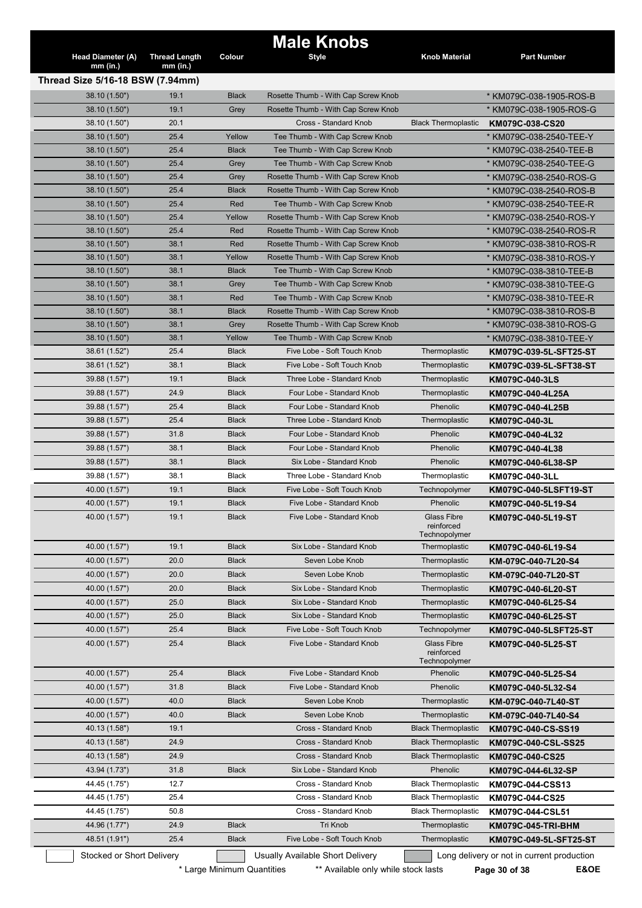# Male Knobs

| Head Diameter (A) mm (in.) | Thread Length mm (in.) | Colour | Style | Knob Material | Part Number |
|---|---|---|---|---|---|
| **Thread Size 5/16-18 BSW (7.94mm)** | | | | | |
| 38.10 (1.50") | 19.1 | Black | Rosette Thumb - With Cap Screw Knob | | * KM079C-038-1905-ROS-B |
| 38.10 (1.50") | 19.1 | Grey | Rosette Thumb - With Cap Screw Knob | | * KM079C-038-1905-ROS-G |
| 38.10 (1.50") | 20.1 | | Cross - Standard Knob | Black Thermoplastic | **KM079C-038-CS20** |
| 38.10 (1.50") | 25.4 | Yellow | Tee Thumb - With Cap Screw Knob | | * KM079C-038-2540-TEE-Y |
| 38.10 (1.50") | 25.4 | Black | Tee Thumb - With Cap Screw Knob | | * KM079C-038-2540-TEE-B |
| 38.10 (1.50") | 25.4 | Grey | Tee Thumb - With Cap Screw Knob | | * KM079C-038-2540-TEE-G |
| 38.10 (1.50") | 25.4 | Grey | Rosette Thumb - With Cap Screw Knob | | * KM079C-038-2540-ROS-G |
| 38.10 (1.50") | 25.4 | Black | Rosette Thumb - With Cap Screw Knob | | * KM079C-038-2540-ROS-B |
| 38.10 (1.50") | 25.4 | Red | Tee Thumb - With Cap Screw Knob | | * KM079C-038-2540-TEE-R |
| 38.10 (1.50") | 25.4 | Yellow | Rosette Thumb - With Cap Screw Knob | | * KM079C-038-2540-ROS-Y |
| 38.10 (1.50") | 25.4 | Red | Rosette Thumb - With Cap Screw Knob | | * KM079C-038-2540-ROS-R |
| 38.10 (1.50") | 38.1 | Red | Rosette Thumb - With Cap Screw Knob | | * KM079C-038-3810-ROS-R |
| 38.10 (1.50") | 38.1 | Yellow | Rosette Thumb - With Cap Screw Knob | | * KM079C-038-3810-ROS-Y |
| 38.10 (1.50") | 38.1 | Black | Tee Thumb - With Cap Screw Knob | | * KM079C-038-3810-TEE-B |
| 38.10 (1.50") | 38.1 | Grey | Tee Thumb - With Cap Screw Knob | | * KM079C-038-3810-TEE-G |
| 38.10 (1.50") | 38.1 | Red | Tee Thumb - With Cap Screw Knob | | * KM079C-038-3810-TEE-R |
| 38.10 (1.50") | 38.1 | Black | Rosette Thumb - With Cap Screw Knob | | * KM079C-038-3810-ROS-B |
| 38.10 (1.50") | 38.1 | Grey | Rosette Thumb - With Cap Screw Knob | | * KM079C-038-3810-ROS-G |
| 38.10 (1.50") | 38.1 | Yellow | Tee Thumb - With Cap Screw Knob | | * KM079C-038-3810-TEE-Y |
| 38.61 (1.52") | 25.4 | Black | Five Lobe - Soft Touch Knob | Thermoplastic | **KM079C-039-5L-SFT25-ST** |
| 38.61 (1.52") | 38.1 | Black | Five Lobe - Soft Touch Knob | Thermoplastic | **KM079C-039-5L-SFT38-ST** |
| 39.88 (1.57") | 19.1 | Black | Three Lobe - Standard Knob | Thermoplastic | **KM079C-040-3LS** |
| 39.88 (1.57") | 24.9 | Black | Four Lobe - Standard Knob | Thermoplastic | **KM079C-040-4L25A** |
| 39.88 (1.57") | 25.4 | Black | Four Lobe - Standard Knob | Phenolic | **KM079C-040-4L25B** |
| 39.88 (1.57") | 25.4 | Black | Three Lobe - Standard Knob | Thermoplastic | **KM079C-040-3L** |
| 39.88 (1.57") | 31.8 | Black | Four Lobe - Standard Knob | Phenolic | **KM079C-040-4L32** |
| 39.88 (1.57") | 38.1 | Black | Four Lobe - Standard Knob | Phenolic | **KM079C-040-4L38** |
| 39.88 (1.57") | 38.1 | Black | Six Lobe - Standard Knob | Phenolic | **KM079C-040-6L38-SP** |
| 39.88 (1.57") | 38.1 | Black | Three Lobe - Standard Knob | Thermoplastic | **KM079C-040-3LL** |
| 40.00 (1.57") | 19.1 | Black | Five Lobe - Soft Touch Knob | Technopolymer | **KM079C-040-5LSFT19-ST** |
| 40.00 (1.57") | 19.1 | Black | Five Lobe - Standard Knob | Phenolic | **KM079C-040-5L19-S4** |
| 40.00 (1.57") | 19.1 | Black | Five Lobe - Standard Knob | Glass Fibre reinforced Technopolymer | **KM079C-040-5L19-ST** |
| 40.00 (1.57") | 19.1 | Black | Six Lobe - Standard Knob | Thermoplastic | **KM079C-040-6L19-S4** |
| 40.00 (1.57") | 20.0 | Black | Seven Lobe Knob | Thermoplastic | **KM-079C-040-7L20-S4** |
| 40.00 (1.57") | 20.0 | Black | Seven Lobe Knob | Thermoplastic | **KM-079C-040-7L20-ST** |
| 40.00 (1.57") | 20.0 | Black | Six Lobe - Standard Knob | Thermoplastic | **KM079C-040-6L20-ST** |
| 40.00 (1.57") | 25.0 | Black | Six Lobe - Standard Knob | Thermoplastic | **KM079C-040-6L25-S4** |
| 40.00 (1.57") | 25.0 | Black | Six Lobe - Standard Knob | Thermoplastic | **KM079C-040-6L25-ST** |
| 40.00 (1.57") | 25.4 | Black | Five Lobe - Soft Touch Knob | Technopolymer | **KM079C-040-5LSFT25-ST** |
| 40.00 (1.57") | 25.4 | Black | Five Lobe - Standard Knob | Glass Fibre reinforced Technopolymer | **KM079C-040-5L25-ST** |
| 40.00 (1.57") | 25.4 | Black | Five Lobe - Standard Knob | Phenolic | **KM079C-040-5L25-S4** |
| 40.00 (1.57") | 31.8 | Black | Five Lobe - Standard Knob | Phenolic | **KM079C-040-5L32-S4** |
| 40.00 (1.57") | 40.0 | Black | Seven Lobe Knob | Thermoplastic | **KM-079C-040-7L40-ST** |
| 40.00 (1.57") | 40.0 | Black | Seven Lobe Knob | Thermoplastic | **KM-079C-040-7L40-S4** |
| 40.13 (1.58") | 19.1 | | Cross - Standard Knob | Black Thermoplastic | **KM079C-040-CS-SS19** |
| 40.13 (1.58") | 24.9 | | Cross - Standard Knob | Black Thermoplastic | **KM079C-040-CSL-SS25** |
| 40.13 (1.58") | 24.9 | | Cross - Standard Knob | Black Thermoplastic | **KM079C-040-CS25** |
| 43.94 (1.73") | 31.8 | Black | Six Lobe - Standard Knob | Phenolic | **KM079C-044-6L32-SP** |
| 44.45 (1.75") | 12.7 | | Cross - Standard Knob | Black Thermoplastic | **KM079C-044-CSS13** |
| 44.45 (1.75") | 25.4 | | Cross - Standard Knob | Black Thermoplastic | **KM079C-044-CS25** |
| 44.45 (1.75") | 50.8 | | Cross - Standard Knob | Black Thermoplastic | **KM079C-044-CSL51** |
| 44.96 (1.77") | 24.9 | Black | Tri Knob | Thermoplastic | **KM079C-045-TRI-BHM** |
| 48.51 (1.91") | 25.4 | Black | Five Lobe - Soft Touch Knob | Thermoplastic | **KM079C-049-5L-SFT25-ST** |

Stocked or Short Delivery | Usually Available Short Delivery | Long delivery or not in current production

\* Large Minimum Quantities ** Available only while stock lasts

E&OE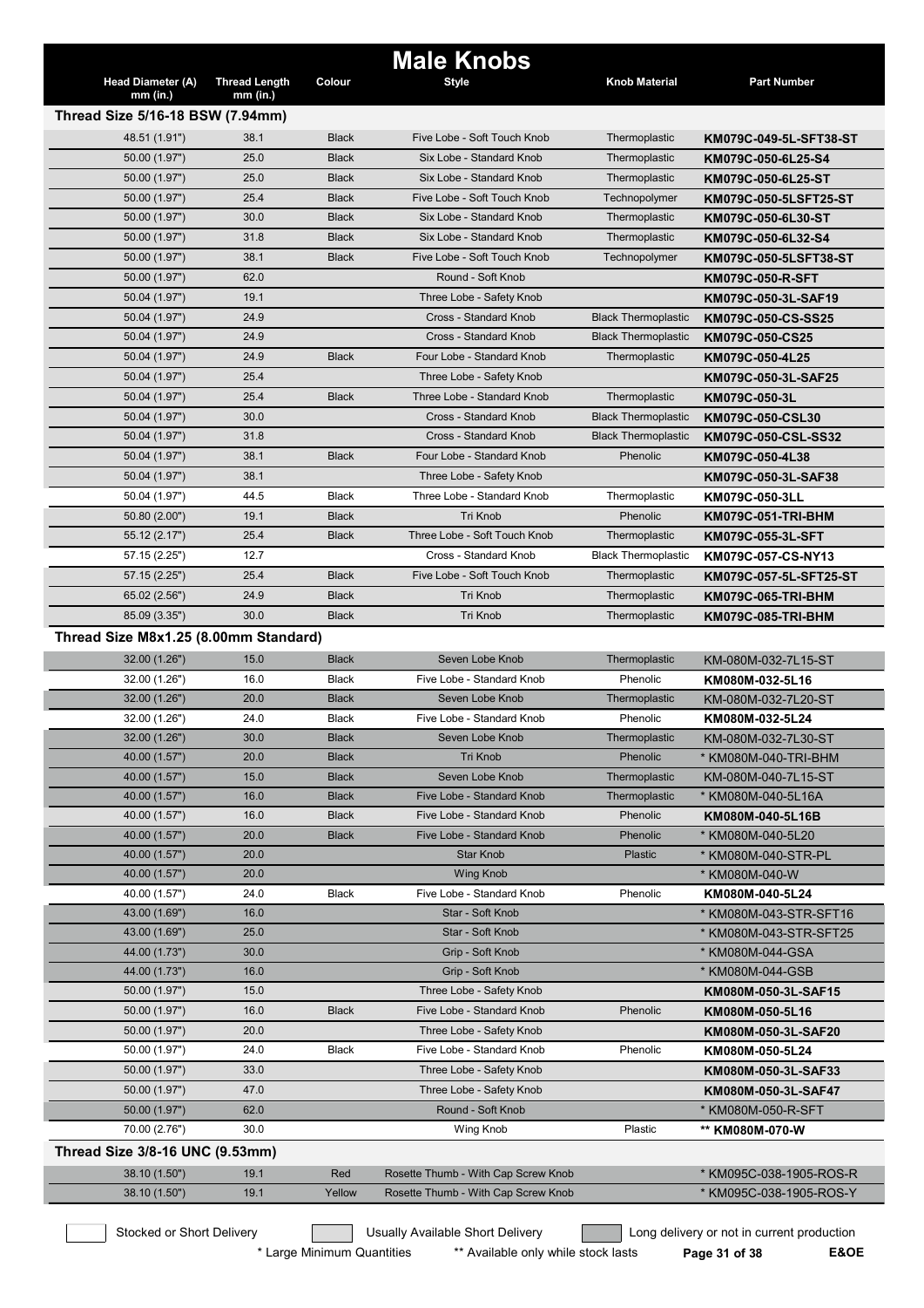# Male Knobs

| Head Diameter (A) mm (in.) | Thread Length mm (in.) | Colour | Style | Knob Material | Part Number |
|---|---|---|---|---|---|
| **Thread Size 5/16-18 BSW (7.94mm)** | | | | | |
| 48.51 (1.91") | 38.1 | Black | Five Lobe - Soft Touch Knob | Thermoplastic | **KM079C-049-5L-SFT38-ST** |
| 50.00 (1.97") | 25.0 | Black | Six Lobe - Standard Knob | Thermoplastic | **KM079C-050-6L25-S4** |
| 50.00 (1.97") | 25.0 | Black | Six Lobe - Standard Knob | Thermoplastic | **KM079C-050-6L25-ST** |
| 50.00 (1.97") | 25.4 | Black | Five Lobe - Soft Touch Knob | Technopolymer | **KM079C-050-5LSFT25-ST** |
| 50.00 (1.97") | 30.0 | Black | Six Lobe - Standard Knob | Thermoplastic | **KM079C-050-6L30-ST** |
| 50.00 (1.97") | 31.8 | Black | Six Lobe - Standard Knob | Thermoplastic | **KM079C-050-6L32-S4** |
| 50.00 (1.97") | 38.1 | Black | Five Lobe - Soft Touch Knob | Technopolymer | **KM079C-050-5LSFT38-ST** |
| 50.00 (1.97") | 62.0 | | Round - Soft Knob | | **KM079C-050-R-SFT** |
| 50.04 (1.97") | 19.1 | | Three Lobe - Safety Knob | | **KM079C-050-3L-SAF19** |
| 50.04 (1.97") | 24.9 | | Cross - Standard Knob | Black Thermoplastic | **KM079C-050-CS-SS25** |
| 50.04 (1.97") | 24.9 | | Cross - Standard Knob | Black Thermoplastic | **KM079C-050-CS25** |
| 50.04 (1.97") | 24.9 | Black | Four Lobe - Standard Knob | Thermoplastic | **KM079C-050-4L25** |
| 50.04 (1.97") | 25.4 | | Three Lobe - Safety Knob | | **KM079C-050-3L-SAF25** |
| 50.04 (1.97") | 25.4 | Black | Three Lobe - Standard Knob | Thermoplastic | **KM079C-050-3L** |
| 50.04 (1.97") | 30.0 | | Cross - Standard Knob | Black Thermoplastic | **KM079C-050-CSL30** |
| 50.04 (1.97") | 31.8 | | Cross - Standard Knob | Black Thermoplastic | **KM079C-050-CSL-SS32** |
| 50.04 (1.97") | 38.1 | Black | Four Lobe - Standard Knob | Phenolic | **KM079C-050-4L38** |
| 50.04 (1.97") | 38.1 | | Three Lobe - Safety Knob | | **KM079C-050-3L-SAF38** |
| 50.04 (1.97") | 44.5 | Black | Three Lobe - Standard Knob | Thermoplastic | **KM079C-050-3LL** |
| 50.80 (2.00") | 19.1 | Black | Tri Knob | Phenolic | **KM079C-051-TRI-BHM** |
| 55.12 (2.17") | 25.4 | Black | Three Lobe - Soft Touch Knob | Thermoplastic | **KM079C-055-3L-SFT** |
| 57.15 (2.25") | 12.7 | | Cross - Standard Knob | Black Thermoplastic | **KM079C-057-CS-NY13** |
| 57.15 (2.25") | 25.4 | Black | Five Lobe - Soft Touch Knob | Thermoplastic | **KM079C-057-5L-SFT25-ST** |
| 65.02 (2.56") | 24.9 | Black | Tri Knob | Thermoplastic | **KM079C-065-TRI-BHM** |
| 85.09 (3.35") | 30.0 | Black | Tri Knob | Thermoplastic | **KM079C-085-TRI-BHM** |
| **Thread Size M8x1.25 (8.00mm Standard)** | | | | | |
| 32.00 (1.26") | 15.0 | Black | Seven Lobe Knob | Thermoplastic | KM-080M-032-7L15-ST |
| 32.00 (1.26") | 16.0 | Black | Five Lobe - Standard Knob | Phenolic | **KM080M-032-5L16** |
| 32.00 (1.26") | 20.0 | Black | Seven Lobe Knob | Thermoplastic | KM-080M-032-7L20-ST |
| 32.00 (1.26") | 24.0 | Black | Five Lobe - Standard Knob | Phenolic | **KM080M-032-5L24** |
| 32.00 (1.26") | 30.0 | Black | Seven Lobe Knob | Thermoplastic | KM-080M-032-7L30-ST |
| 40.00 (1.57") | 20.0 | Black | Tri Knob | Phenolic | * KM080M-040-TRI-BHM |
| 40.00 (1.57") | 15.0 | Black | Seven Lobe Knob | Thermoplastic | KM-080M-040-7L15-ST |
| 40.00 (1.57") | 16.0 | Black | Five Lobe - Standard Knob | Thermoplastic | * KM080M-040-5L16A |
| 40.00 (1.57") | 16.0 | Black | Five Lobe - Standard Knob | Phenolic | **KM080M-040-5L16B** |
| 40.00 (1.57") | 20.0 | Black | Five Lobe - Standard Knob | Phenolic | * KM080M-040-5L20 |
| 40.00 (1.57") | 20.0 | | Star Knob | Plastic | * KM080M-040-STR-PL |
| 40.00 (1.57") | 20.0 | | Wing Knob | | * KM080M-040-W |
| 40.00 (1.57") | 24.0 | Black | Five Lobe - Standard Knob | Phenolic | **KM080M-040-5L24** |
| 43.00 (1.69") | 16.0 | | Star - Soft Knob | | * KM080M-043-STR-SFT16 |
| 43.00 (1.69") | 25.0 | | Star - Soft Knob | | * KM080M-043-STR-SFT25 |
| 44.00 (1.73") | 30.0 | | Grip - Soft Knob | | * KM080M-044-GSA |
| 44.00 (1.73") | 16.0 | | Grip - Soft Knob | | * KM080M-044-GSB |
| 50.00 (1.97") | 15.0 | | Three Lobe - Safety Knob | | **KM080M-050-3L-SAF15** |
| 50.00 (1.97") | 16.0 | Black | Five Lobe - Standard Knob | Phenolic | **KM080M-050-5L16** |
| 50.00 (1.97") | 20.0 | | Three Lobe - Safety Knob | | **KM080M-050-3L-SAF20** |
| 50.00 (1.97") | 24.0 | Black | Five Lobe - Standard Knob | Phenolic | **KM080M-050-5L24** |
| 50.00 (1.97") | 33.0 | | Three Lobe - Safety Knob | | **KM080M-050-3L-SAF33** |
| 50.00 (1.97") | 47.0 | | Three Lobe - Safety Knob | | **KM080M-050-3L-SAF47** |
| 50.00 (1.97") | 62.0 | | Round - Soft Knob | | * KM080M-050-R-SFT |
| 70.00 (2.76") | 30.0 | | Wing Knob | Plastic | ** **KM080M-070-W** |
| **Thread Size 3/8-16 UNC (9.53mm)** | | | | | |
| 38.10 (1.50") | 19.1 | Red | Rosette Thumb - With Cap Screw Knob | | * KM095C-038-1905-ROS-R |
| 38.10 (1.50") | 19.1 | Yellow | Rosette Thumb - With Cap Screw Knob | | * KM095C-038-1905-ROS-Y |

Stocked or Short Delivery | Usually Available Short Delivery | Long delivery or not in current production

\* Large Minimum Quantities    ** Available only while stock lasts

E&OE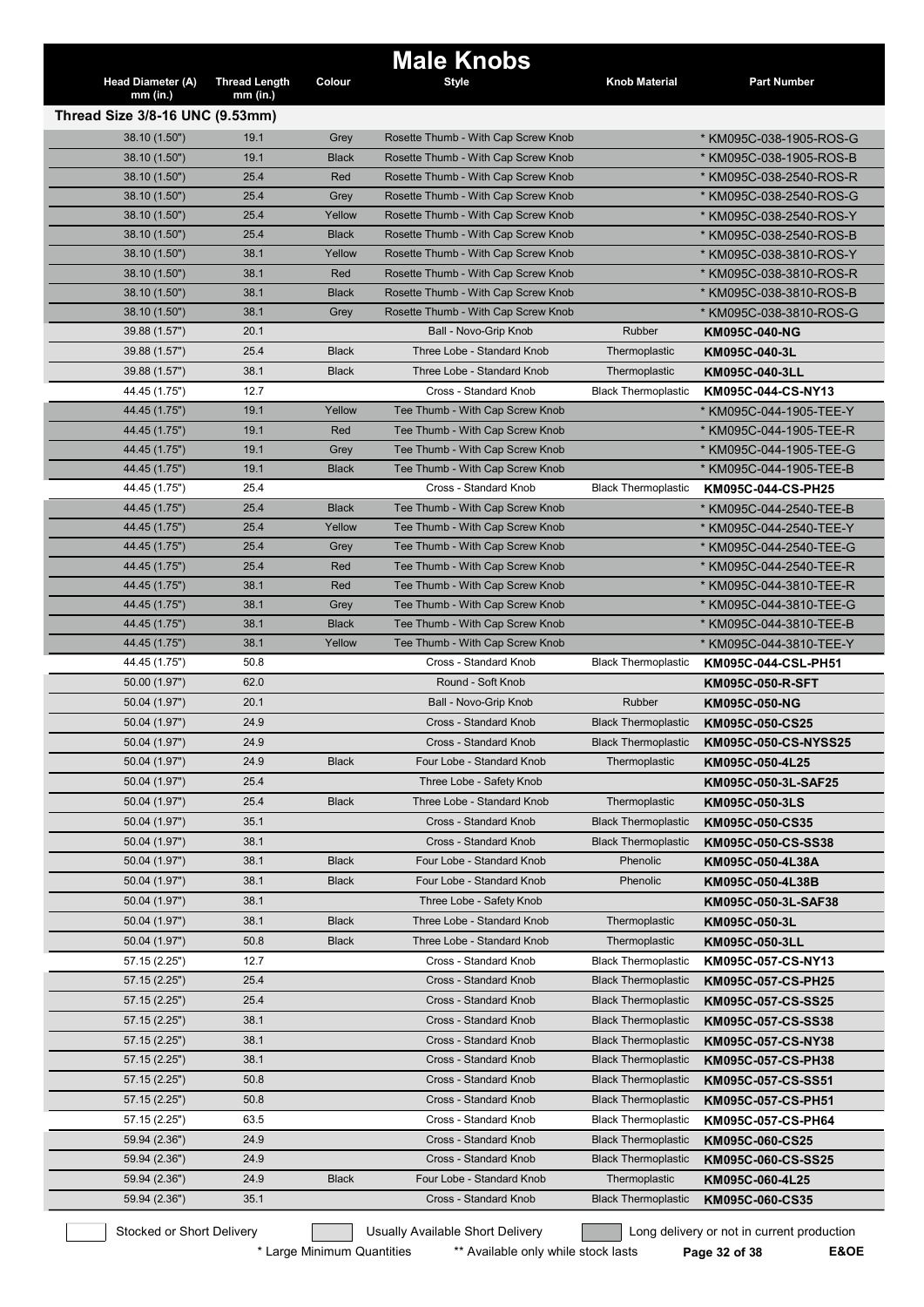# Male Knobs

| Head Diameter (A) mm (in.) | Thread Length mm (in.) | Colour | Style | Knob Material | Part Number |
|---|---|---|---|---|---|
| **Thread Size 3/8-16 UNC (9.53mm)** | | | | | |
| 38.10 (1.50") | 19.1 | Grey | Rosette Thumb - With Cap Screw Knob | | * KM095C-038-1905-ROS-G |
| 38.10 (1.50") | 19.1 | Black | Rosette Thumb - With Cap Screw Knob | | * KM095C-038-1905-ROS-B |
| 38.10 (1.50") | 25.4 | Red | Rosette Thumb - With Cap Screw Knob | | * KM095C-038-2540-ROS-R |
| 38.10 (1.50") | 25.4 | Grey | Rosette Thumb - With Cap Screw Knob | | * KM095C-038-2540-ROS-G |
| 38.10 (1.50") | 25.4 | Yellow | Rosette Thumb - With Cap Screw Knob | | * KM095C-038-2540-ROS-Y |
| 38.10 (1.50") | 25.4 | Black | Rosette Thumb - With Cap Screw Knob | | * KM095C-038-2540-ROS-B |
| 38.10 (1.50") | 38.1 | Yellow | Rosette Thumb - With Cap Screw Knob | | * KM095C-038-3810-ROS-Y |
| 38.10 (1.50") | 38.1 | Red | Rosette Thumb - With Cap Screw Knob | | * KM095C-038-3810-ROS-R |
| 38.10 (1.50") | 38.1 | Black | Rosette Thumb - With Cap Screw Knob | | * KM095C-038-3810-ROS-B |
| 38.10 (1.50") | 38.1 | Grey | Rosette Thumb - With Cap Screw Knob | | * KM095C-038-3810-ROS-G |
| 39.88 (1.57") | 20.1 | | Ball - Novo-Grip Knob | Rubber | **KM095C-040-NG** |
| 39.88 (1.57") | 25.4 | Black | Three Lobe - Standard Knob | Thermoplastic | **KM095C-040-3L** |
| 39.88 (1.57") | 38.1 | Black | Three Lobe - Standard Knob | Thermoplastic | **KM095C-040-3LL** |
| 44.45 (1.75") | 12.7 | | Cross - Standard Knob | Black Thermoplastic | **KM095C-044-CS-NY13** |
| 44.45 (1.75") | 19.1 | Yellow | Tee Thumb - With Cap Screw Knob | | * KM095C-044-1905-TEE-Y |
| 44.45 (1.75") | 19.1 | Red | Tee Thumb - With Cap Screw Knob | | * KM095C-044-1905-TEE-R |
| 44.45 (1.75") | 19.1 | Grey | Tee Thumb - With Cap Screw Knob | | * KM095C-044-1905-TEE-G |
| 44.45 (1.75") | 19.1 | Black | Tee Thumb - With Cap Screw Knob | | * KM095C-044-1905-TEE-B |
| 44.45 (1.75") | 25.4 | | Cross - Standard Knob | Black Thermoplastic | **KM095C-044-CS-PH25** |
| 44.45 (1.75") | 25.4 | Black | Tee Thumb - With Cap Screw Knob | | * KM095C-044-2540-TEE-B |
| 44.45 (1.75") | 25.4 | Yellow | Tee Thumb - With Cap Screw Knob | | * KM095C-044-2540-TEE-Y |
| 44.45 (1.75") | 25.4 | Grey | Tee Thumb - With Cap Screw Knob | | * KM095C-044-2540-TEE-G |
| 44.45 (1.75") | 25.4 | Red | Tee Thumb - With Cap Screw Knob | | * KM095C-044-2540-TEE-R |
| 44.45 (1.75") | 38.1 | Red | Tee Thumb - With Cap Screw Knob | | * KM095C-044-3810-TEE-R |
| 44.45 (1.75") | 38.1 | Grey | Tee Thumb - With Cap Screw Knob | | * KM095C-044-3810-TEE-G |
| 44.45 (1.75") | 38.1 | Black | Tee Thumb - With Cap Screw Knob | | * KM095C-044-3810-TEE-B |
| 44.45 (1.75") | 38.1 | Yellow | Tee Thumb - With Cap Screw Knob | | * KM095C-044-3810-TEE-Y |
| 44.45 (1.75") | 50.8 | | Cross - Standard Knob | Black Thermoplastic | **KM095C-044-CSL-PH51** |
| 50.00 (1.97") | 62.0 | | Round - Soft Knob | | **KM095C-050-R-SFT** |
| 50.04 (1.97") | 20.1 | | Ball - Novo-Grip Knob | Rubber | **KM095C-050-NG** |
| 50.04 (1.97") | 24.9 | | Cross - Standard Knob | Black Thermoplastic | **KM095C-050-CS25** |
| 50.04 (1.97") | 24.9 | | Cross - Standard Knob | Black Thermoplastic | **KM095C-050-CS-NYSS25** |
| 50.04 (1.97") | 24.9 | Black | Four Lobe - Standard Knob | Thermoplastic | **KM095C-050-4L25** |
| 50.04 (1.97") | 25.4 | | Three Lobe - Safety Knob | | **KM095C-050-3L-SAF25** |
| 50.04 (1.97") | 25.4 | Black | Three Lobe - Standard Knob | Thermoplastic | **KM095C-050-3LS** |
| 50.04 (1.97") | 35.1 | | Cross - Standard Knob | Black Thermoplastic | **KM095C-050-CS35** |
| 50.04 (1.97") | 38.1 | | Cross - Standard Knob | Black Thermoplastic | **KM095C-050-CS-SS38** |
| 50.04 (1.97") | 38.1 | Black | Four Lobe - Standard Knob | Phenolic | **KM095C-050-4L38A** |
| 50.04 (1.97") | 38.1 | Black | Four Lobe - Standard Knob | Phenolic | **KM095C-050-4L38B** |
| 50.04 (1.97") | 38.1 | | Three Lobe - Safety Knob | | **KM095C-050-3L-SAF38** |
| 50.04 (1.97") | 38.1 | Black | Three Lobe - Standard Knob | Thermoplastic | **KM095C-050-3L** |
| 50.04 (1.97") | 50.8 | Black | Three Lobe - Standard Knob | Thermoplastic | **KM095C-050-3LL** |
| 57.15 (2.25") | 12.7 | | Cross - Standard Knob | Black Thermoplastic | **KM095C-057-CS-NY13** |
| 57.15 (2.25") | 25.4 | | Cross - Standard Knob | Black Thermoplastic | **KM095C-057-CS-PH25** |
| 57.15 (2.25") | 25.4 | | Cross - Standard Knob | Black Thermoplastic | **KM095C-057-CS-SS25** |
| 57.15 (2.25") | 38.1 | | Cross - Standard Knob | Black Thermoplastic | **KM095C-057-CS-SS38** |
| 57.15 (2.25") | 38.1 | | Cross - Standard Knob | Black Thermoplastic | **KM095C-057-CS-NY38** |
| 57.15 (2.25") | 38.1 | | Cross - Standard Knob | Black Thermoplastic | **KM095C-057-CS-PH38** |
| 57.15 (2.25") | 50.8 | | Cross - Standard Knob | Black Thermoplastic | **KM095C-057-CS-SS51** |
| 57.15 (2.25") | 50.8 | | Cross - Standard Knob | Black Thermoplastic | **KM095C-057-CS-PH51** |
| 57.15 (2.25") | 63.5 | | Cross - Standard Knob | Black Thermoplastic | **KM095C-057-CS-PH64** |
| 59.94 (2.36") | 24.9 | | Cross - Standard Knob | Black Thermoplastic | **KM095C-060-CS25** |
| 59.94 (2.36") | 24.9 | | Cross - Standard Knob | Black Thermoplastic | **KM095C-060-CS-SS25** |
| 59.94 (2.36") | 24.9 | Black | Four Lobe - Standard Knob | Thermoplastic | **KM095C-060-4L25** |
| 59.94 (2.36") | 35.1 | | Cross - Standard Knob | Black Thermoplastic | **KM095C-060-CS35** |

Stocked or Short Delivery | Usually Available Short Delivery | Long delivery or not in current production

\* Large Minimum Quantities  ** Available only while stock lasts  E&OE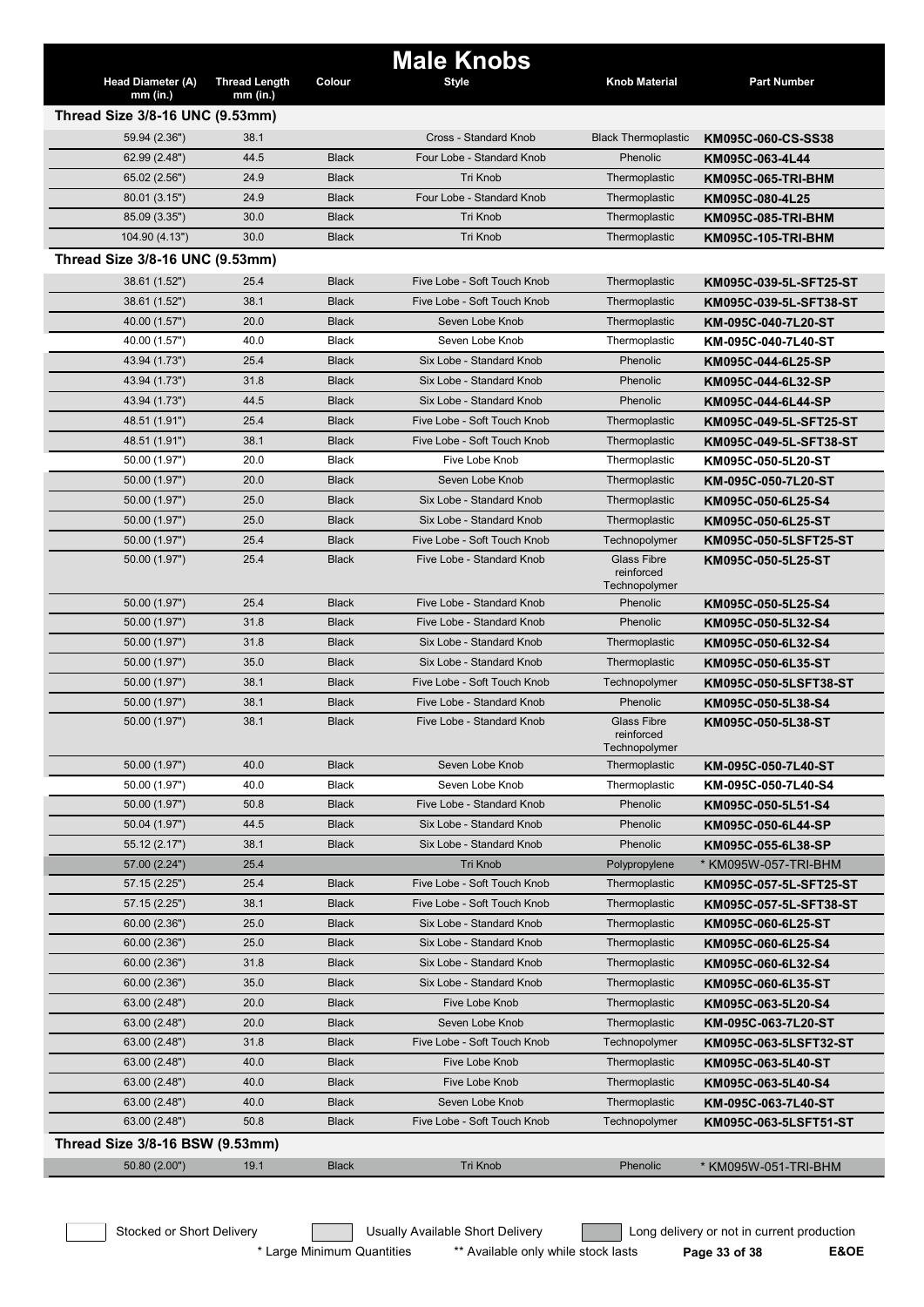# Male Knobs

| Head Diameter (A) mm (in.) | Thread Length mm (in.) | Colour | Style | Knob Material | Part Number |
|---|---|---|---|---|---|
| **Thread Size 3/8-16 UNC (9.53mm)** | | | | | |
| 59.94 (2.36") | 38.1 | | Cross - Standard Knob | Black Thermoplastic | **KM095C-060-CS-SS38** |
| 62.99 (2.48") | 44.5 | Black | Four Lobe - Standard Knob | Phenolic | **KM095C-063-4L44** |
| 65.02 (2.56") | 24.9 | Black | Tri Knob | Thermoplastic | **KM095C-065-TRI-BHM** |
| 80.01 (3.15") | 24.9 | Black | Four Lobe - Standard Knob | Thermoplastic | **KM095C-080-4L25** |
| 85.09 (3.35") | 30.0 | Black | Tri Knob | Thermoplastic | **KM095C-085-TRI-BHM** |
| 104.90 (4.13") | 30.0 | Black | Tri Knob | Thermoplastic | **KM095C-105-TRI-BHM** |
| **Thread Size 3/8-16 UNC (9.53mm)** | | | | | |
| 38.61 (1.52") | 25.4 | Black | Five Lobe - Soft Touch Knob | Thermoplastic | **KM095C-039-5L-SFT25-ST** |
| 38.61 (1.52") | 38.1 | Black | Five Lobe - Soft Touch Knob | Thermoplastic | **KM095C-039-5L-SFT38-ST** |
| 40.00 (1.57") | 20.0 | Black | Seven Lobe Knob | Thermoplastic | **KM-095C-040-7L20-ST** |
| 40.00 (1.57") | 40.0 | Black | Seven Lobe Knob | Thermoplastic | **KM-095C-040-7L40-ST** |
| 43.94 (1.73") | 25.4 | Black | Six Lobe - Standard Knob | Phenolic | **KM095C-044-6L25-SP** |
| 43.94 (1.73") | 31.8 | Black | Six Lobe - Standard Knob | Phenolic | **KM095C-044-6L32-SP** |
| 43.94 (1.73") | 44.5 | Black | Six Lobe - Standard Knob | Phenolic | **KM095C-044-6L44-SP** |
| 48.51 (1.91") | 25.4 | Black | Five Lobe - Soft Touch Knob | Thermoplastic | **KM095C-049-5L-SFT25-ST** |
| 48.51 (1.91") | 38.1 | Black | Five Lobe - Soft Touch Knob | Thermoplastic | **KM095C-049-5L-SFT38-ST** |
| 50.00 (1.97") | 20.0 | Black | Five Lobe Knob | Thermoplastic | **KM095C-050-5L20-ST** |
| 50.00 (1.97") | 20.0 | Black | Seven Lobe Knob | Thermoplastic | **KM-095C-050-7L20-ST** |
| 50.00 (1.97") | 25.0 | Black | Six Lobe - Standard Knob | Thermoplastic | **KM095C-050-6L25-S4** |
| 50.00 (1.97") | 25.0 | Black | Six Lobe - Standard Knob | Thermoplastic | **KM095C-050-6L25-ST** |
| 50.00 (1.97") | 25.4 | Black | Five Lobe - Soft Touch Knob | Technopolymer | **KM095C-050-5LSFT25-ST** |
| 50.00 (1.97") | 25.4 | Black | Five Lobe - Standard Knob | Glass Fibre reinforced Technopolymer | **KM095C-050-5L25-ST** |
| 50.00 (1.97") | 25.4 | Black | Five Lobe - Standard Knob | Phenolic | **KM095C-050-5L25-S4** |
| 50.00 (1.97") | 31.8 | Black | Five Lobe - Standard Knob | Phenolic | **KM095C-050-5L32-S4** |
| 50.00 (1.97") | 31.8 | Black | Six Lobe - Standard Knob | Thermoplastic | **KM095C-050-6L32-S4** |
| 50.00 (1.97") | 35.0 | Black | Six Lobe - Standard Knob | Thermoplastic | **KM095C-050-6L35-ST** |
| 50.00 (1.97") | 38.1 | Black | Five Lobe - Soft Touch Knob | Technopolymer | **KM095C-050-5LSFT38-ST** |
| 50.00 (1.97") | 38.1 | Black | Five Lobe - Standard Knob | Phenolic | **KM095C-050-5L38-S4** |
| 50.00 (1.97") | 38.1 | Black | Five Lobe - Standard Knob | Glass Fibre reinforced Technopolymer | **KM095C-050-5L38-ST** |
| 50.00 (1.97") | 40.0 | Black | Seven Lobe Knob | Thermoplastic | **KM-095C-050-7L40-ST** |
| 50.00 (1.97") | 40.0 | Black | Seven Lobe Knob | Thermoplastic | **KM-095C-050-7L40-S4** |
| 50.00 (1.97") | 50.8 | Black | Five Lobe - Standard Knob | Phenolic | **KM095C-050-5L51-S4** |
| 50.04 (1.97") | 44.5 | Black | Six Lobe - Standard Knob | Phenolic | **KM095C-050-6L44-SP** |
| 55.12 (2.17") | 38.1 | Black | Six Lobe - Standard Knob | Phenolic | **KM095C-055-6L38-SP** |
| 57.00 (2.24") | 25.4 | | Tri Knob | Polypropylene | * KM095W-057-TRI-BHM |
| 57.15 (2.25") | 25.4 | Black | Five Lobe - Soft Touch Knob | Thermoplastic | **KM095C-057-5L-SFT25-ST** |
| 57.15 (2.25") | 38.1 | Black | Five Lobe - Soft Touch Knob | Thermoplastic | **KM095C-057-5L-SFT38-ST** |
| 60.00 (2.36") | 25.0 | Black | Six Lobe - Standard Knob | Thermoplastic | **KM095C-060-6L25-ST** |
| 60.00 (2.36") | 25.0 | Black | Six Lobe - Standard Knob | Thermoplastic | **KM095C-060-6L25-S4** |
| 60.00 (2.36") | 31.8 | Black | Six Lobe - Standard Knob | Thermoplastic | **KM095C-060-6L32-S4** |
| 60.00 (2.36") | 35.0 | Black | Six Lobe - Standard Knob | Thermoplastic | **KM095C-060-6L35-ST** |
| 63.00 (2.48") | 20.0 | Black | Five Lobe Knob | Thermoplastic | **KM095C-063-5L20-S4** |
| 63.00 (2.48") | 20.0 | Black | Seven Lobe Knob | Thermoplastic | **KM-095C-063-7L20-ST** |
| 63.00 (2.48") | 31.8 | Black | Five Lobe - Soft Touch Knob | Technopolymer | **KM095C-063-5LSFT32-ST** |
| 63.00 (2.48") | 40.0 | Black | Five Lobe Knob | Thermoplastic | **KM095C-063-5L40-ST** |
| 63.00 (2.48") | 40.0 | Black | Five Lobe Knob | Thermoplastic | **KM095C-063-5L40-S4** |
| 63.00 (2.48") | 40.0 | Black | Seven Lobe Knob | Thermoplastic | **KM-095C-063-7L40-ST** |
| 63.00 (2.48") | 50.8 | Black | Five Lobe - Soft Touch Knob | Technopolymer | **KM095C-063-5LSFT51-ST** |
| **Thread Size 3/8-16 BSW (9.53mm)** | | | | | |
| 50.80 (2.00") | 19.1 | Black | Tri Knob | Phenolic | * KM095W-051-TRI-BHM |

Stocked or Short Delivery | Usually Available Short Delivery | Long delivery or not in current production

\* Large Minimum Quantities ** Available only while stock lasts E&OE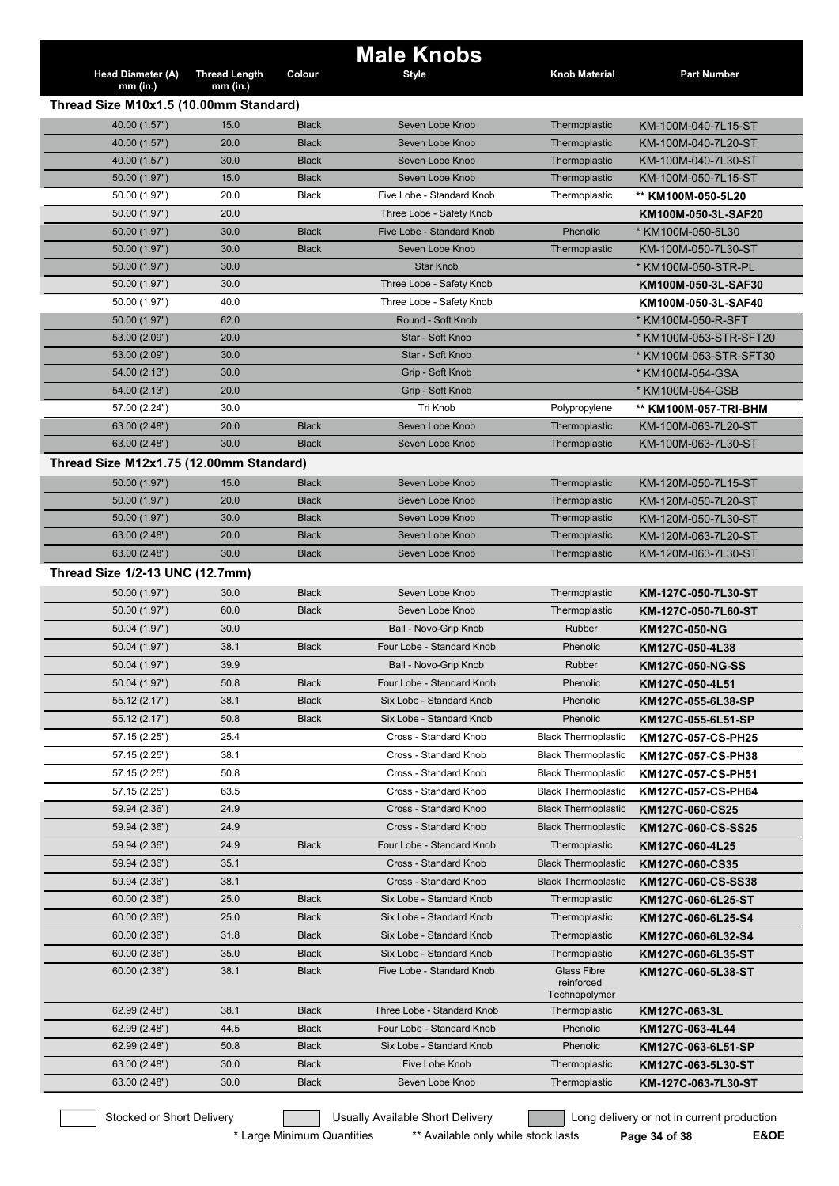# Male Knobs

| Head Diameter (A) mm (in.) | Thread Length mm (in.) | Colour | Style | Knob Material | Part Number |
|---|---|---|---|---|---|
| **Thread Size M10x1.5 (10.00mm Standard)** | | | | | |
| 40.00 (1.57") | 15.0 | Black | Seven Lobe Knob | Thermoplastic | KM-100M-040-7L15-ST |
| 40.00 (1.57") | 20.0 | Black | Seven Lobe Knob | Thermoplastic | KM-100M-040-7L20-ST |
| 40.00 (1.57") | 30.0 | Black | Seven Lobe Knob | Thermoplastic | KM-100M-040-7L30-ST |
| 50.00 (1.97") | 15.0 | Black | Seven Lobe Knob | Thermoplastic | KM-100M-050-7L15-ST |
| 50.00 (1.97") | 20.0 | Black | Five Lobe - Standard Knob | Thermoplastic | ** KM100M-050-5L20 |
| 50.00 (1.97") | 20.0 | | Three Lobe - Safety Knob | | KM100M-050-3L-SAF20 |
| 50.00 (1.97") | 30.0 | Black | Five Lobe - Standard Knob | Phenolic | * KM100M-050-5L30 |
| 50.00 (1.97") | 30.0 | Black | Seven Lobe Knob | Thermoplastic | KM-100M-050-7L30-ST |
| 50.00 (1.97") | 30.0 | | Star Knob | | * KM100M-050-STR-PL |
| 50.00 (1.97") | 30.0 | | Three Lobe - Safety Knob | | KM100M-050-3L-SAF30 |
| 50.00 (1.97") | 40.0 | | Three Lobe - Safety Knob | | KM100M-050-3L-SAF40 |
| 50.00 (1.97") | 62.0 | | Round - Soft Knob | | * KM100M-050-R-SFT |
| 53.00 (2.09") | 20.0 | | Star - Soft Knob | | * KM100M-053-STR-SFT20 |
| 53.00 (2.09") | 30.0 | | Star - Soft Knob | | * KM100M-053-STR-SFT30 |
| 54.00 (2.13") | 30.0 | | Grip - Soft Knob | | * KM100M-054-GSA |
| 54.00 (2.13") | 20.0 | | Grip - Soft Knob | | * KM100M-054-GSB |
| 57.00 (2.24") | 30.0 | | Tri Knob | Polypropylene | ** KM100M-057-TRI-BHM |
| 63.00 (2.48") | 20.0 | Black | Seven Lobe Knob | Thermoplastic | KM-100M-063-7L20-ST |
| 63.00 (2.48") | 30.0 | Black | Seven Lobe Knob | Thermoplastic | KM-100M-063-7L30-ST |
| **Thread Size M12x1.75 (12.00mm Standard)** | | | | | |
| 50.00 (1.97") | 15.0 | Black | Seven Lobe Knob | Thermoplastic | KM-120M-050-7L15-ST |
| 50.00 (1.97") | 20.0 | Black | Seven Lobe Knob | Thermoplastic | KM-120M-050-7L20-ST |
| 50.00 (1.97") | 30.0 | Black | Seven Lobe Knob | Thermoplastic | KM-120M-050-7L30-ST |
| 63.00 (2.48") | 20.0 | Black | Seven Lobe Knob | Thermoplastic | KM-120M-063-7L20-ST |
| 63.00 (2.48") | 30.0 | Black | Seven Lobe Knob | Thermoplastic | KM-120M-063-7L30-ST |
| **Thread Size 1/2-13 UNC (12.7mm)** | | | | | |
| 50.00 (1.97") | 30.0 | Black | Seven Lobe Knob | Thermoplastic | KM-127C-050-7L30-ST |
| 50.00 (1.97") | 60.0 | Black | Seven Lobe Knob | Thermoplastic | KM-127C-050-7L60-ST |
| 50.04 (1.97") | 30.0 | | Ball - Novo-Grip Knob | Rubber | KM127C-050-NG |
| 50.04 (1.97") | 38.1 | Black | Four Lobe - Standard Knob | Phenolic | KM127C-050-4L38 |
| 50.04 (1.97") | 39.9 | | Ball - Novo-Grip Knob | Rubber | KM127C-050-NG-SS |
| 50.04 (1.97") | 50.8 | Black | Four Lobe - Standard Knob | Phenolic | KM127C-050-4L51 |
| 55.12 (2.17") | 38.1 | Black | Six Lobe - Standard Knob | Phenolic | KM127C-055-6L38-SP |
| 55.12 (2.17") | 50.8 | Black | Six Lobe - Standard Knob | Phenolic | KM127C-055-6L51-SP |
| 57.15 (2.25") | 25.4 | | Cross - Standard Knob | Black Thermoplastic | KM127C-057-CS-PH25 |
| 57.15 (2.25") | 38.1 | | Cross - Standard Knob | Black Thermoplastic | KM127C-057-CS-PH38 |
| 57.15 (2.25") | 50.8 | | Cross - Standard Knob | Black Thermoplastic | KM127C-057-CS-PH51 |
| 57.15 (2.25") | 63.5 | | Cross - Standard Knob | Black Thermoplastic | KM127C-057-CS-PH64 |
| 59.94 (2.36") | 24.9 | | Cross - Standard Knob | Black Thermoplastic | KM127C-060-CS25 |
| 59.94 (2.36") | 24.9 | | Cross - Standard Knob | Black Thermoplastic | KM127C-060-CS-SS25 |
| 59.94 (2.36") | 24.9 | Black | Four Lobe - Standard Knob | Thermoplastic | KM127C-060-4L25 |
| 59.94 (2.36") | 35.1 | | Cross - Standard Knob | Black Thermoplastic | KM127C-060-CS35 |
| 59.94 (2.36") | 38.1 | | Cross - Standard Knob | Black Thermoplastic | KM127C-060-CS-SS38 |
| 60.00 (2.36") | 25.0 | Black | Six Lobe - Standard Knob | Thermoplastic | KM127C-060-6L25-ST |
| 60.00 (2.36") | 25.0 | Black | Six Lobe - Standard Knob | Thermoplastic | KM127C-060-6L25-S4 |
| 60.00 (2.36") | 31.8 | Black | Six Lobe - Standard Knob | Thermoplastic | KM127C-060-6L32-S4 |
| 60.00 (2.36") | 35.0 | Black | Six Lobe - Standard Knob | Thermoplastic | KM127C-060-6L35-ST |
| 60.00 (2.36") | 38.1 | Black | Five Lobe - Standard Knob | Glass Fibre reinforced Technopolymer | KM127C-060-5L38-ST |
| 62.99 (2.48") | 38.1 | Black | Three Lobe - Standard Knob | Thermoplastic | KM127C-063-3L |
| 62.99 (2.48") | 44.5 | Black | Four Lobe - Standard Knob | Phenolic | KM127C-063-4L44 |
| 62.99 (2.48") | 50.8 | Black | Six Lobe - Standard Knob | Phenolic | KM127C-063-6L51-SP |
| 63.00 (2.48") | 30.0 | Black | Five Lobe Knob | Thermoplastic | KM127C-063-5L30-ST |
| 63.00 (2.48") | 30.0 | Black | Seven Lobe Knob | Thermoplastic | KM-127C-063-7L30-ST |

Stocked or Short Delivery | Usually Available Short Delivery | Long delivery or not in current production

\* Large Minimum Quantities ** Available only while stock lasts

E&OE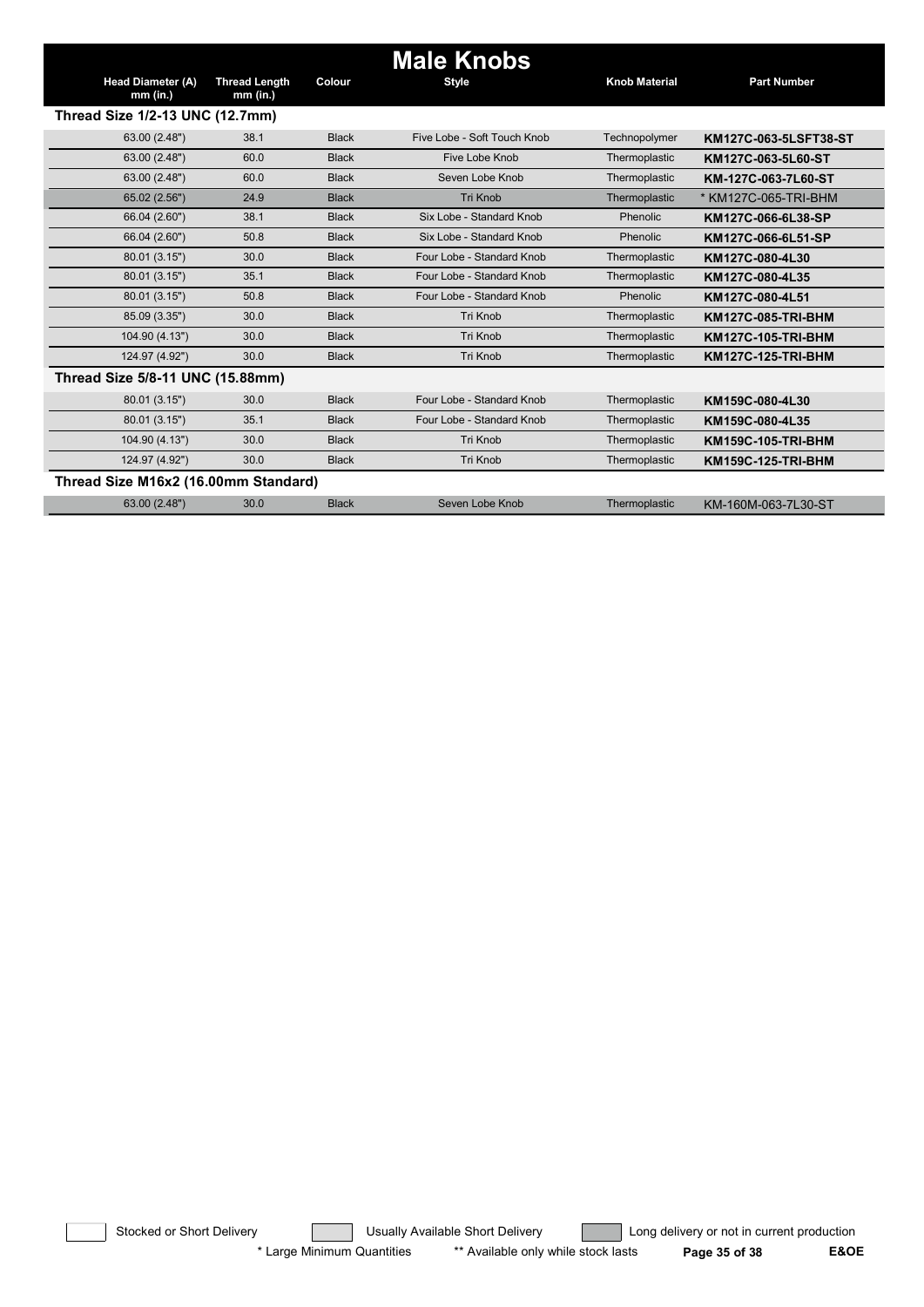# Male Knobs

| Head Diameter (A) mm (in.) | Thread Length mm (in.) | Colour | Style | Knob Material | Part Number |
|---|---|---|---|---|---|
| **Thread Size 1/2-13 UNC (12.7mm)** | | | | | |
| 63.00 (2.48") | 38.1 | Black | Five Lobe - Soft Touch Knob | Technopolymer | **KM127C-063-5LSFT38-ST** |
| 63.00 (2.48") | 60.0 | Black | Five Lobe Knob | Thermoplastic | **KM127C-063-5L60-ST** |
| 63.00 (2.48") | 60.0 | Black | Seven Lobe Knob | Thermoplastic | **KM-127C-063-7L60-ST** |
| 65.02 (2.56") | 24.9 | Black | Tri Knob | Thermoplastic | * KM127C-065-TRI-BHM |
| 66.04 (2.60") | 38.1 | Black | Six Lobe - Standard Knob | Phenolic | **KM127C-066-6L38-SP** |
| 66.04 (2.60") | 50.8 | Black | Six Lobe - Standard Knob | Phenolic | **KM127C-066-6L51-SP** |
| 80.01 (3.15") | 30.0 | Black | Four Lobe - Standard Knob | Thermoplastic | **KM127C-080-4L30** |
| 80.01 (3.15") | 35.1 | Black | Four Lobe - Standard Knob | Thermoplastic | **KM127C-080-4L35** |
| 80.01 (3.15") | 50.8 | Black | Four Lobe - Standard Knob | Phenolic | **KM127C-080-4L51** |
| 85.09 (3.35") | 30.0 | Black | Tri Knob | Thermoplastic | **KM127C-085-TRI-BHM** |
| 104.90 (4.13") | 30.0 | Black | Tri Knob | Thermoplastic | **KM127C-105-TRI-BHM** |
| 124.97 (4.92") | 30.0 | Black | Tri Knob | Thermoplastic | **KM127C-125-TRI-BHM** |
| **Thread Size 5/8-11 UNC (15.88mm)** | | | | | |
| 80.01 (3.15") | 30.0 | Black | Four Lobe - Standard Knob | Thermoplastic | **KM159C-080-4L30** |
| 80.01 (3.15") | 35.1 | Black | Four Lobe - Standard Knob | Thermoplastic | **KM159C-080-4L35** |
| 104.90 (4.13") | 30.0 | Black | Tri Knob | Thermoplastic | **KM159C-105-TRI-BHM** |
| 124.97 (4.92") | 30.0 | Black | Tri Knob | Thermoplastic | **KM159C-125-TRI-BHM** |
| **Thread Size M16x2 (16.00mm Standard)** | | | | | |
| 63.00 (2.48") | 30.0 | Black | Seven Lobe Knob | Thermoplastic | KM-160M-063-7L30-ST |

Stocked or Short Delivery — Usually Available Short Delivery — Long delivery or not in current production

\* Large Minimum Quantities ** Available only while stock lasts E&OE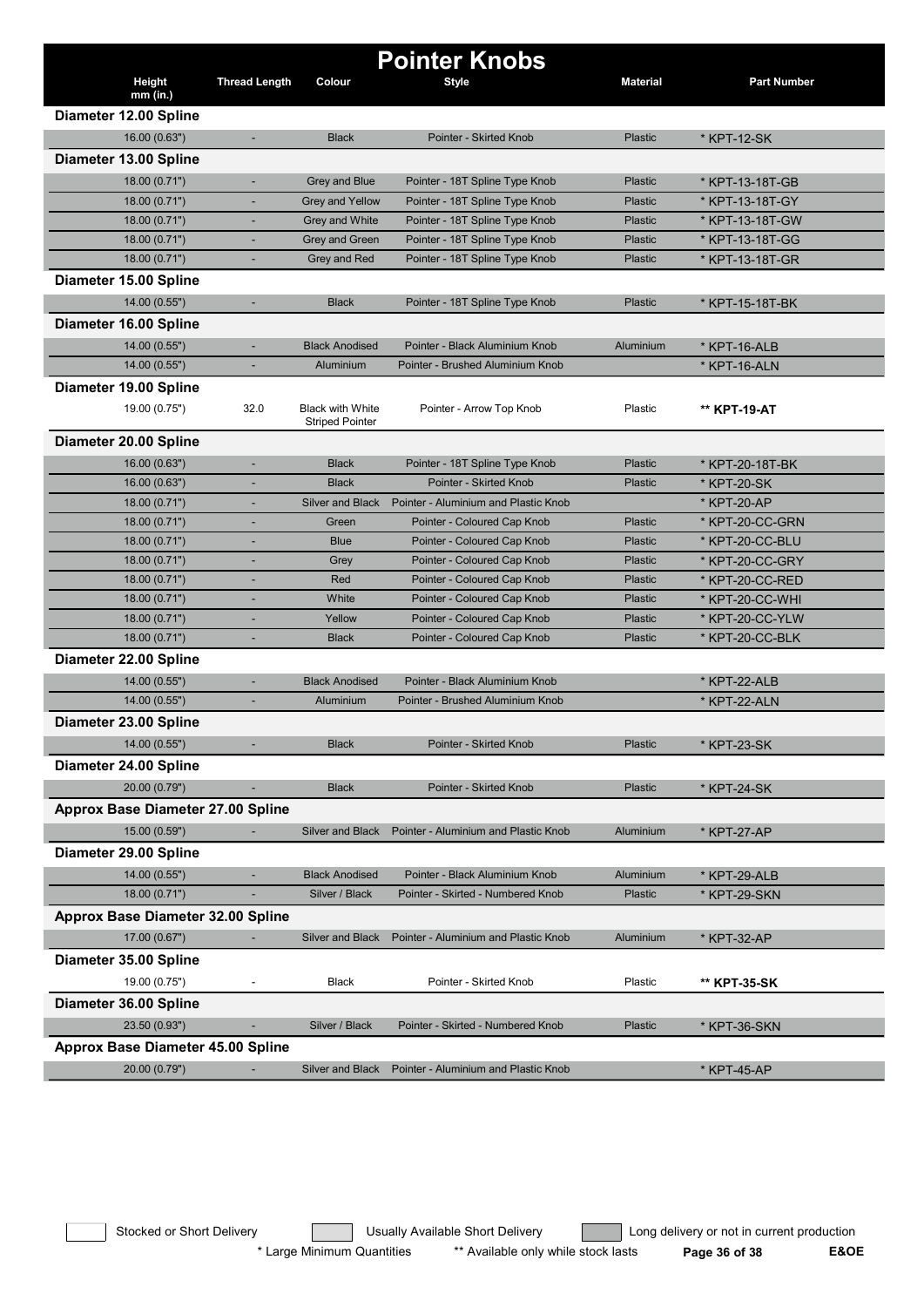# Pointer Knobs

| Height mm (in.) | Thread Length | Colour | Style | Material | Part Number |
|---|---|---|---|---|---|
| **Diameter 12.00 Spline** | | | | | |
| 16.00 (0.63") | - | Black | Pointer - Skirted Knob | Plastic | * KPT-12-SK |
| **Diameter 13.00 Spline** | | | | | |
| 18.00 (0.71") | - | Grey and Blue | Pointer - 18T Spline Type Knob | Plastic | * KPT-13-18T-GB |
| 18.00 (0.71") | - | Grey and Yellow | Pointer - 18T Spline Type Knob | Plastic | * KPT-13-18T-GY |
| 18.00 (0.71") | - | Grey and White | Pointer - 18T Spline Type Knob | Plastic | * KPT-13-18T-GW |
| 18.00 (0.71") | - | Grey and Green | Pointer - 18T Spline Type Knob | Plastic | * KPT-13-18T-GG |
| 18.00 (0.71") | - | Grey and Red | Pointer - 18T Spline Type Knob | Plastic | * KPT-13-18T-GR |
| **Diameter 15.00 Spline** | | | | | |
| 14.00 (0.55") | - | Black | Pointer - 18T Spline Type Knob | Plastic | * KPT-15-18T-BK |
| **Diameter 16.00 Spline** | | | | | |
| 14.00 (0.55") | - | Black Anodised | Pointer - Black Aluminium Knob | Aluminium | * KPT-16-ALB |
| 14.00 (0.55") | - | Aluminium | Pointer - Brushed Aluminium Knob | | * KPT-16-ALN |
| **Diameter 19.00 Spline** | | | | | |
| 19.00 (0.75") | 32.0 | Black with White Striped Pointer | Pointer - Arrow Top Knob | Plastic | ** **KPT-19-AT** |
| **Diameter 20.00 Spline** | | | | | |
| 16.00 (0.63") | - | Black | Pointer - 18T Spline Type Knob | Plastic | * KPT-20-18T-BK |
| 16.00 (0.63") | - | Black | Pointer - Skirted Knob | Plastic | * KPT-20-SK |
| 18.00 (0.71") | - | Silver and Black | Pointer - Aluminium and Plastic Knob | | * KPT-20-AP |
| 18.00 (0.71") | - | Green | Pointer - Coloured Cap Knob | Plastic | * KPT-20-CC-GRN |
| 18.00 (0.71") | - | Blue | Pointer - Coloured Cap Knob | Plastic | * KPT-20-CC-BLU |
| 18.00 (0.71") | - | Grey | Pointer - Coloured Cap Knob | Plastic | * KPT-20-CC-GRY |
| 18.00 (0.71") | - | Red | Pointer - Coloured Cap Knob | Plastic | * KPT-20-CC-RED |
| 18.00 (0.71") | - | White | Pointer - Coloured Cap Knob | Plastic | * KPT-20-CC-WHI |
| 18.00 (0.71") | - | Yellow | Pointer - Coloured Cap Knob | Plastic | * KPT-20-CC-YLW |
| 18.00 (0.71") | - | Black | Pointer - Coloured Cap Knob | Plastic | * KPT-20-CC-BLK |
| **Diameter 22.00 Spline** | | | | | |
| 14.00 (0.55") | - | Black Anodised | Pointer - Black Aluminium Knob | | * KPT-22-ALB |
| 14.00 (0.55") | - | Aluminium | Pointer - Brushed Aluminium Knob | | * KPT-22-ALN |
| **Diameter 23.00 Spline** | | | | | |
| 14.00 (0.55") | - | Black | Pointer - Skirted Knob | Plastic | * KPT-23-SK |
| **Diameter 24.00 Spline** | | | | | |
| 20.00 (0.79") | - | Black | Pointer - Skirted Knob | Plastic | * KPT-24-SK |
| **Approx Base Diameter 27.00 Spline** | | | | | |
| 15.00 (0.59") | - | Silver and Black | Pointer - Aluminium and Plastic Knob | Aluminium | * KPT-27-AP |
| **Diameter 29.00 Spline** | | | | | |
| 14.00 (0.55") | - | Black Anodised | Pointer - Black Aluminium Knob | Aluminium | * KPT-29-ALB |
| 18.00 (0.71") | - | Silver / Black | Pointer - Skirted - Numbered Knob | Plastic | * KPT-29-SKN |
| **Approx Base Diameter 32.00 Spline** | | | | | |
| 17.00 (0.67") | - | Silver and Black | Pointer - Aluminium and Plastic Knob | Aluminium | * KPT-32-AP |
| **Diameter 35.00 Spline** | | | | | |
| 19.00 (0.75") | - | Black | Pointer - Skirted Knob | Plastic | ** **KPT-35-SK** |
| **Diameter 36.00 Spline** | | | | | |
| 23.50 (0.93") | - | Silver / Black | Pointer - Skirted - Numbered Knob | Plastic | * KPT-36-SKN |
| **Approx Base Diameter 45.00 Spline** | | | | | |
| 20.00 (0.79") | - | Silver and Black | Pointer - Aluminium and Plastic Knob | | * KPT-45-AP |

Stocked or Short Delivery | Usually Available Short Delivery | Long delivery or not in current production

* Large Minimum Quantities ** Available only while stock lasts

E&OE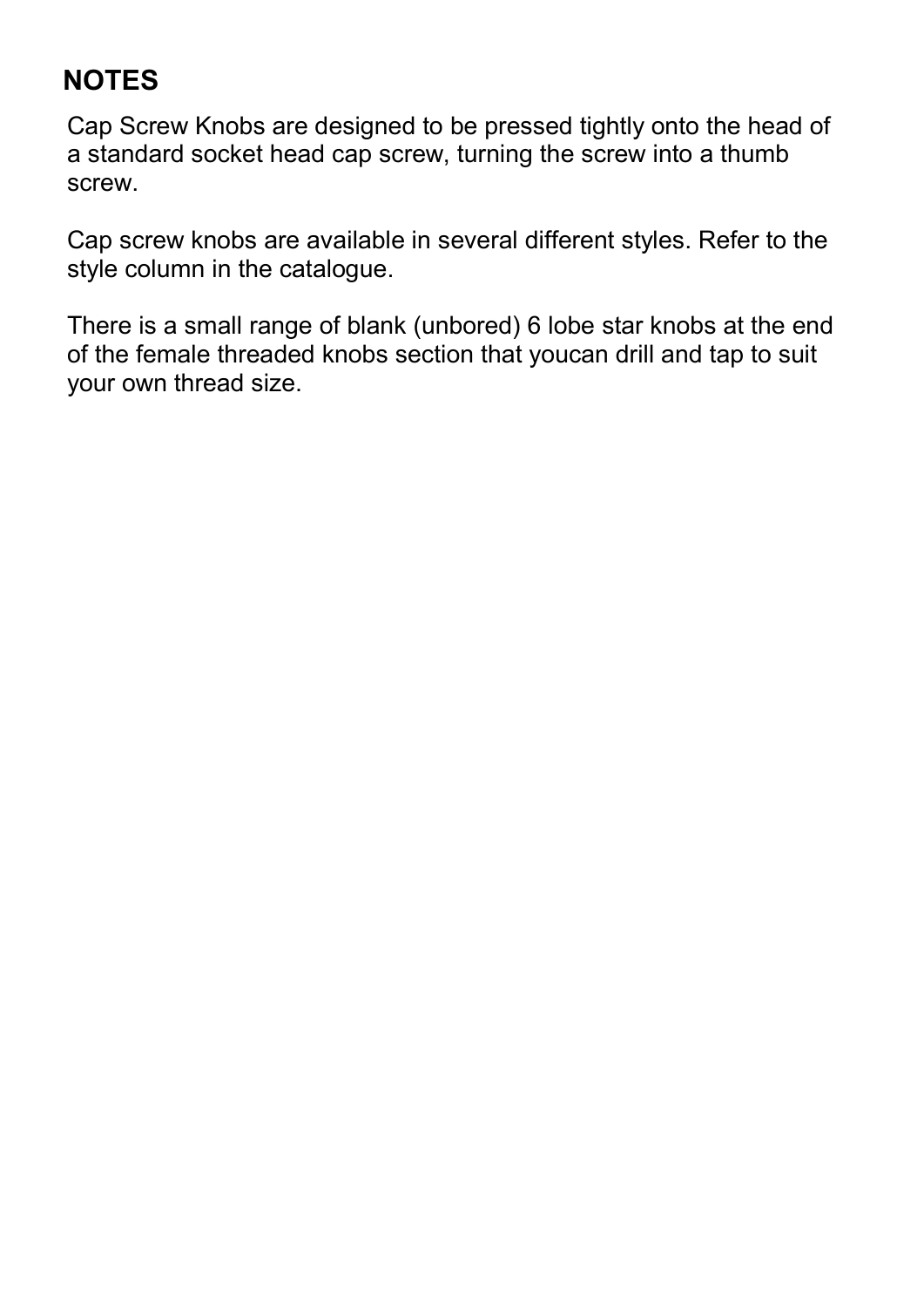## NOTES

Cap Screw Knobs are designed to be pressed tightly onto the head of a standard socket head cap screw, turning the screw into a thumb screw.

Cap screw knobs are available in several different styles. Refer to the style column in the catalogue.

There is a small range of blank (unbored) 6 lobe star knobs at the end of the female threaded knobs section that youcan drill and tap to suit your own thread size.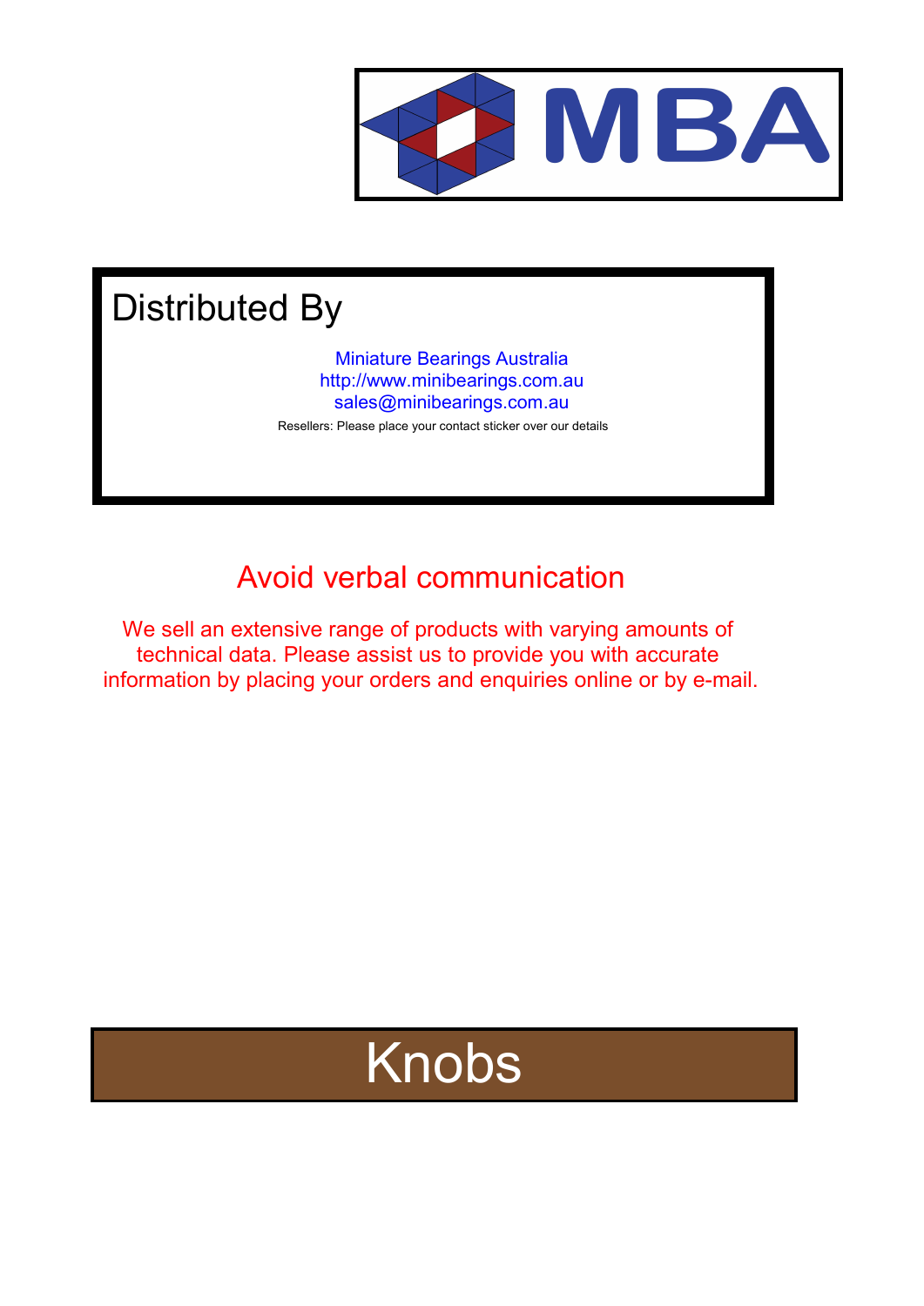MBA

## Distributed By

Miniature Bearings Australia
http://www.minibearings.com.au
sales@minibearings.com.au

Resellers: Please place your contact sticker over our details

## Avoid verbal communication

We sell an extensive range of products with varying amounts of technical data. Please assist us to provide you with accurate information by placing your orders and enquiries online or by e-mail.

# Knobs